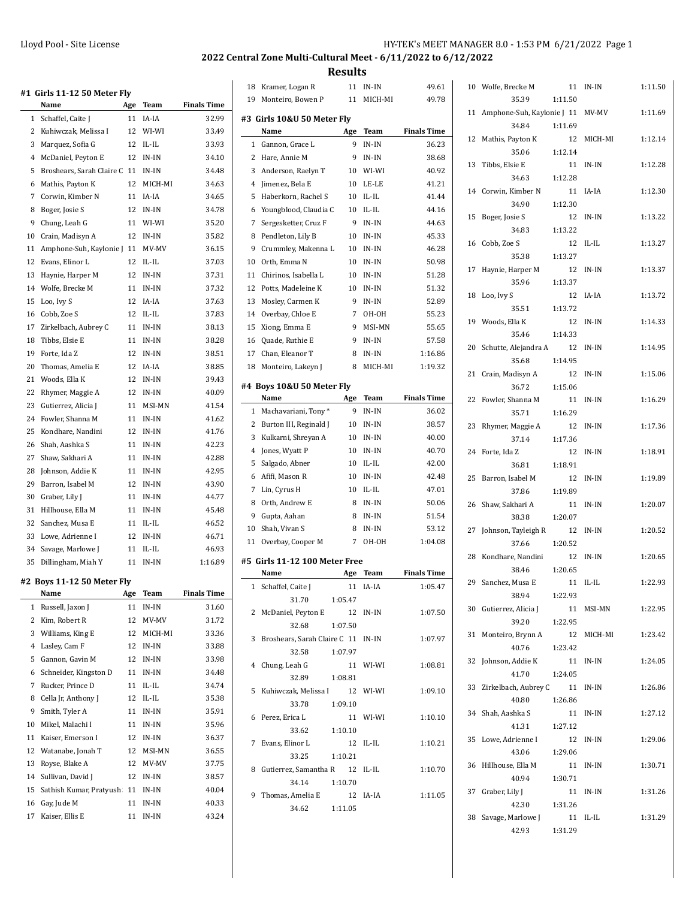## 2022 Central Zone Multi-Cultural Meet - 6/11/2022 to 6/12/2022

## Results

### #1 Girls 11-12 50 Meter Fly

| | Name | Age | Team | Finals Time |
|---|---|---|---|---|
| 1 | Schaffel, Caite J | 11 | IA-IA | 32.99 |
| 2 | Kuhiwczak, Melissa I | 12 | WI-WI | 33.49 |
| 3 | Marquez, Sofia G | 12 | IL-IL | 33.93 |
| 4 | McDaniel, Peyton E | 12 | IN-IN | 34.10 |
| 5 | Broshears, Sarah Claire C | 11 | IN-IN | 34.48 |
| 6 | Mathis, Payton K | 12 | MICH-MI | 34.63 |
| 7 | Corwin, Kimber N | 11 | IA-IA | 34.65 |
| 8 | Boger, Josie S | 12 | IN-IN | 34.78 |
| 9 | Chung, Leah G | 11 | WI-WI | 35.20 |
| 10 | Crain, Madisyn A | 12 | IN-IN | 35.82 |
| 11 | Amphone-Suh, Kaylonie J | 11 | MV-MV | 36.15 |
| 12 | Evans, Elinor L | 12 | IL-IL | 37.03 |
| 13 | Haynie, Harper M | 12 | IN-IN | 37.31 |
| 14 | Wolfe, Brecke M | 11 | IN-IN | 37.32 |
| 15 | Loo, Ivy S | 12 | IA-IA | 37.63 |
| 16 | Cobb, Zoe S | 12 | IL-IL | 37.83 |
| 17 | Zirkelbach, Aubrey C | 11 | IN-IN | 38.13 |
| 18 | Tibbs, Elsie E | 11 | IN-IN | 38.28 |
| 19 | Forte, Ida Z | 12 | IN-IN | 38.51 |
| 20 | Thomas, Amelia E | 12 | IA-IA | 38.85 |
| 21 | Woods, Ella K | 12 | IN-IN | 39.43 |
| 22 | Rhymer, Maggie A | 12 | IN-IN | 40.09 |
| 23 | Gutierrez, Alicia J | 11 | MSI-MN | 41.54 |
| 24 | Fowler, Shanna M | 11 | IN-IN | 41.62 |
| 25 | Kondhare, Nandini | 12 | IN-IN | 41.76 |
| 26 | Shah, Aashka S | 11 | IN-IN | 42.23 |
| 27 | Shaw, Sakhari A | 11 | IN-IN | 42.88 |
| 28 | Johnson, Addie K | 11 | IN-IN | 42.95 |
| 29 | Barron, Isabel M | 12 | IN-IN | 43.90 |
| 30 | Graber, Lily J | 11 | IN-IN | 44.77 |
| 31 | Hillhouse, Ella M | 11 | IN-IN | 45.48 |
| 32 | Sanchez, Musa E | 11 | IL-IL | 46.52 |
| 33 | Lowe, Adrienne I | 12 | IN-IN | 46.71 |
| 34 | Savage, Marlowe J | 11 | IL-IL | 46.93 |
| 35 | Dillingham, Miah Y | 11 | IN-IN | 1:16.89 |

### #2 Boys 11-12 50 Meter Fly

| | Name | Age | Team | Finals Time |
|---|---|---|---|---|
| 1 | Russell, Jaxon J | 11 | IN-IN | 31.60 |
| 2 | Kim, Robert R | 12 | MV-MV | 31.72 |
| 3 | Williams, King E | 12 | MICH-MI | 33.36 |
| 4 | Lasley, Cam F | 12 | IN-IN | 33.88 |
| 5 | Gannon, Gavin M | 12 | IN-IN | 33.98 |
| 6 | Schneider, Kingston D | 11 | IN-IN | 34.48 |
| 7 | Rucker, Prince D | 11 | IL-IL | 34.74 |
| 8 | Cella Jr, Anthony J | 12 | IL-IL | 35.38 |
| 9 | Smith, Tyler A | 11 | IN-IN | 35.91 |
| 10 | Mikel, Malachi I | 11 | IN-IN | 35.96 |
| 11 | Kaiser, Emerson I | 12 | IN-IN | 36.37 |
| 12 | Watanabe, Jonah T | 12 | MSI-MN | 36.55 |
| 13 | Royse, Blake A | 12 | MV-MV | 37.75 |
| 14 | Sullivan, David J | 12 | IN-IN | 38.57 |
| 15 | Sathish Kumar, Pratyush | 11 | IN-IN | 40.04 |
| 16 | Gay, Jude M | 11 | IN-IN | 40.33 |
| 17 | Kaiser, Ellis E | 11 | IN-IN | 43.24 |
| 18 | Kramer, Logan R | 11 | IN-IN | 49.61 |
| 19 | Monteiro, Bowen P | 11 | MICH-MI | 49.78 |

### #3 Girls 10&U 50 Meter Fly

| | Name | Age | Team | Finals Time |
|---|---|---|---|---|
| 1 | Gannon, Grace L | 9 | IN-IN | 36.23 |
| 2 | Hare, Annie M | 9 | IN-IN | 38.68 |
| 3 | Anderson, Raelyn T | 10 | WI-WI | 40.92 |
| 4 | Jimenez, Bela E | 10 | LE-LE | 41.21 |
| 5 | Haberkorn, Rachel S | 10 | IL-IL | 41.44 |
| 6 | Youngblood, Claudia C | 10 | IL-IL | 44.16 |
| 7 | Sergesketter, Cruz F | 9 | IN-IN | 44.63 |
| 8 | Pendleton, Lily B | 10 | IN-IN | 45.33 |
| 9 | Crummley, Makenna L | 10 | IN-IN | 46.28 |
| 10 | Orth, Emma N | 10 | IN-IN | 50.98 |
| 11 | Chirinos, Isabella L | 10 | IN-IN | 51.28 |
| 12 | Potts, Madeleine K | 10 | IN-IN | 51.32 |
| 13 | Mosley, Carmen K | 9 | IN-IN | 52.89 |
| 14 | Overbay, Chloe E | 7 | OH-OH | 55.23 |
| 15 | Xiong, Emma E | 9 | MSI-MN | 55.65 |
| 16 | Quade, Ruthie E | 9 | IN-IN | 57.58 |
| 17 | Chan, Eleanor T | 8 | IN-IN | 1:16.86 |
| 18 | Monteiro, Lakeyn J | 8 | MICH-MI | 1:19.32 |

### #4 Boys 10&U 50 Meter Fly

| | Name | Age | Team | Finals Time |
|---|---|---|---|---|
| 1 | Machavariani, Tony * | 9 | IN-IN | 36.02 |
| 2 | Burton III, Reginald J | 10 | IN-IN | 38.57 |
| 3 | Kulkarni, Shreyan A | 10 | IN-IN | 40.00 |
| 4 | Jones, Wyatt P | 10 | IN-IN | 40.70 |
| 5 | Salgado, Abner | 10 | IL-IL | 42.00 |
| 6 | Afifi, Mason R | 10 | IN-IN | 42.48 |
| 7 | Lin, Cyrus H | 10 | IL-IL | 47.01 |
| 8 | Orth, Andrew E | 8 | IN-IN | 50.06 |
| 9 | Gupta, Aahan | 8 | IN-IN | 51.54 |
| 10 | Shah, Vivan S | 8 | IN-IN | 53.12 |
| 11 | Overbay, Cooper M | 7 | OH-OH | 1:04.08 |

### #5 Girls 11-12 100 Meter Free

| | Name | Age | Team | Finals Time | Splits |
|---|---|---|---|---|---|
| 1 | Schaffel, Caite J | 11 | IA-IA | 1:05.47 | 31.70, 1:05.47 |
| 2 | McDaniel, Peyton E | 12 | IN-IN | 1:07.50 | 32.68, 1:07.50 |
| 3 | Broshears, Sarah Claire C | 11 | IN-IN | 1:07.97 | 32.58, 1:07.97 |
| 4 | Chung, Leah G | 11 | WI-WI | 1:08.81 | 32.89, 1:08.81 |
| 5 | Kuhiwczak, Melissa I | 12 | WI-WI | 1:09.10 | 33.78, 1:09.10 |
| 6 | Perez, Erica L | 11 | WI-WI | 1:10.10 | 33.62, 1:10.10 |
| 7 | Evans, Elinor L | 12 | IL-IL | 1:10.21 | 33.25, 1:10.21 |
| 8 | Gutierrez, Samantha R | 12 | IL-IL | 1:10.70 | 34.14, 1:10.70 |
| 9 | Thomas, Amelia E | 12 | IA-IA | 1:11.05 | 34.62, 1:11.05 |
| 10 | Wolfe, Brecke M | 11 | IN-IN | 1:11.50 | 35.39, 1:11.50 |
| 11 | Amphone-Suh, Kaylonie J | 11 | MV-MV | 1:11.69 | 34.84, 1:11.69 |
| 12 | Mathis, Payton K | 12 | MICH-MI | 1:12.14 | 35.06, 1:12.14 |
| 13 | Tibbs, Elsie E | 11 | IN-IN | 1:12.28 | 34.63, 1:12.28 |
| 14 | Corwin, Kimber N | 11 | IA-IA | 1:12.30 | 34.90, 1:12.30 |
| 15 | Boger, Josie S | 12 | IN-IN | 1:13.22 | 34.83, 1:13.22 |
| 16 | Cobb, Zoe S | 12 | IL-IL | 1:13.27 | 35.38, 1:13.27 |
| 17 | Haynie, Harper M | 12 | IN-IN | 1:13.37 | 35.96, 1:13.37 |
| 18 | Loo, Ivy S | 12 | IA-IA | 1:13.72 | 35.51, 1:13.72 |
| 19 | Woods, Ella K | 12 | IN-IN | 1:14.33 | 35.46, 1:14.33 |
| 20 | Schutte, Alejandra A | 12 | IN-IN | 1:14.95 | 35.68, 1:14.95 |
| 21 | Crain, Madisyn A | 12 | IN-IN | 1:15.06 | 36.72, 1:15.06 |
| 22 | Fowler, Shanna M | 11 | IN-IN | 1:16.29 | 35.71, 1:16.29 |
| 23 | Rhymer, Maggie A | 12 | IN-IN | 1:17.36 | 37.14, 1:17.36 |
| 24 | Forte, Ida Z | 12 | IN-IN | 1:18.91 | 36.81, 1:18.91 |
| 25 | Barron, Isabel M | 12 | IN-IN | 1:19.89 | 37.86, 1:19.89 |
| 26 | Shaw, Sakhari A | 11 | IN-IN | 1:20.07 | 38.38, 1:20.07 |
| 27 | Johnson, Tayleigh R | 12 | IN-IN | 1:20.52 | 37.66, 1:20.52 |
| 28 | Kondhare, Nandini | 12 | IN-IN | 1:20.65 | 38.46, 1:20.65 |
| 29 | Sanchez, Musa E | 11 | IL-IL | 1:22.93 | 38.94, 1:22.93 |
| 30 | Gutierrez, Alicia J | 11 | MSI-MN | 1:22.95 | 39.20, 1:22.95 |
| 31 | Monteiro, Brynn A | 12 | MICH-MI | 1:23.42 | 40.76, 1:23.42 |
| 32 | Johnson, Addie K | 11 | IN-IN | 1:24.05 | 41.70, 1:24.05 |
| 33 | Zirkelbach, Aubrey C | 11 | IN-IN | 1:26.86 | 40.80, 1:26.86 |
| 34 | Shah, Aashka S | 11 | IN-IN | 1:27.12 | 41.31, 1:27.12 |
| 35 | Lowe, Adrienne I | 12 | IN-IN | 1:29.06 | 43.06, 1:29.06 |
| 36 | Hillhouse, Ella M | 11 | IN-IN | 1:30.71 | 40.94, 1:30.71 |
| 37 | Graber, Lily J | 11 | IN-IN | 1:31.26 | 42.30, 1:31.26 |
| 38 | Savage, Marlowe J | 11 | IL-IL | 1:31.29 | 42.93, 1:31.29 |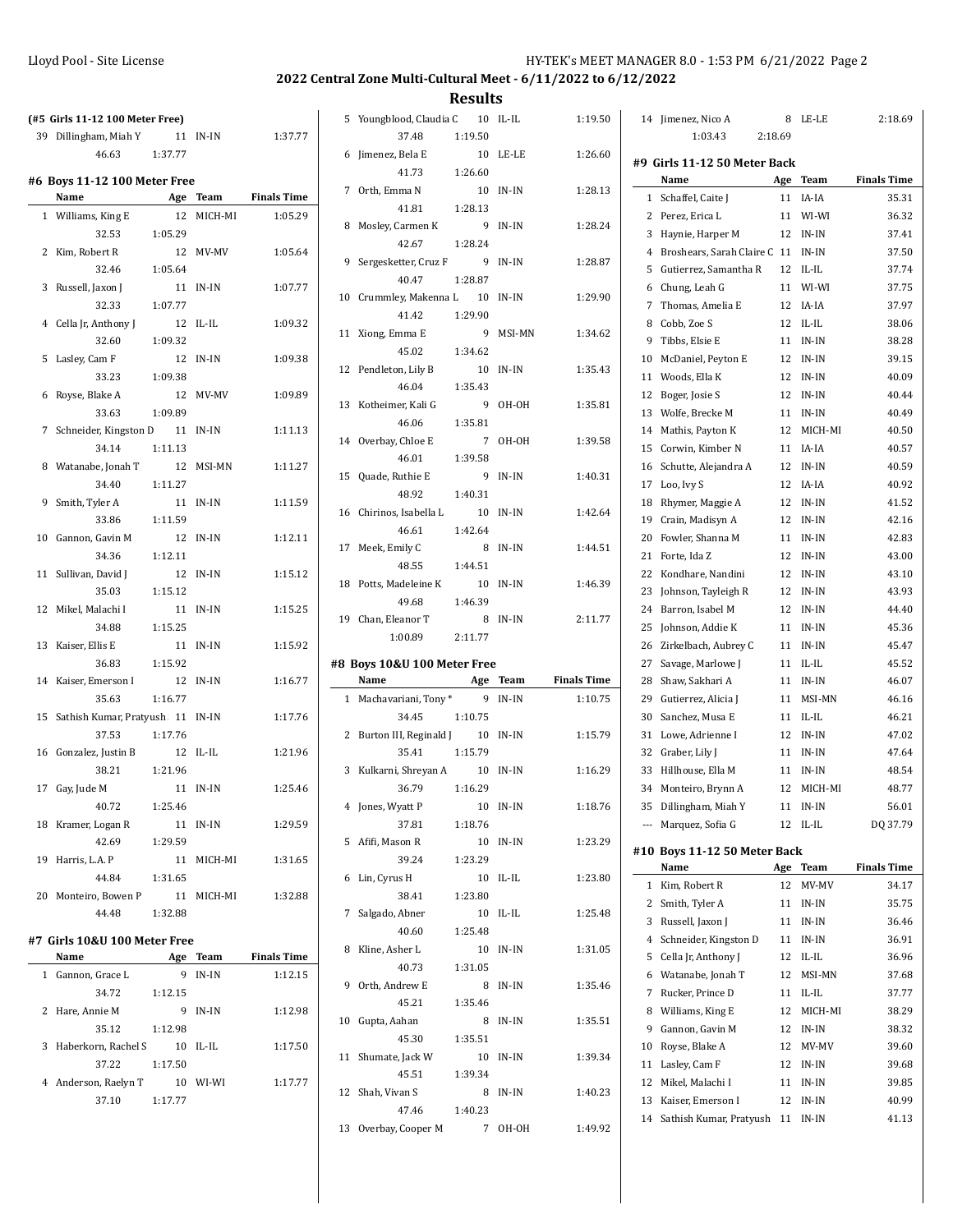# 2022 Central Zone Multi-Cultural Meet - 6/11/2022 to 6/12/2022

## Results

### (#5 Girls 11-12 100 Meter Free)

| | Name | Age | Team | Finals Time |
|---|---|---|---|---|
| 39 | Dillingham, Miah Y | 11 | IN-IN | 1:37.77 |
| | 46.63 | 1:37.77 | | |

### #6 Boys 11-12 100 Meter Free

| | Name | Age | Team | Finals Time |
|---|---|---|---|---|
| 1 | Williams, King E | 12 | MICH-MI | 1:05.29 |
| | 32.53 | 1:05.29 | | |
| 2 | Kim, Robert R | 12 | MV-MV | 1:05.64 |
| | 32.46 | 1:05.64 | | |
| 3 | Russell, Jaxon J | 11 | IN-IN | 1:07.77 |
| | 32.33 | 1:07.77 | | |
| 4 | Cella Jr, Anthony J | 12 | IL-IL | 1:09.32 |
| | 32.60 | 1:09.32 | | |
| 5 | Lasley, Cam F | 12 | IN-IN | 1:09.38 |
| | 33.23 | 1:09.38 | | |
| 6 | Royse, Blake A | 12 | MV-MV | 1:09.89 |
| | 33.63 | 1:09.89 | | |
| 7 | Schneider, Kingston D | 11 | IN-IN | 1:11.13 |
| | 34.14 | 1:11.13 | | |
| 8 | Watanabe, Jonah T | 12 | MSI-MN | 1:11.27 |
| | 34.40 | 1:11.27 | | |
| 9 | Smith, Tyler A | 11 | IN-IN | 1:11.59 |
| | 33.86 | 1:11.59 | | |
| 10 | Gannon, Gavin M | 12 | IN-IN | 1:12.11 |
| | 34.36 | 1:12.11 | | |
| 11 | Sullivan, David J | 12 | IN-IN | 1:15.12 |
| | 35.03 | 1:15.12 | | |
| 12 | Mikel, Malachi I | 11 | IN-IN | 1:15.25 |
| | 34.88 | 1:15.25 | | |
| 13 | Kaiser, Ellis E | 11 | IN-IN | 1:15.92 |
| | 36.83 | 1:15.92 | | |
| 14 | Kaiser, Emerson I | 12 | IN-IN | 1:16.77 |
| | 35.63 | 1:16.77 | | |
| 15 | Sathish Kumar, Pratyush | 11 | IN-IN | 1:17.76 |
| | 37.53 | 1:17.76 | | |
| 16 | Gonzalez, Justin B | 12 | IL-IL | 1:21.96 |
| | 38.21 | 1:21.96 | | |
| 17 | Gay, Jude M | 11 | IN-IN | 1:25.46 |
| | 40.72 | 1:25.46 | | |
| 18 | Kramer, Logan R | 11 | IN-IN | 1:29.59 |
| | 42.69 | 1:29.59 | | |
| 19 | Harris, L.A. P | 11 | MICH-MI | 1:31.65 |
| | 44.84 | 1:31.65 | | |
| 20 | Monteiro, Bowen P | 11 | MICH-MI | 1:32.88 |
| | 44.48 | 1:32.88 | | |

### #7 Girls 10&U 100 Meter Free

| | Name | Age | Team | Finals Time |
|---|---|---|---|---|
| 1 | Gannon, Grace L | 9 | IN-IN | 1:12.15 |
| | 34.72 | 1:12.15 | | |
| 2 | Hare, Annie M | 9 | IN-IN | 1:12.98 |
| | 35.12 | 1:12.98 | | |
| 3 | Haberkorn, Rachel S | 10 | IL-IL | 1:17.50 |
| | 37.22 | 1:17.50 | | |
| 4 | Anderson, Raelyn T | 10 | WI-WI | 1:17.77 |
| | 37.10 | 1:17.77 | | |
| 5 | Youngblood, Claudia C | 10 | IL-IL | 1:19.50 |
| | 37.48 | 1:19.50 | | |
| 6 | Jimenez, Bela E | 10 | LE-LE | 1:26.60 |
| | 41.73 | 1:26.60 | | |
| 7 | Orth, Emma N | 10 | IN-IN | 1:28.13 |
| | 41.81 | 1:28.13 | | |
| 8 | Mosley, Carmen K | 9 | IN-IN | 1:28.24 |
| | 42.67 | 1:28.24 | | |
| 9 | Sergesketter, Cruz F | 9 | IN-IN | 1:28.87 |
| | 40.47 | 1:28.87 | | |
| 10 | Crummley, Makenna L | 10 | IN-IN | 1:29.90 |
| | 41.42 | 1:29.90 | | |
| 11 | Xiong, Emma E | 9 | MSI-MN | 1:34.62 |
| | 45.02 | 1:34.62 | | |
| 12 | Pendleton, Lily B | 10 | IN-IN | 1:35.43 |
| | 46.04 | 1:35.43 | | |
| 13 | Kotheimer, Kali G | 9 | OH-OH | 1:35.81 |
| | 46.06 | 1:35.81 | | |
| 14 | Overbay, Chloe E | 7 | OH-OH | 1:39.58 |
| | 46.01 | 1:39.58 | | |
| 15 | Quade, Ruthie E | 9 | IN-IN | 1:40.31 |
| | 48.92 | 1:40.31 | | |
| 16 | Chirinos, Isabella L | 10 | IN-IN | 1:42.64 |
| | 46.61 | 1:42.64 | | |
| 17 | Meek, Emily C | 8 | IN-IN | 1:44.51 |
| | 48.55 | 1:44.51 | | |
| 18 | Potts, Madeleine K | 10 | IN-IN | 1:46.39 |
| | 49.68 | 1:46.39 | | |
| 19 | Chan, Eleanor T | 8 | IN-IN | 2:11.77 |
| | 1:00.89 | 2:11.77 | | |

### #8 Boys 10&U 100 Meter Free

| | Name | Age | Team | Finals Time |
|---|---|---|---|---|
| 1 | Machavariani, Tony * | 9 | IN-IN | 1:10.75 |
| | 34.45 | 1:10.75 | | |
| 2 | Burton III, Reginald J | 10 | IN-IN | 1:15.79 |
| | 35.41 | 1:15.79 | | |
| 3 | Kulkarni, Shreyan A | 10 | IN-IN | 1:16.29 |
| | 36.79 | 1:16.29 | | |
| 4 | Jones, Wyatt P | 10 | IN-IN | 1:18.76 |
| | 37.81 | 1:18.76 | | |
| 5 | Afifi, Mason R | 10 | IN-IN | 1:23.29 |
| | 39.24 | 1:23.29 | | |
| 6 | Lin, Cyrus H | 10 | IL-IL | 1:23.80 |
| | 38.41 | 1:23.80 | | |
| 7 | Salgado, Abner | 10 | IL-IL | 1:25.48 |
| | 40.60 | 1:25.48 | | |
| 8 | Kline, Asher L | 10 | IN-IN | 1:31.05 |
| | 40.73 | 1:31.05 | | |
| 9 | Orth, Andrew E | 8 | IN-IN | 1:35.46 |
| | 45.21 | 1:35.46 | | |
| 10 | Gupta, Aahan | 8 | IN-IN | 1:35.51 |
| | 45.30 | 1:35.51 | | |
| 11 | Shumate, Jack W | 10 | IN-IN | 1:39.34 |
| | 45.51 | 1:39.34 | | |
| 12 | Shah, Vivan S | 8 | IN-IN | 1:40.23 |
| | 47.46 | 1:40.23 | | |
| 13 | Overbay, Cooper M | 7 | OH-OH | 1:49.92 |
| 14 | Jimenez, Nico A | 8 | LE-LE | 2:18.69 |
| | 1:03.43 | 2:18.69 | | |

### #9 Girls 11-12 50 Meter Back

| | Name | Age | Team | Finals Time |
|---|---|---|---|---|
| 1 | Schaffel, Caite J | 11 | IA-IA | 35.31 |
| 2 | Perez, Erica L | 11 | WI-WI | 36.32 |
| 3 | Haynie, Harper M | 12 | IN-IN | 37.41 |
| 4 | Broshears, Sarah Claire C | 11 | IN-IN | 37.50 |
| 5 | Gutierrez, Samantha R | 12 | IL-IL | 37.74 |
| 6 | Chung, Leah G | 11 | WI-WI | 37.75 |
| 7 | Thomas, Amelia E | 12 | IA-IA | 37.97 |
| 8 | Cobb, Zoe S | 12 | IL-IL | 38.06 |
| 9 | Tibbs, Elsie E | 11 | IN-IN | 38.28 |
| 10 | McDaniel, Peyton E | 12 | IN-IN | 39.15 |
| 11 | Woods, Ella K | 12 | IN-IN | 40.09 |
| 12 | Boger, Josie S | 12 | IN-IN | 40.44 |
| 13 | Wolfe, Brecke M | 11 | IN-IN | 40.49 |
| 14 | Mathis, Payton K | 12 | MICH-MI | 40.50 |
| 15 | Corwin, Kimber N | 11 | IA-IA | 40.57 |
| 16 | Schutte, Alejandra A | 12 | IN-IN | 40.59 |
| 17 | Loo, Ivy S | 12 | IA-IA | 40.92 |
| 18 | Rhymer, Maggie A | 12 | IN-IN | 41.52 |
| 19 | Crain, Madisyn A | 12 | IN-IN | 42.16 |
| 20 | Fowler, Shanna M | 11 | IN-IN | 42.83 |
| 21 | Forte, Ida Z | 12 | IN-IN | 43.00 |
| 22 | Kondhare, Nandini | 12 | IN-IN | 43.10 |
| 23 | Johnson, Tayleigh R | 12 | IN-IN | 43.93 |
| 24 | Barron, Isabel M | 12 | IN-IN | 44.40 |
| 25 | Johnson, Addie K | 11 | IN-IN | 45.36 |
| 26 | Zirkelbach, Aubrey C | 11 | IN-IN | 45.47 |
| 27 | Savage, Marlowe J | 11 | IL-IL | 45.52 |
| 28 | Shaw, Sakhari A | 11 | IN-IN | 46.07 |
| 29 | Gutierrez, Alicia J | 11 | MSI-MN | 46.16 |
| 30 | Sanchez, Musa E | 11 | IL-IL | 46.21 |
| 31 | Lowe, Adrienne I | 12 | IN-IN | 47.02 |
| 32 | Graber, Lily J | 11 | IN-IN | 47.64 |
| 33 | Hillhouse, Ella M | 11 | IN-IN | 48.54 |
| 34 | Monteiro, Brynn A | 12 | MICH-MI | 48.77 |
| 35 | Dillingham, Miah Y | 11 | IN-IN | 56.01 |
| --- | Marquez, Sofia G | 12 | IL-IL | DQ 37.79 |

### #10 Boys 11-12 50 Meter Back

| | Name | Age | Team | Finals Time |
|---|---|---|---|---|
| 1 | Kim, Robert R | 12 | MV-MV | 34.17 |
| 2 | Smith, Tyler A | 11 | IN-IN | 35.75 |
| 3 | Russell, Jaxon J | 11 | IN-IN | 36.46 |
| 4 | Schneider, Kingston D | 11 | IN-IN | 36.91 |
| 5 | Cella Jr, Anthony J | 12 | IL-IL | 36.96 |
| 6 | Watanabe, Jonah T | 12 | MSI-MN | 37.68 |
| 7 | Rucker, Prince D | 11 | IL-IL | 37.77 |
| 8 | Williams, King E | 12 | MICH-MI | 38.29 |
| 9 | Gannon, Gavin M | 12 | IN-IN | 38.32 |
| 10 | Royse, Blake A | 12 | MV-MV | 39.60 |
| 11 | Lasley, Cam F | 12 | IN-IN | 39.68 |
| 12 | Mikel, Malachi I | 11 | IN-IN | 39.85 |
| 13 | Kaiser, Emerson I | 12 | IN-IN | 40.99 |
| 14 | Sathish Kumar, Pratyush | 11 | IN-IN | 41.13 |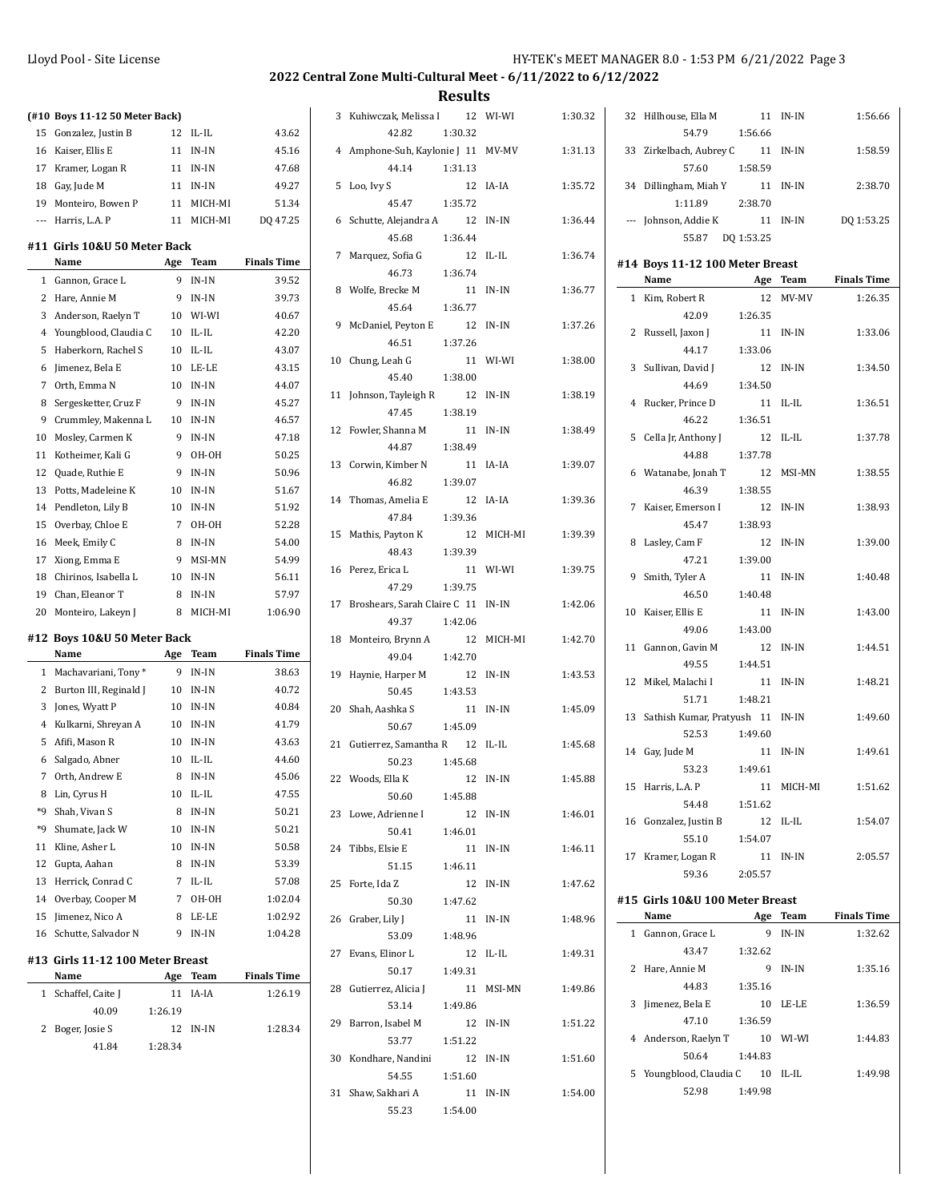## 2022 Central Zone Multi-Cultural Meet - 6/11/2022 to 6/12/2022

## Results

### (#10 Boys 11-12 50 Meter Back)

| | Name | Age | Team | Finals Time |
|---|---|---|---|---|
| 15 | Gonzalez, Justin B | 12 | IL-IL | 43.62 |
| 16 | Kaiser, Ellis E | 11 | IN-IN | 45.16 |
| 17 | Kramer, Logan R | 11 | IN-IN | 47.68 |
| 18 | Gay, Jude M | 11 | IN-IN | 49.27 |
| 19 | Monteiro, Bowen P | 11 | MICH-MI | 51.34 |
| --- | Harris, L.A. P | 11 | MICH-MI | DQ 47.25 |

### #11 Girls 10&U 50 Meter Back

| | Name | Age | Team | Finals Time |
|---|---|---|---|---|
| 1 | Gannon, Grace L | 9 | IN-IN | 39.52 |
| 2 | Hare, Annie M | 9 | IN-IN | 39.73 |
| 3 | Anderson, Raelyn T | 10 | WI-WI | 40.67 |
| 4 | Youngblood, Claudia C | 10 | IL-IL | 42.20 |
| 5 | Haberkorn, Rachel S | 10 | IL-IL | 43.07 |
| 6 | Jimenez, Bela E | 10 | LE-LE | 43.15 |
| 7 | Orth, Emma N | 10 | IN-IN | 44.07 |
| 8 | Sergesketter, Cruz F | 9 | IN-IN | 45.27 |
| 9 | Crummley, Makenna L | 10 | IN-IN | 46.57 |
| 10 | Mosley, Carmen K | 9 | IN-IN | 47.18 |
| 11 | Kotheimer, Kali G | 9 | OH-OH | 50.25 |
| 12 | Quade, Ruthie E | 9 | IN-IN | 50.96 |
| 13 | Potts, Madeleine K | 10 | IN-IN | 51.67 |
| 14 | Pendleton, Lily B | 10 | IN-IN | 51.92 |
| 15 | Overbay, Chloe E | 7 | OH-OH | 52.28 |
| 16 | Meek, Emily C | 8 | IN-IN | 54.00 |
| 17 | Xiong, Emma E | 9 | MSI-MN | 54.99 |
| 18 | Chirinos, Isabella L | 10 | IN-IN | 56.11 |
| 19 | Chan, Eleanor T | 8 | IN-IN | 57.97 |
| 20 | Monteiro, Lakeyn J | 8 | MICH-MI | 1:06.90 |

### #12 Boys 10&U 50 Meter Back

| | Name | Age | Team | Finals Time |
|---|---|---|---|---|
| 1 | Machavariani, Tony * | 9 | IN-IN | 38.63 |
| 2 | Burton III, Reginald J | 10 | IN-IN | 40.72 |
| 3 | Jones, Wyatt P | 10 | IN-IN | 40.84 |
| 4 | Kulkarni, Shreyan A | 10 | IN-IN | 41.79 |
| 5 | Afifi, Mason R | 10 | IN-IN | 43.63 |
| 6 | Salgado, Abner | 10 | IL-IL | 44.60 |
| 7 | Orth, Andrew E | 8 | IN-IN | 45.06 |
| 8 | Lin, Cyrus H | 10 | IL-IL | 47.55 |
| *9 | Shah, Vivan S | 8 | IN-IN | 50.21 |
| *9 | Shumate, Jack W | 10 | IN-IN | 50.21 |
| 11 | Kline, Asher L | 10 | IN-IN | 50.58 |
| 12 | Gupta, Aahan | 8 | IN-IN | 53.39 |
| 13 | Herrick, Conrad C | 7 | IL-IL | 57.08 |
| 14 | Overbay, Cooper M | 7 | OH-OH | 1:02.04 |
| 15 | Jimenez, Nico A | 8 | LE-LE | 1:02.92 |
| 16 | Schutte, Salvador N | 9 | IN-IN | 1:04.28 |

### #13 Girls 11-12 100 Meter Breast

| | Name | Age | Team | Finals Time |
|---|---|---|---|---|
| 1 | Schaffel, Caite J | 11 | IA-IA | 1:26.19 |
| | 40.09 1:26.19 | | | |
| 2 | Boger, Josie S | 12 | IN-IN | 1:28.34 |
| | 41.84 1:28.34 | | | |
| 3 | Kuhiwczak, Melissa I | 12 | WI-WI | 1:30.32 |
| | 42.82 1:30.32 | | | |
| 4 | Amphone-Suh, Kaylonie J | 11 | MV-MV | 1:31.13 |
| | 44.14 1:31.13 | | | |
| 5 | Loo, Ivy S | 12 | IA-IA | 1:35.72 |
| | 45.47 1:35.72 | | | |
| 6 | Schutte, Alejandra A | 12 | IN-IN | 1:36.44 |
| | 45.68 1:36.44 | | | |
| 7 | Marquez, Sofia G | 12 | IL-IL | 1:36.74 |
| | 46.73 1:36.74 | | | |
| 8 | Wolfe, Brecke M | 11 | IN-IN | 1:36.77 |
| | 45.64 1:36.77 | | | |
| 9 | McDaniel, Peyton E | 12 | IN-IN | 1:37.26 |
| | 46.51 1:37.26 | | | |
| 10 | Chung, Leah G | 11 | WI-WI | 1:38.00 |
| | 45.40 1:38.00 | | | |
| 11 | Johnson, Tayleigh R | 12 | IN-IN | 1:38.19 |
| | 47.45 1:38.19 | | | |
| 12 | Fowler, Shanna M | 11 | IN-IN | 1:38.49 |
| | 44.87 1:38.49 | | | |
| 13 | Corwin, Kimber N | 11 | IA-IA | 1:39.07 |
| | 46.82 1:39.07 | | | |
| 14 | Thomas, Amelia E | 12 | IA-IA | 1:39.36 |
| | 47.84 1:39.36 | | | |
| 15 | Mathis, Payton K | 12 | MICH-MI | 1:39.39 |
| | 48.43 1:39.39 | | | |
| 16 | Perez, Erica L | 11 | WI-WI | 1:39.75 |
| | 47.29 1:39.75 | | | |
| 17 | Broshears, Sarah Claire C | 11 | IN-IN | 1:42.06 |
| | 49.37 1:42.06 | | | |
| 18 | Monteiro, Brynn A | 12 | MICH-MI | 1:42.70 |
| | 49.04 1:42.70 | | | |
| 19 | Haynie, Harper M | 12 | IN-IN | 1:43.53 |
| | 50.45 1:43.53 | | | |
| 20 | Shah, Aashka S | 11 | IN-IN | 1:45.09 |
| | 50.67 1:45.09 | | | |
| 21 | Gutierrez, Samantha R | 12 | IL-IL | 1:45.68 |
| | 50.23 1:45.68 | | | |
| 22 | Woods, Ella K | 12 | IN-IN | 1:45.88 |
| | 50.60 1:45.88 | | | |
| 23 | Lowe, Adrienne I | 12 | IN-IN | 1:46.01 |
| | 50.41 1:46.01 | | | |
| 24 | Tibbs, Elsie E | 11 | IN-IN | 1:46.11 |
| | 51.15 1:46.11 | | | |
| 25 | Forte, Ida Z | 12 | IN-IN | 1:47.62 |
| | 50.30 1:47.62 | | | |
| 26 | Graber, Lily J | 11 | IN-IN | 1:48.96 |
| | 53.09 1:48.96 | | | |
| 27 | Evans, Elinor L | 12 | IL-IL | 1:49.31 |
| | 50.17 1:49.31 | | | |
| 28 | Gutierrez, Alicia J | 11 | MSI-MN | 1:49.86 |
| | 53.14 1:49.86 | | | |
| 29 | Barron, Isabel M | 12 | IN-IN | 1:51.22 |
| | 53.77 1:51.22 | | | |
| 30 | Kondhare, Nandini | 12 | IN-IN | 1:51.60 |
| | 54.55 1:51.60 | | | |
| 31 | Shaw, Sakhari A | 11 | IN-IN | 1:54.00 |
| | 55.23 1:54.00 | | | |
| 32 | Hillhouse, Ella M | 11 | IN-IN | 1:56.66 |
| | 54.79 1:56.66 | | | |
| 33 | Zirkelbach, Aubrey C | 11 | IN-IN | 1:58.59 |
| | 57.60 1:58.59 | | | |
| 34 | Dillingham, Miah Y | 11 | IN-IN | 2:38.70 |
| | 1:11.89 2:38.70 | | | |
| --- | Johnson, Addie K | 11 | IN-IN | DQ 1:53.25 |
| | 55.87 DQ 1:53.25 | | | |

### #14 Boys 11-12 100 Meter Breast

| | Name | Age | Team | Finals Time |
|---|---|---|---|---|
| 1 | Kim, Robert R | 12 | MV-MV | 1:26.35 |
| | 42.09 1:26.35 | | | |
| 2 | Russell, Jaxon J | 11 | IN-IN | 1:33.06 |
| | 44.17 1:33.06 | | | |
| 3 | Sullivan, David J | 12 | IN-IN | 1:34.50 |
| | 44.69 1:34.50 | | | |
| 4 | Rucker, Prince D | 11 | IL-IL | 1:36.51 |
| | 46.22 1:36.51 | | | |
| 5 | Cella Jr, Anthony J | 12 | IL-IL | 1:37.78 |
| | 44.88 1:37.78 | | | |
| 6 | Watanabe, Jonah T | 12 | MSI-MN | 1:38.55 |
| | 46.39 1:38.55 | | | |
| 7 | Kaiser, Emerson I | 12 | IN-IN | 1:38.93 |
| | 45.47 1:38.93 | | | |
| 8 | Lasley, Cam F | 12 | IN-IN | 1:39.00 |
| | 47.21 1:39.00 | | | |
| 9 | Smith, Tyler A | 11 | IN-IN | 1:40.48 |
| | 46.50 1:40.48 | | | |
| 10 | Kaiser, Ellis E | 11 | IN-IN | 1:43.00 |
| | 49.06 1:43.00 | | | |
| 11 | Gannon, Gavin M | 12 | IN-IN | 1:44.51 |
| | 49.55 1:44.51 | | | |
| 12 | Mikel, Malachi I | 11 | IN-IN | 1:48.21 |
| | 51.71 1:48.21 | | | |
| 13 | Sathish Kumar, Pratyush | 11 | IN-IN | 1:49.60 |
| | 52.53 1:49.60 | | | |
| 14 | Gay, Jude M | 11 | IN-IN | 1:49.61 |
| | 53.23 1:49.61 | | | |
| 15 | Harris, L.A. P | 11 | MICH-MI | 1:51.62 |
| | 54.48 1:51.62 | | | |
| 16 | Gonzalez, Justin B | 12 | IL-IL | 1:54.07 |
| | 55.10 1:54.07 | | | |
| 17 | Kramer, Logan R | 11 | IN-IN | 2:05.57 |
| | 59.36 2:05.57 | | | |

### #15 Girls 10&U 100 Meter Breast

| | Name | Age | Team | Finals Time |
|---|---|---|---|---|
| 1 | Gannon, Grace L | 9 | IN-IN | 1:32.62 |
| | 43.47 1:32.62 | | | |
| 2 | Hare, Annie M | 9 | IN-IN | 1:35.16 |
| | 44.83 1:35.16 | | | |
| 3 | Jimenez, Bela E | 10 | LE-LE | 1:36.59 |
| | 47.10 1:36.59 | | | |
| 4 | Anderson, Raelyn T | 10 | WI-WI | 1:44.83 |
| | 50.64 1:44.83 | | | |
| 5 | Youngblood, Claudia C | 10 | IL-IL | 1:49.98 |
| | 52.98 1:49.98 | | | |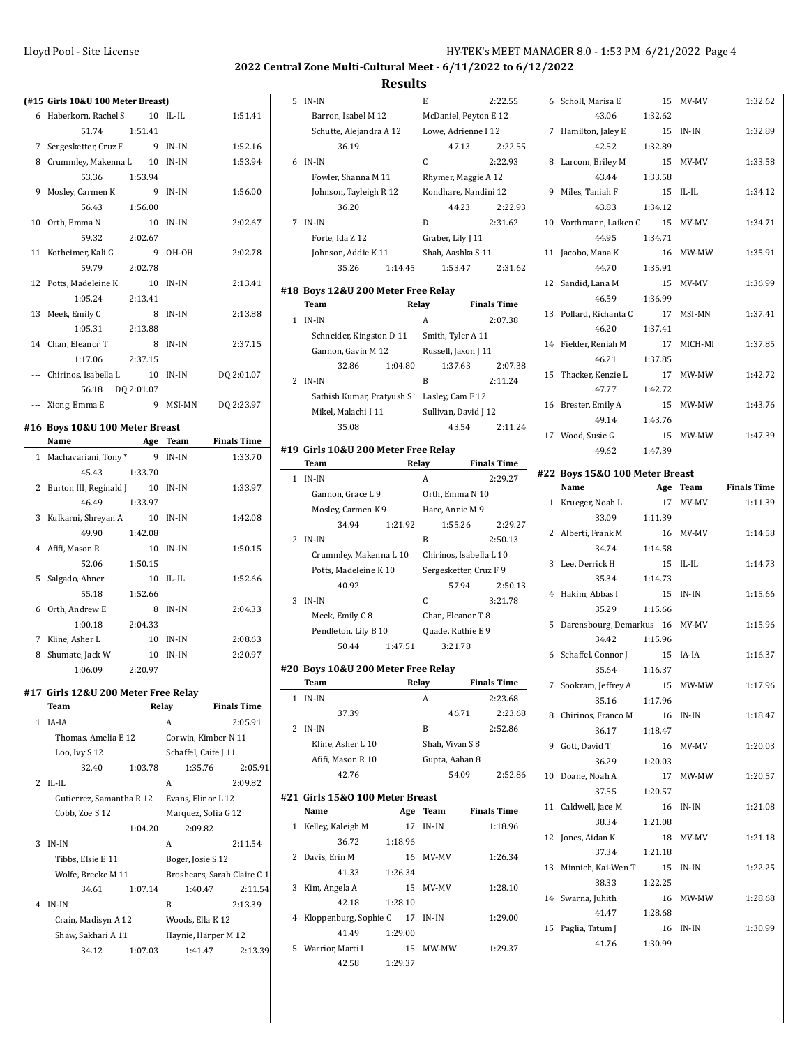## 2022 Central Zone Multi-Cultural Meet - 6/11/2022 to 6/12/2022

## Results

### (#15 Girls 10&U 100 Meter Breast)

| | Name | Age | Team | Finals Time |
|---|---|---|---|---|
| 6 | Haberkorn, Rachel S | 10 | IL-IL | 1:51.41 |
| | 51.74 1:51.41 | | | |
| 7 | Sergesketter, Cruz F | 9 | IN-IN | 1:52.16 |
| 8 | Crummley, Makenna L | 10 | IN-IN | 1:53.94 |
| | 53.36 1:53.94 | | | |
| 9 | Mosley, Carmen K | 9 | IN-IN | 1:56.00 |
| | 56.43 1:56.00 | | | |
| 10 | Orth, Emma N | 10 | IN-IN | 2:02.67 |
| | 59.32 2:02.67 | | | |
| 11 | Kotheimer, Kali G | 9 | OH-OH | 2:02.78 |
| | 59.79 2:02.78 | | | |
| 12 | Potts, Madeleine K | 10 | IN-IN | 2:13.41 |
| | 1:05.24 2:13.41 | | | |
| 13 | Meek, Emily C | 8 | IN-IN | 2:13.88 |
| | 1:05.31 2:13.88 | | | |
| 14 | Chan, Eleanor T | 8 | IN-IN | 2:37.15 |
| | 1:17.06 2:37.15 | | | |
| --- | Chirinos, Isabella L | 10 | IN-IN | DQ 2:01.07 |
| | 56.18 DQ 2:01.07 | | | |
| --- | Xiong, Emma E | 9 | MSI-MN | DQ 2:23.97 |

### #16 Boys 10&U 100 Meter Breast

| | Name | Age | Team | Finals Time |
|---|---|---|---|---|
| 1 | Machavariani, Tony * | 9 | IN-IN | 1:33.70 |
| | 45.43 1:33.70 | | | |
| 2 | Burton III, Reginald J | 10 | IN-IN | 1:33.97 |
| | 46.49 1:33.97 | | | |
| 3 | Kulkarni, Shreyan A | 10 | IN-IN | 1:42.08 |
| | 49.90 1:42.08 | | | |
| 4 | Afifi, Mason R | 10 | IN-IN | 1:50.15 |
| | 52.06 1:50.15 | | | |
| 5 | Salgado, Abner | 10 | IL-IL | 1:52.66 |
| | 55.18 1:52.66 | | | |
| 6 | Orth, Andrew E | 8 | IN-IN | 2:04.33 |
| | 1:00.18 2:04.33 | | | |
| 7 | Kline, Asher L | 10 | IN-IN | 2:08.63 |
| 8 | Shumate, Jack W | 10 | IN-IN | 2:20.97 |
| | 1:06.09 2:20.97 | | | |

### #17 Girls 12&U 200 Meter Free Relay

| | Team | Relay | Finals Time |
|---|---|---|---|
| 1 | IA-IA | A | 2:05.91 |
| | Thomas, Amelia E 12; Corwin, Kimber N 11; Loo, Ivy S 12; Schaffel, Caite J 11 | | |
| | 32.40 1:03.78 1:35.76 2:05.91 | | |
| 2 | IL-IL | A | 2:09.82 |
| | Gutierrez, Samantha R 12; Evans, Elinor L 12; Cobb, Zoe S 12; Marquez, Sofia G 12 | | |
| | 1:04.20 2:09.82 | | |
| 3 | IN-IN | A | 2:11.54 |
| | Tibbs, Elsie E 11; Boger, Josie S 12; Wolfe, Brecke M 11; Broshears, Sarah Claire C 1 | | |
| | 34.61 1:07.14 1:40.47 2:11.54 | | |
| 4 | IN-IN | B | 2:13.39 |
| | Crain, Madisyn A 12; Woods, Ella K 12; Shaw, Sakhari A 11; Haynie, Harper M 12 | | |
| | 34.12 1:07.03 1:41.47 2:13.39 | | |
| 5 | IN-IN | E | 2:22.55 |
| | Barron, Isabel M 12; McDaniel, Peyton E 12; Schutte, Alejandra A 12; Lowe, Adrienne I 12 | | |
| | 36.19 47.13 2:22.55 | | |
| 6 | IN-IN | C | 2:22.93 |
| | Fowler, Shanna M 11; Rhymer, Maggie A 12; Johnson, Tayleigh R 12; Kondhare, Nandini 12 | | |
| | 36.20 44.23 2:22.93 | | |
| 7 | IN-IN | D | 2:31.62 |
| | Forte, Ida Z 12; Graber, Lily J 11; Johnson, Addie K 11; Shah, Aashka S 11 | | |
| | 35.26 1:14.45 1:53.47 2:31.62 | | |

### #18 Boys 12&U 200 Meter Free Relay

| | Team | Relay | Finals Time |
|---|---|---|---|
| 1 | IN-IN | A | 2:07.38 |
| | Schneider, Kingston D 11; Smith, Tyler A 11; Gannon, Gavin M 12; Russell, Jaxon J 11 | | |
| | 32.86 1:04.80 1:37.63 2:07.38 | | |
| 2 | IN-IN | B | 2:11.24 |
| | Sathish Kumar, Pratyush S 1; Lasley, Cam F 12; Mikel, Malachi I 11; Sullivan, David J 12 | | |
| | 35.08 43.54 2:11.24 | | |

### #19 Girls 10&U 200 Meter Free Relay

| | Team | Relay | Finals Time |
|---|---|---|---|
| 1 | IN-IN | A | 2:29.27 |
| | Gannon, Grace L 9; Orth, Emma N 10; Mosley, Carmen K 9; Hare, Annie M 9 | | |
| | 34.94 1:21.92 1:55.26 2:29.27 | | |
| 2 | IN-IN | B | 2:50.13 |
| | Crummley, Makenna L 10; Chirinos, Isabella L 10; Potts, Madeleine K 10; Sergesketter, Cruz F 9 | | |
| | 40.92 57.94 2:50.13 | | |
| 3 | IN-IN | C | 3:21.78 |
| | Meek, Emily C 8; Chan, Eleanor T 8; Pendleton, Lily B 10; Quade, Ruthie E 9 | | |
| | 50.44 1:47.51 3:21.78 | | |

### #20 Boys 10&U 200 Meter Free Relay

| | Team | Relay | Finals Time |
|---|---|---|---|
| 1 | IN-IN | A | 2:23.68 |
| | 37.39 46.71 2:23.68 | | |
| 2 | IN-IN | B | 2:52.86 |
| | Kline, Asher L 10; Shah, Vivan S 8; Afifi, Mason R 10; Gupta, Aahan 8 | | |
| | 42.76 54.09 2:52.86 | | |

### #21 Girls 15&O 100 Meter Breast

| | Name | Age | Team | Finals Time |
|---|---|---|---|---|
| 1 | Kelley, Kaleigh M | 17 | IN-IN | 1:18.96 |
| | 36.72 1:18.96 | | | |
| 2 | Davis, Erin M | 16 | MV-MV | 1:26.34 |
| | 41.33 1:26.34 | | | |
| 3 | Kim, Angela A | 15 | MV-MV | 1:28.10 |
| | 42.18 1:28.10 | | | |
| 4 | Kloppenburg, Sophie C | 17 | IN-IN | 1:29.00 |
| | 41.49 1:29.00 | | | |
| 5 | Warrior, Marti I | 15 | MW-MW | 1:29.37 |
| | 42.58 1:29.37 | | | |
| 6 | Scholl, Marisa E | 15 | MV-MV | 1:32.62 |
| | 43.06 1:32.62 | | | |
| 7 | Hamilton, Jaley E | 15 | IN-IN | 1:32.89 |
| | 42.52 1:32.89 | | | |
| 8 | Larcom, Briley M | 15 | MV-MV | 1:33.58 |
| | 43.44 1:33.58 | | | |
| 9 | Miles, Taniah F | 15 | IL-IL | 1:34.12 |
| | 43.83 1:34.12 | | | |
| 10 | Vorthmann, Laiken C | 15 | MV-MV | 1:34.71 |
| | 44.95 1:34.71 | | | |
| 11 | Jacobo, Mana K | 16 | MW-MW | 1:35.91 |
| | 44.70 1:35.91 | | | |
| 12 | Sandid, Lana M | 15 | MV-MV | 1:36.99 |
| | 46.59 1:36.99 | | | |
| 13 | Pollard, Richanta C | 17 | MSI-MN | 1:37.41 |
| | 46.20 1:37.41 | | | |
| 14 | Fielder, Reniah M | 17 | MICH-MI | 1:37.85 |
| | 46.21 1:37.85 | | | |
| 15 | Thacker, Kenzie L | 17 | MW-MW | 1:42.72 |
| | 47.77 1:42.72 | | | |
| 16 | Brester, Emily A | 15 | MW-MW | 1:43.76 |
| | 49.14 1:43.76 | | | |
| 17 | Wood, Susie G | 15 | MW-MW | 1:47.39 |
| | 49.62 1:47.39 | | | |

### #22 Boys 15&O 100 Meter Breast

| | Name | Age | Team | Finals Time |
|---|---|---|---|---|
| 1 | Krueger, Noah L | 17 | MV-MV | 1:11.39 |
| | 33.09 1:11.39 | | | |
| 2 | Alberti, Frank M | 16 | MV-MV | 1:14.58 |
| | 34.74 1:14.58 | | | |
| 3 | Lee, Derrick H | 15 | IL-IL | 1:14.73 |
| | 35.34 1:14.73 | | | |
| 4 | Hakim, Abbas I | 15 | IN-IN | 1:15.66 |
| | 35.29 1:15.66 | | | |
| 5 | Darensbourg, Demarkus | 16 | MV-MV | 1:15.96 |
| | 34.42 1:15.96 | | | |
| 6 | Schaffel, Connor J | 15 | IA-IA | 1:16.37 |
| | 35.64 1:16.37 | | | |
| 7 | Sookram, Jeffrey A | 15 | MW-MW | 1:17.96 |
| | 35.16 1:17.96 | | | |
| 8 | Chirinos, Franco M | 16 | IN-IN | 1:18.47 |
| | 36.17 1:18.47 | | | |
| 9 | Gott, David T | 16 | MV-MV | 1:20.03 |
| | 36.29 1:20.03 | | | |
| 10 | Doane, Noah A | 17 | MW-MW | 1:20.57 |
| | 37.55 1:20.57 | | | |
| 11 | Caldwell, Jace M | 16 | IN-IN | 1:21.08 |
| | 38.34 1:21.08 | | | |
| 12 | Jones, Aidan K | 18 | MV-MV | 1:21.18 |
| | 37.34 1:21.18 | | | |
| 13 | Minnich, Kai-Wen T | 15 | IN-IN | 1:22.25 |
| | 38.33 1:22.25 | | | |
| 14 | Swarna, Juhith | 16 | MW-MW | 1:28.68 |
| | 41.47 1:28.68 | | | |
| 15 | Paglia, Tatum J | 16 | IN-IN | 1:30.99 |
| | 41.76 1:30.99 | | | |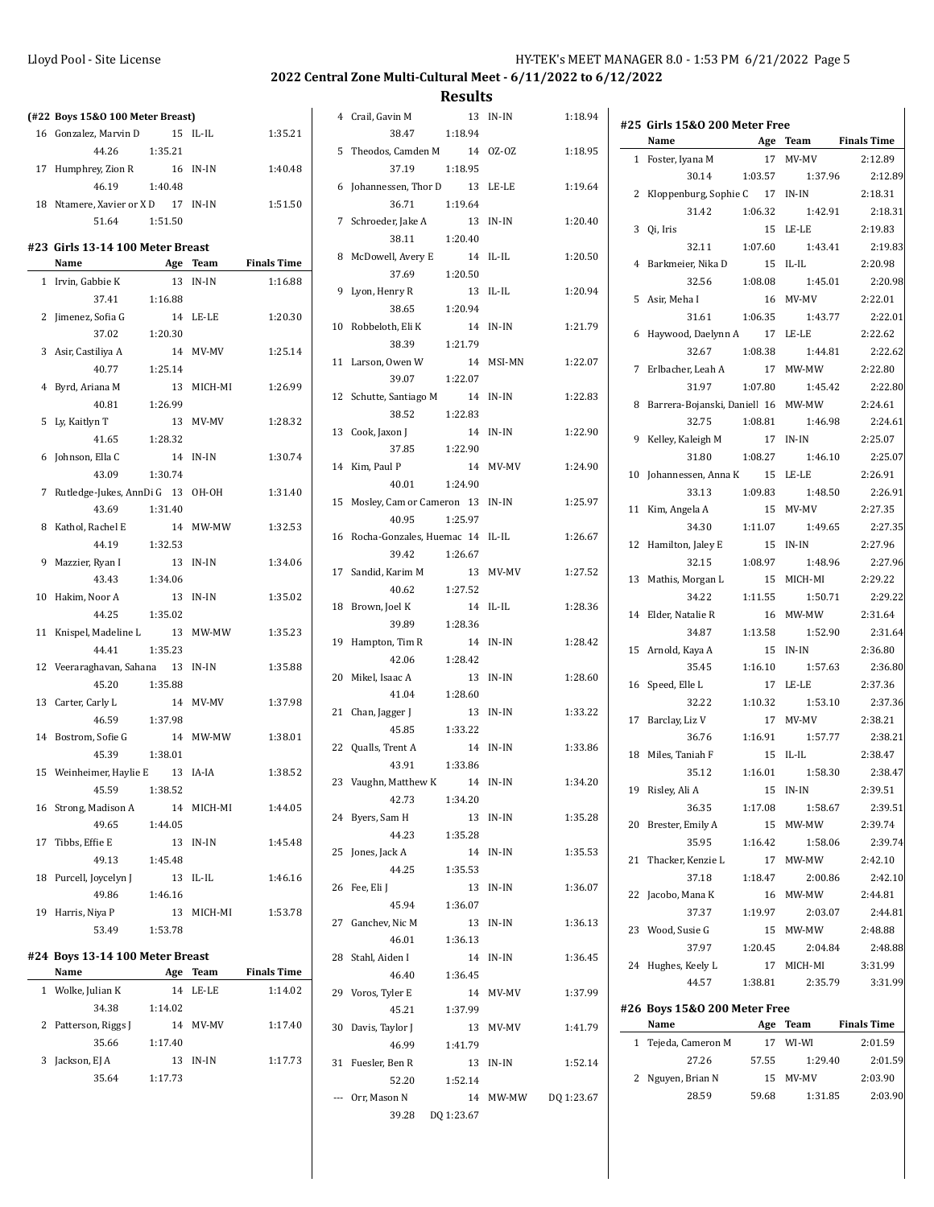## 2022 Central Zone Multi-Cultural Meet - 6/11/2022 to 6/12/2022

## Results

**(#22 Boys 15&O 100 Meter Breast)**

| | Name | Age | Team | Finals Time |
|---|---|---|---|---|
| 16 | Gonzalez, Marvin D | 15 | IL-IL | 1:35.21 |
| | 44.26 1:35.21 | | | |
| 17 | Humphrey, Zion R | 16 | IN-IN | 1:40.48 |
| | 46.19 1:40.48 | | | |
| 18 | Ntamere, Xavier or X D | 17 | IN-IN | 1:51.50 |
| | 51.64 1:51.50 | | | |

### #23 Girls 13-14 100 Meter Breast

| | Name | Age | Team | Finals Time |
|---|---|---|---|---|
| 1 | Irvin, Gabbie K | 13 | IN-IN | 1:16.88 |
| | 37.41 1:16.88 | | | |
| 2 | Jimenez, Sofia G | 14 | LE-LE | 1:20.30 |
| | 37.02 1:20.30 | | | |
| 3 | Asir, Castiliya A | 14 | MV-MV | 1:25.14 |
| | 40.77 1:25.14 | | | |
| 4 | Byrd, Ariana M | 13 | MICH-MI | 1:26.99 |
| | 40.81 1:26.99 | | | |
| 5 | Ly, Kaitlyn T | 13 | MV-MV | 1:28.32 |
| | 41.65 1:28.32 | | | |
| 6 | Johnson, Ella C | 14 | IN-IN | 1:30.74 |
| | 43.09 1:30.74 | | | |
| 7 | Rutledge-Jukes, AnnDi G | 13 | OH-OH | 1:31.40 |
| | 43.69 1:31.40 | | | |
| 8 | Kathol, Rachel E | 14 | MW-MW | 1:32.53 |
| | 44.19 1:32.53 | | | |
| 9 | Mazzier, Ryan I | 13 | IN-IN | 1:34.06 |
| | 43.43 1:34.06 | | | |
| 10 | Hakim, Noor A | 13 | IN-IN | 1:35.02 |
| | 44.25 1:35.02 | | | |
| 11 | Knispel, Madeline L | 13 | MW-MW | 1:35.23 |
| | 44.41 1:35.23 | | | |
| 12 | Veeraraghavan, Sahana | 13 | IN-IN | 1:35.88 |
| | 45.20 1:35.88 | | | |
| 13 | Carter, Carly L | 14 | MV-MV | 1:37.98 |
| | 46.59 1:37.98 | | | |
| 14 | Bostrom, Sofie G | 14 | MW-MW | 1:38.01 |
| | 45.39 1:38.01 | | | |
| 15 | Weinheimer, Haylie E | 13 | IA-IA | 1:38.52 |
| | 45.59 1:38.52 | | | |
| 16 | Strong, Madison A | 14 | MICH-MI | 1:44.05 |
| | 49.65 1:44.05 | | | |
| 17 | Tibbs, Effie E | 13 | IN-IN | 1:45.48 |
| | 49.13 1:45.48 | | | |
| 18 | Purcell, Joycelyn J | 13 | IL-IL | 1:46.16 |
| | 49.86 1:46.16 | | | |
| 19 | Harris, Niya P | 13 | MICH-MI | 1:53.78 |
| | 53.49 1:53.78 | | | |

### #24 Boys 13-14 100 Meter Breast

| | Name | Age | Team | Finals Time |
|---|---|---|---|---|
| 1 | Wolke, Julian K | 14 | LE-LE | 1:14.02 |
| | 34.38 1:14.02 | | | |
| 2 | Patterson, Riggs J | 14 | MV-MV | 1:17.40 |
| | 35.66 1:17.40 | | | |
| 3 | Jackson, EJ A | 13 | IN-IN | 1:17.73 |
| | 35.64 1:17.73 | | | |
| 4 | Crail, Gavin M | 13 | IN-IN | 1:18.94 |
| | 38.47 1:18.94 | | | |
| 5 | Theodos, Camden M | 14 | OZ-OZ | 1:18.95 |
| | 37.19 1:18.95 | | | |
| 6 | Johannessen, Thor D | 13 | LE-LE | 1:19.64 |
| | 36.71 1:19.64 | | | |
| 7 | Schroeder, Jake A | 13 | IN-IN | 1:20.40 |
| | 38.11 1:20.40 | | | |
| 8 | McDowell, Avery E | 14 | IL-IL | 1:20.50 |
| | 37.69 1:20.50 | | | |
| 9 | Lyon, Henry R | 13 | IL-IL | 1:20.94 |
| | 38.65 1:20.94 | | | |
| 10 | Robbeloth, Eli K | 14 | IN-IN | 1:21.79 |
| | 38.39 1:21.79 | | | |
| 11 | Larson, Owen W | 14 | MSI-MN | 1:22.07 |
| | 39.07 1:22.07 | | | |
| 12 | Schutte, Santiago M | 14 | IN-IN | 1:22.83 |
| | 38.52 1:22.83 | | | |
| 13 | Cook, Jaxon J | 14 | IN-IN | 1:22.90 |
| | 37.85 1:22.90 | | | |
| 14 | Kim, Paul P | 14 | MV-MV | 1:24.90 |
| | 40.01 1:24.90 | | | |
| 15 | Mosley, Cam or Cameron | 13 | IN-IN | 1:25.97 |
| | 40.95 1:25.97 | | | |
| 16 | Rocha-Gonzales, Huemac | 14 | IL-IL | 1:26.67 |
| | 39.42 1:26.67 | | | |
| 17 | Sandid, Karim M | 13 | MV-MV | 1:27.52 |
| | 40.62 1:27.52 | | | |
| 18 | Brown, Joel K | 14 | IL-IL | 1:28.36 |
| | 39.89 1:28.36 | | | |
| 19 | Hampton, Tim R | 14 | IN-IN | 1:28.42 |
| | 42.06 1:28.42 | | | |
| 20 | Mikel, Isaac A | 13 | IN-IN | 1:28.60 |
| | 41.04 1:28.60 | | | |
| 21 | Chan, Jagger J | 13 | IN-IN | 1:33.22 |
| | 45.85 1:33.22 | | | |
| 22 | Qualls, Trent A | 14 | IN-IN | 1:33.86 |
| | 43.91 1:33.86 | | | |
| 23 | Vaughn, Matthew K | 14 | IN-IN | 1:34.20 |
| | 42.73 1:34.20 | | | |
| 24 | Byers, Sam H | 13 | IN-IN | 1:35.28 |
| | 44.23 1:35.28 | | | |
| 25 | Jones, Jack A | 14 | IN-IN | 1:35.53 |
| | 44.25 1:35.53 | | | |
| 26 | Fee, Eli J | 13 | IN-IN | 1:36.07 |
| | 45.94 1:36.07 | | | |
| 27 | Ganchev, Nic M | 13 | IN-IN | 1:36.13 |
| | 46.01 1:36.13 | | | |
| 28 | Stahl, Aiden I | 14 | IN-IN | 1:36.45 |
| | 46.40 1:36.45 | | | |
| 29 | Voros, Tyler E | 14 | MV-MV | 1:37.99 |
| | 45.21 1:37.99 | | | |
| 30 | Davis, Taylor J | 13 | MV-MV | 1:41.79 |
| | 46.99 1:41.79 | | | |
| 31 | Fuesler, Ben R | 13 | IN-IN | 1:52.14 |
| | 52.20 1:52.14 | | | |
| --- | Orr, Mason N | 14 | MW-MW | DQ 1:23.67 |
| | 39.28 DQ 1:23.67 | | | |

### #25 Girls 15&O 200 Meter Free

| | Name | Age | Team | Finals Time |
|---|---|---|---|---|
| 1 | Foster, Iyana M | 17 | MV-MV | 2:12.89 |
| | 30.14 1:03.57 1:37.96 2:12.89 | | | |
| 2 | Kloppenburg, Sophie C | 17 | IN-IN | 2:18.31 |
| | 31.42 1:06.32 1:42.91 2:18.31 | | | |
| 3 | Qi, Iris | 15 | LE-LE | 2:19.83 |
| | 32.11 1:07.60 1:43.41 2:19.83 | | | |
| 4 | Barkmeier, Nika D | 15 | IL-IL | 2:20.98 |
| | 32.56 1:08.08 1:45.01 2:20.98 | | | |
| 5 | Asir, Meha I | 16 | MV-MV | 2:22.01 |
| | 31.61 1:06.35 1:43.77 2:22.01 | | | |
| 6 | Haywood, Daelynn A | 17 | LE-LE | 2:22.62 |
| | 32.67 1:08.38 1:44.81 2:22.62 | | | |
| 7 | Erlbacher, Leah A | 17 | MW-MW | 2:22.80 |
| | 31.97 1:07.80 1:45.42 2:22.80 | | | |
| 8 | Barrera-Bojanski, Daniell | 16 | MW-MW | 2:24.61 |
| | 32.75 1:08.81 1:46.98 2:24.61 | | | |
| 9 | Kelley, Kaleigh M | 17 | IN-IN | 2:25.07 |
| | 31.80 1:08.27 1:46.10 2:25.07 | | | |
| 10 | Johannessen, Anna K | 15 | LE-LE | 2:26.91 |
| | 33.13 1:09.83 1:48.50 2:26.91 | | | |
| 11 | Kim, Angela A | 15 | MV-MV | 2:27.35 |
| | 34.30 1:11.07 1:49.65 2:27.35 | | | |
| 12 | Hamilton, Jaley E | 15 | IN-IN | 2:27.96 |
| | 32.15 1:08.97 1:48.96 2:27.96 | | | |
| 13 | Mathis, Morgan L | 15 | MICH-MI | 2:29.22 |
| | 34.22 1:11.55 1:50.71 2:29.22 | | | |
| 14 | Elder, Natalie R | 16 | MW-MW | 2:31.64 |
| | 34.87 1:13.58 1:52.90 2:31.64 | | | |
| 15 | Arnold, Kaya A | 15 | IN-IN | 2:36.80 |
| | 35.45 1:16.10 1:57.63 2:36.80 | | | |
| 16 | Speed, Elle L | 17 | LE-LE | 2:37.36 |
| | 32.22 1:10.32 1:53.10 2:37.36 | | | |
| 17 | Barclay, Liz V | 17 | MV-MV | 2:38.21 |
| | 36.76 1:16.91 1:57.77 2:38.21 | | | |
| 18 | Miles, Taniah F | 15 | IL-IL | 2:38.47 |
| | 35.12 1:16.01 1:58.30 2:38.47 | | | |
| 19 | Risley, Ali A | 15 | IN-IN | 2:39.51 |
| | 36.35 1:17.08 1:58.67 2:39.51 | | | |
| 20 | Brester, Emily A | 15 | MW-MW | 2:39.74 |
| | 35.95 1:16.42 1:58.06 2:39.74 | | | |
| 21 | Thacker, Kenzie L | 17 | MW-MW | 2:42.10 |
| | 37.18 1:18.47 2:00.86 2:42.10 | | | |
| 22 | Jacobo, Mana K | 16 | MW-MW | 2:44.81 |
| | 37.37 1:19.97 2:03.07 2:44.81 | | | |
| 23 | Wood, Susie G | 15 | MW-MW | 2:48.88 |
| | 37.97 1:20.45 2:04.84 2:48.88 | | | |
| 24 | Hughes, Keely L | 17 | MICH-MI | 3:31.99 |
| | 44.57 1:38.81 2:35.79 3:31.99 | | | |

### #26 Boys 15&O 200 Meter Free

| | Name | Age | Team | Finals Time |
|---|---|---|---|---|
| 1 | Tejeda, Cameron M | 17 | WI-WI | 2:01.59 |
| | 27.26 57.55 1:29.40 2:01.59 | | | |
| 2 | Nguyen, Brian N | 15 | MV-MV | 2:03.90 |
| | 28.59 59.68 1:31.85 2:03.90 | | | |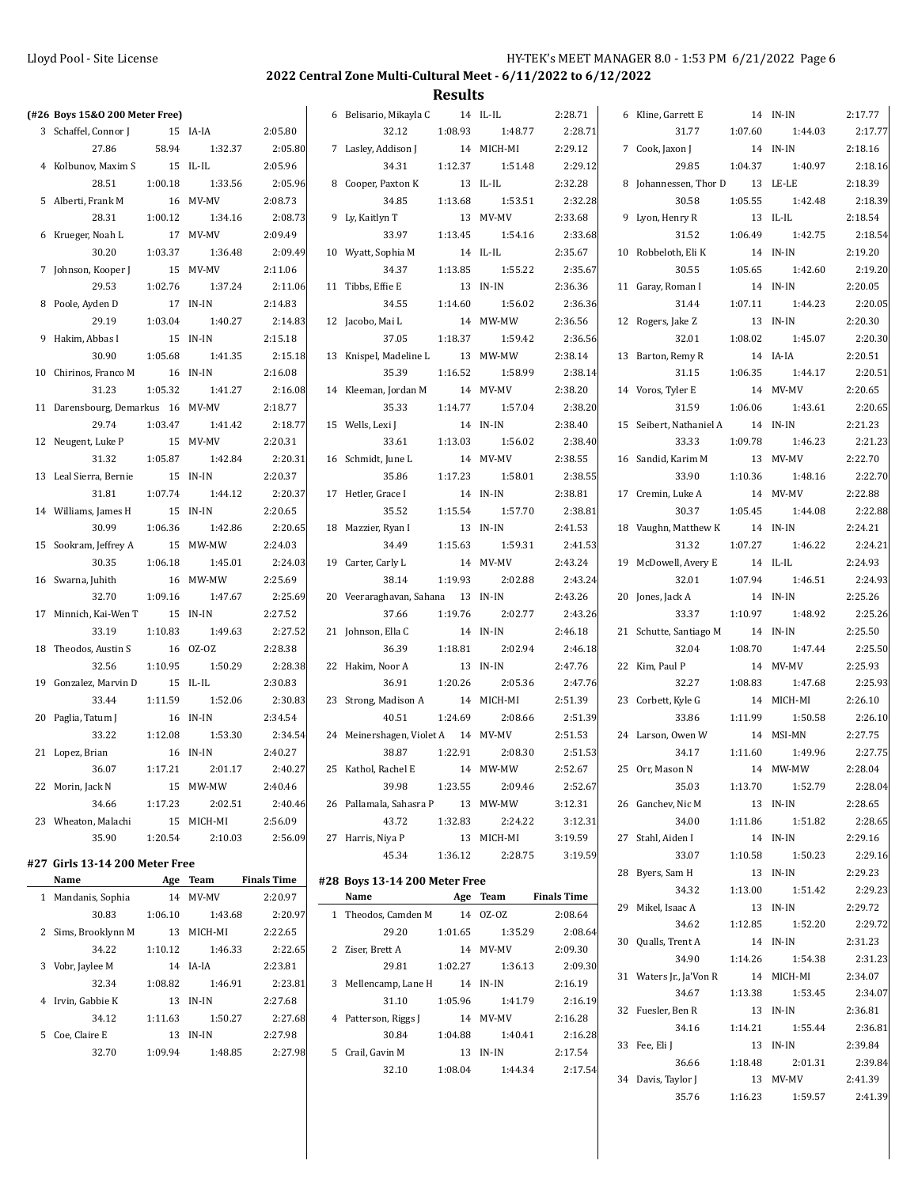## 2022 Central Zone Multi-Cultural Meet - 6/11/2022 to 6/12/2022

### Results

### (#26 Boys 15&O 200 Meter Free)

| | Name | Age | Team | Finals Time |
|---|---|---|---|---|
| 3 | Schaffel, Connor J | 15 | IA-IA | 2:05.80 |
| | 27.86 | 58.94 | 1:32.37 | 2:05.80 |
| 4 | Kolbunov, Maxim S | 15 | IL-IL | 2:05.96 |
| | 28.51 | 1:00.18 | 1:33.56 | 2:05.96 |
| 5 | Alberti, Frank M | 16 | MV-MV | 2:08.73 |
| | 28.31 | 1:00.12 | 1:34.16 | 2:08.73 |
| 6 | Krueger, Noah L | 17 | MV-MV | 2:09.49 |
| | 30.20 | 1:03.37 | 1:36.48 | 2:09.49 |
| 7 | Johnson, Kooper J | 15 | MV-MV | 2:11.06 |
| | 29.53 | 1:02.76 | 1:37.24 | 2:11.06 |
| 8 | Poole, Ayden D | 17 | IN-IN | 2:14.83 |
| | 29.19 | 1:03.04 | 1:40.27 | 2:14.83 |
| 9 | Hakim, Abbas I | 15 | IN-IN | 2:15.18 |
| | 30.90 | 1:05.68 | 1:41.35 | 2:15.18 |
| 10 | Chirinos, Franco M | 16 | IN-IN | 2:16.08 |
| | 31.23 | 1:05.32 | 1:41.27 | 2:16.08 |
| 11 | Darensbourg, Demarkus | 16 | MV-MV | 2:18.77 |
| | 29.74 | 1:03.47 | 1:41.42 | 2:18.77 |
| 12 | Neugent, Luke P | 15 | MV-MV | 2:20.31 |
| | 31.32 | 1:05.87 | 1:42.84 | 2:20.31 |
| 13 | Leal Sierra, Bernie | 15 | IN-IN | 2:20.37 |
| | 31.81 | 1:07.74 | 1:44.12 | 2:20.37 |
| 14 | Williams, James H | 15 | IN-IN | 2:20.65 |
| | 30.99 | 1:06.36 | 1:42.86 | 2:20.65 |
| 15 | Sookram, Jeffrey A | 15 | MW-MW | 2:24.03 |
| | 30.35 | 1:06.18 | 1:45.01 | 2:24.03 |
| 16 | Swarna, Juhith | 16 | MW-MW | 2:25.69 |
| | 32.70 | 1:09.16 | 1:47.67 | 2:25.69 |
| 17 | Minnich, Kai-Wen T | 15 | IN-IN | 2:27.52 |
| | 33.19 | 1:10.83 | 1:49.63 | 2:27.52 |
| 18 | Theodos, Austin S | 16 | OZ-OZ | 2:28.38 |
| | 32.56 | 1:10.95 | 1:50.29 | 2:28.38 |
| 19 | Gonzalez, Marvin D | 15 | IL-IL | 2:30.83 |
| | 33.44 | 1:11.59 | 1:52.06 | 2:30.83 |
| 20 | Paglia, Tatum J | 16 | IN-IN | 2:34.54 |
| | 33.22 | 1:12.08 | 1:53.30 | 2:34.54 |
| 21 | Lopez, Brian | 16 | IN-IN | 2:40.27 |
| | 36.07 | 1:17.21 | 2:01.17 | 2:40.27 |
| 22 | Morin, Jack N | 15 | MW-MW | 2:40.46 |
| | 34.66 | 1:17.23 | 2:02.51 | 2:40.46 |
| 23 | Wheaton, Malachi | 15 | MICH-MI | 2:56.09 |
| | 35.90 | 1:20.54 | 2:10.03 | 2:56.09 |

### #27 Girls 13-14 200 Meter Free

| | Name | Age | Team | Finals Time |
|---|---|---|---|---|
| 1 | Mandanis, Sophia | 14 | MV-MV | 2:20.97 |
| | 30.83 | 1:06.10 | 1:43.68 | 2:20.97 |
| 2 | Sims, Brooklynn M | 13 | MICH-MI | 2:22.65 |
| | 34.22 | 1:10.12 | 1:46.33 | 2:22.65 |
| 3 | Vobr, Jaylee M | 14 | IA-IA | 2:23.81 |
| | 32.34 | 1:08.82 | 1:46.91 | 2:23.81 |
| 4 | Irvin, Gabbie K | 13 | IN-IN | 2:27.68 |
| | 34.12 | 1:11.63 | 1:50.27 | 2:27.68 |
| 5 | Coe, Claire E | 13 | IN-IN | 2:27.98 |
| | 32.70 | 1:09.94 | 1:48.85 | 2:27.98 |
| 6 | Belisario, Mikayla C | 14 | IL-IL | 2:28.71 |
| | 32.12 | 1:08.93 | 1:48.77 | 2:28.71 |
| 7 | Lasley, Addison J | 14 | MICH-MI | 2:29.12 |
| | 34.31 | 1:12.37 | 1:51.48 | 2:29.12 |
| 8 | Cooper, Paxton K | 13 | IL-IL | 2:32.28 |
| | 34.85 | 1:13.68 | 1:53.51 | 2:32.28 |
| 9 | Ly, Kaitlyn T | 13 | MV-MV | 2:33.68 |
| | 33.97 | 1:13.45 | 1:54.16 | 2:33.68 |
| 10 | Wyatt, Sophia M | 14 | IL-IL | 2:35.67 |
| | 34.37 | 1:13.85 | 1:55.22 | 2:35.67 |
| 11 | Tibbs, Effie E | 13 | IN-IN | 2:36.36 |
| | 34.55 | 1:14.60 | 1:56.02 | 2:36.36 |
| 12 | Jacobo, Mai L | 14 | MW-MW | 2:36.56 |
| | 37.05 | 1:18.37 | 1:59.42 | 2:36.56 |
| 13 | Knispel, Madeline L | 13 | MW-MW | 2:38.14 |
| | 35.39 | 1:16.52 | 1:58.99 | 2:38.14 |
| 14 | Kleeman, Jordan M | 14 | MV-MV | 2:38.20 |
| | 35.33 | 1:14.77 | 1:57.04 | 2:38.20 |
| 15 | Wells, Lexi J | 14 | IN-IN | 2:38.40 |
| | 33.61 | 1:13.03 | 1:56.02 | 2:38.40 |
| 16 | Schmidt, June L | 14 | MV-MV | 2:38.55 |
| | 35.86 | 1:17.23 | 1:58.01 | 2:38.55 |
| 17 | Hetler, Grace I | 14 | IN-IN | 2:38.81 |
| | 35.52 | 1:15.54 | 1:57.70 | 2:38.81 |
| 18 | Mazzier, Ryan I | 13 | IN-IN | 2:41.53 |
| | 34.49 | 1:15.63 | 1:59.31 | 2:41.53 |
| 19 | Carter, Carly L | 14 | MV-MV | 2:43.24 |
| | 38.14 | 1:19.93 | 2:02.88 | 2:43.24 |
| 20 | Veeraraghavan, Sahana | 13 | IN-IN | 2:43.26 |
| | 37.66 | 1:19.76 | 2:02.77 | 2:43.26 |
| 21 | Johnson, Ella C | 14 | IN-IN | 2:46.18 |
| | 36.39 | 1:18.81 | 2:02.94 | 2:46.18 |
| 22 | Hakim, Noor A | 13 | IN-IN | 2:47.76 |
| | 36.91 | 1:20.26 | 2:05.36 | 2:47.76 |
| 23 | Strong, Madison A | 14 | MICH-MI | 2:51.39 |
| | 40.51 | 1:24.69 | 2:08.66 | 2:51.39 |
| 24 | Meinershagen, Violet A | 14 | MV-MV | 2:51.53 |
| | 38.87 | 1:22.91 | 2:08.30 | 2:51.53 |
| 25 | Kathol, Rachel E | 14 | MW-MW | 2:52.67 |
| | 39.98 | 1:23.55 | 2:09.46 | 2:52.67 |
| 26 | Pallamala, Sahasra P | 13 | MW-MW | 3:12.31 |
| | 43.72 | 1:32.83 | 2:24.22 | 3:12.31 |
| 27 | Harris, Niya P | 13 | MICH-MI | 3:19.59 |
| | 45.34 | 1:36.12 | 2:28.75 | 3:19.59 |

### #28 Boys 13-14 200 Meter Free

| | Name | Age | Team | Finals Time |
|---|---|---|---|---|
| 1 | Theodos, Camden M | 14 | OZ-OZ | 2:08.64 |
| | 29.20 | 1:01.65 | 1:35.29 | 2:08.64 |
| 2 | Ziser, Brett A | 14 | MV-MV | 2:09.30 |
| | 29.81 | 1:02.27 | 1:36.13 | 2:09.30 |
| 3 | Mellencamp, Lane H | 14 | IN-IN | 2:16.19 |
| | 31.10 | 1:05.96 | 1:41.79 | 2:16.19 |
| 4 | Patterson, Riggs J | 14 | MV-MV | 2:16.28 |
| | 30.84 | 1:04.88 | 1:40.41 | 2:16.28 |
| 5 | Crail, Gavin M | 13 | IN-IN | 2:17.54 |
| | 32.10 | 1:08.04 | 1:44.34 | 2:17.54 |
| 6 | Kline, Garrett E | 14 | IN-IN | 2:17.77 |
| | 31.77 | 1:07.60 | 1:44.03 | 2:17.77 |
| 7 | Cook, Jaxon J | 14 | IN-IN | 2:18.16 |
| | 29.85 | 1:04.37 | 1:40.97 | 2:18.16 |
| 8 | Johannessen, Thor D | 13 | LE-LE | 2:18.39 |
| | 30.58 | 1:05.55 | 1:42.48 | 2:18.39 |
| 9 | Lyon, Henry R | 13 | IL-IL | 2:18.54 |
| | 31.52 | 1:06.49 | 1:42.75 | 2:18.54 |
| 10 | Robbeloth, Eli K | 14 | IN-IN | 2:19.20 |
| | 30.55 | 1:05.65 | 1:42.60 | 2:19.20 |
| 11 | Garay, Roman I | 14 | IN-IN | 2:20.05 |
| | 31.44 | 1:07.11 | 1:44.23 | 2:20.05 |
| 12 | Rogers, Jake Z | 13 | IN-IN | 2:20.30 |
| | 32.01 | 1:08.02 | 1:45.07 | 2:20.30 |
| 13 | Barton, Remy R | 14 | IA-IA | 2:20.51 |
| | 31.15 | 1:06.35 | 1:44.17 | 2:20.51 |
| 14 | Voros, Tyler E | 14 | MV-MV | 2:20.65 |
| | 31.59 | 1:06.06 | 1:43.61 | 2:20.65 |
| 15 | Seibert, Nathaniel A | 14 | IN-IN | 2:21.23 |
| | 33.33 | 1:09.78 | 1:46.23 | 2:21.23 |
| 16 | Sandid, Karim M | 13 | MV-MV | 2:22.70 |
| | 33.90 | 1:10.36 | 1:48.16 | 2:22.70 |
| 17 | Cremin, Luke A | 14 | MV-MV | 2:22.88 |
| | 30.37 | 1:05.45 | 1:44.08 | 2:22.88 |
| 18 | Vaughn, Matthew K | 14 | IN-IN | 2:24.21 |
| | 31.32 | 1:07.27 | 1:46.22 | 2:24.21 |
| 19 | McDowell, Avery E | 14 | IL-IL | 2:24.93 |
| | 32.01 | 1:07.94 | 1:46.51 | 2:24.93 |
| 20 | Jones, Jack A | 14 | IN-IN | 2:25.26 |
| | 33.37 | 1:10.97 | 1:48.92 | 2:25.26 |
| 21 | Schutte, Santiago M | 14 | IN-IN | 2:25.50 |
| | 32.04 | 1:08.70 | 1:47.44 | 2:25.50 |
| 22 | Kim, Paul P | 14 | MV-MV | 2:25.93 |
| | 32.27 | 1:08.83 | 1:47.68 | 2:25.93 |
| 23 | Corbett, Kyle G | 14 | MICH-MI | 2:26.10 |
| | 33.86 | 1:11.99 | 1:50.58 | 2:26.10 |
| 24 | Larson, Owen W | 14 | MSI-MN | 2:27.75 |
| | 34.17 | 1:11.60 | 1:49.96 | 2:27.75 |
| 25 | Orr, Mason N | 14 | MW-MW | 2:28.04 |
| | 35.03 | 1:13.70 | 1:52.79 | 2:28.04 |
| 26 | Ganchev, Nic M | 13 | IN-IN | 2:28.65 |
| | 34.00 | 1:11.86 | 1:51.82 | 2:28.65 |
| 27 | Stahl, Aiden I | 14 | IN-IN | 2:29.16 |
| | 33.07 | 1:10.58 | 1:50.23 | 2:29.16 |
| 28 | Byers, Sam H | 13 | IN-IN | 2:29.23 |
| | 34.32 | 1:13.00 | 1:51.42 | 2:29.23 |
| 29 | Mikel, Isaac A | 13 | IN-IN | 2:29.72 |
| | 34.62 | 1:12.85 | 1:52.20 | 2:29.72 |
| 30 | Qualls, Trent A | 14 | IN-IN | 2:31.23 |
| | 34.90 | 1:14.26 | 1:54.38 | 2:31.23 |
| 31 | Waters Jr., Ja'Von R | 14 | MICH-MI | 2:34.07 |
| | 34.67 | 1:13.38 | 1:53.45 | 2:34.07 |
| 32 | Fuesler, Ben R | 13 | IN-IN | 2:36.81 |
| | 34.16 | 1:14.21 | 1:55.44 | 2:36.81 |
| 33 | Fee, Eli J | 13 | IN-IN | 2:39.84 |
| | 36.66 | 1:18.48 | 2:01.31 | 2:39.84 |
| 34 | Davis, Taylor J | 13 | MV-MV | 2:41.39 |
| | 35.76 | 1:16.23 | 1:59.57 | 2:41.39 |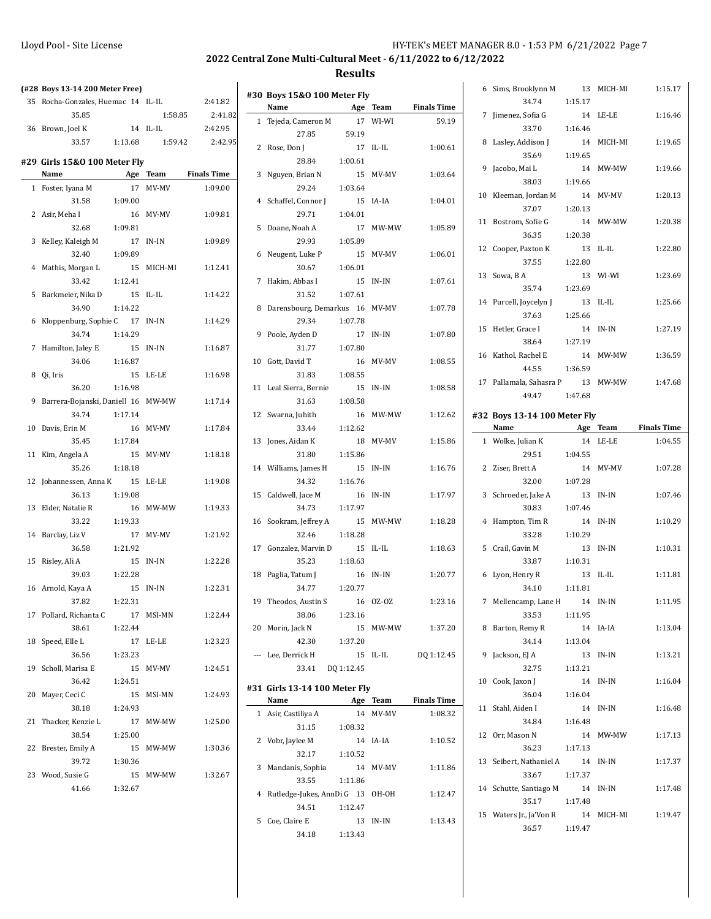## 2022 Central Zone Multi-Cultural Meet - 6/11/2022 to 6/12/2022

## Results

### (#28 Boys 13-14 200 Meter Free)

| | Name | Age | Team | Finals Time |
|---|---|---|---|---|
| 35 | Rocha-Gonzales, Huemac | 14 | IL-IL | 2:41.82 |
| | 35.85 | | 1:58.85 | 2:41.82 |
| 36 | Brown, Joel K | 14 | IL-IL | 2:42.95 |
| | 33.57 | 1:13.68 | 1:59.42 | 2:42.95 |

### #29 Girls 15&O 100 Meter Fly

| | Name | Age | Team | Finals Time |
|---|---|---|---|---|
| 1 | Foster, Iyana M | 17 | MV-MV | 1:09.00 |
| | 31.58 | 1:09.00 | | |
| 2 | Asir, Meha I | 16 | MV-MV | 1:09.81 |
| | 32.68 | 1:09.81 | | |
| 3 | Kelley, Kaleigh M | 17 | IN-IN | 1:09.89 |
| | 32.40 | 1:09.89 | | |
| 4 | Mathis, Morgan L | 15 | MICH-MI | 1:12.41 |
| | 33.42 | 1:12.41 | | |
| 5 | Barkmeier, Nika D | 15 | IL-IL | 1:14.22 |
| | 34.90 | 1:14.22 | | |
| 6 | Kloppenburg, Sophie C | 17 | IN-IN | 1:14.29 |
| | 34.74 | 1:14.29 | | |
| 7 | Hamilton, Jaley E | 15 | IN-IN | 1:16.87 |
| | 34.06 | 1:16.87 | | |
| 8 | Qi, Iris | 15 | LE-LE | 1:16.98 |
| | 36.20 | 1:16.98 | | |
| 9 | Barrera-Bojanski, Daniell | 16 | MW-MW | 1:17.14 |
| | 34.74 | 1:17.14 | | |
| 10 | Davis, Erin M | 16 | MV-MV | 1:17.84 |
| | 35.45 | 1:17.84 | | |
| 11 | Kim, Angela A | 15 | MV-MV | 1:18.18 |
| | 35.26 | 1:18.18 | | |
| 12 | Johannessen, Anna K | 15 | LE-LE | 1:19.08 |
| | 36.13 | 1:19.08 | | |
| 13 | Elder, Natalie R | 16 | MW-MW | 1:19.33 |
| | 33.22 | 1:19.33 | | |
| 14 | Barclay, Liz V | 17 | MV-MV | 1:21.92 |
| | 36.58 | 1:21.92 | | |
| 15 | Risley, Ali A | 15 | IN-IN | 1:22.28 |
| | 39.03 | 1:22.28 | | |
| 16 | Arnold, Kaya A | 15 | IN-IN | 1:22.31 |
| | 37.82 | 1:22.31 | | |
| 17 | Pollard, Richanta C | 17 | MSI-MN | 1:22.44 |
| | 38.61 | 1:22.44 | | |
| 18 | Speed, Elle L | 17 | LE-LE | 1:23.23 |
| | 36.56 | 1:23.23 | | |
| 19 | Scholl, Marisa E | 15 | MV-MV | 1:24.51 |
| | 36.42 | 1:24.51 | | |
| 20 | Mayer, Ceci C | 15 | MSI-MN | 1:24.93 |
| | 38.18 | 1:24.93 | | |
| 21 | Thacker, Kenzie L | 17 | MW-MW | 1:25.00 |
| | 38.54 | 1:25.00 | | |
| 22 | Brester, Emily A | 15 | MW-MW | 1:30.36 |
| | 39.72 | 1:30.36 | | |
| 23 | Wood, Susie G | 15 | MW-MW | 1:32.67 |
| | 41.66 | 1:32.67 | | |

### #30 Boys 15&O 100 Meter Fly

| | Name | Age | Team | Finals Time |
|---|---|---|---|---|
| 1 | Tejeda, Cameron M | 17 | WI-WI | 59.19 |
| | 27.85 | 59.19 | | |
| 2 | Rose, Don J | 17 | IL-IL | 1:00.61 |
| | 28.84 | 1:00.61 | | |
| 3 | Nguyen, Brian N | 15 | MV-MV | 1:03.64 |
| | 29.24 | 1:03.64 | | |
| 4 | Schaffel, Connor J | 15 | IA-IA | 1:04.01 |
| | 29.71 | 1:04.01 | | |
| 5 | Doane, Noah A | 17 | MW-MW | 1:05.89 |
| | 29.93 | 1:05.89 | | |
| 6 | Neugent, Luke P | 15 | MV-MV | 1:06.01 |
| | 30.67 | 1:06.01 | | |
| 7 | Hakim, Abbas I | 15 | IN-IN | 1:07.61 |
| | 31.52 | 1:07.61 | | |
| 8 | Darensbourg, Demarkus | 16 | MV-MV | 1:07.78 |
| | 29.34 | 1:07.78 | | |
| 9 | Poole, Ayden D | 17 | IN-IN | 1:07.80 |
| | 31.77 | 1:07.80 | | |
| 10 | Gott, David T | 16 | MV-MV | 1:08.55 |
| | 31.83 | 1:08.55 | | |
| 11 | Leal Sierra, Bernie | 15 | IN-IN | 1:08.58 |
| | 31.63 | 1:08.58 | | |
| 12 | Swarna, Juhith | 16 | MW-MW | 1:12.62 |
| | 33.44 | 1:12.62 | | |
| 13 | Jones, Aidan K | 18 | MV-MV | 1:15.86 |
| | 31.80 | 1:15.86 | | |
| 14 | Williams, James H | 15 | IN-IN | 1:16.76 |
| | 34.32 | 1:16.76 | | |
| 15 | Caldwell, Jace M | 16 | IN-IN | 1:17.97 |
| | 34.73 | 1:17.97 | | |
| 16 | Sookram, Jeffrey A | 15 | MW-MW | 1:18.28 |
| | 32.46 | 1:18.28 | | |
| 17 | Gonzalez, Marvin D | 15 | IL-IL | 1:18.63 |
| | 35.23 | 1:18.63 | | |
| 18 | Paglia, Tatum J | 16 | IN-IN | 1:20.77 |
| | 34.77 | 1:20.77 | | |
| 19 | Theodos, Austin S | 16 | OZ-OZ | 1:23.16 |
| | 38.06 | 1:23.16 | | |
| 20 | Morin, Jack N | 15 | MW-MW | 1:37.20 |
| | 42.30 | 1:37.20 | | |
| --- | Lee, Derrick H | 15 | IL-IL | DQ 1:12.45 |
| | 33.41 | DQ 1:12.45 | | |

### #31 Girls 13-14 100 Meter Fly

| | Name | Age | Team | Finals Time |
|---|---|---|---|---|
| 1 | Asir, Castiliya A | 14 | MV-MV | 1:08.32 |
| | 31.15 | 1:08.32 | | |
| 2 | Vobr, Jaylee M | 14 | IA-IA | 1:10.52 |
| | 32.17 | 1:10.52 | | |
| 3 | Mandanis, Sophia | 14 | MV-MV | 1:11.86 |
| | 33.55 | 1:11.86 | | |
| 4 | Rutledge-Jukes, AnnDi G | 13 | OH-OH | 1:12.47 |
| | 34.51 | 1:12.47 | | |
| 5 | Coe, Claire E | 13 | IN-IN | 1:13.43 |
| | 34.18 | 1:13.43 | | |
| 6 | Sims, Brooklynn M | 13 | MICH-MI | 1:15.17 |
| | 34.74 | 1:15.17 | | |
| 7 | Jimenez, Sofia G | 14 | LE-LE | 1:16.46 |
| | 33.70 | 1:16.46 | | |
| 8 | Lasley, Addison J | 14 | MICH-MI | 1:19.65 |
| | 35.69 | 1:19.65 | | |
| 9 | Jacobo, Mai L | 14 | MW-MW | 1:19.66 |
| | 38.03 | 1:19.66 | | |
| 10 | Kleeman, Jordan M | 14 | MV-MV | 1:20.13 |
| | 37.07 | 1:20.13 | | |
| 11 | Bostrom, Sofie G | 14 | MW-MW | 1:20.38 |
| | 36.35 | 1:20.38 | | |
| 12 | Cooper, Paxton K | 13 | IL-IL | 1:22.80 |
| | 37.55 | 1:22.80 | | |
| 13 | Sowa, B A | 13 | WI-WI | 1:23.69 |
| | 35.74 | 1:23.69 | | |
| 14 | Purcell, Joycelyn J | 13 | IL-IL | 1:25.66 |
| | 37.63 | 1:25.66 | | |
| 15 | Hetler, Grace I | 14 | IN-IN | 1:27.19 |
| | 38.64 | 1:27.19 | | |
| 16 | Kathol, Rachel E | 14 | MW-MW | 1:36.59 |
| | 44.55 | 1:36.59 | | |
| 17 | Pallamala, Sahasra P | 13 | MW-MW | 1:47.68 |
| | 49.47 | 1:47.68 | | |

### #32 Boys 13-14 100 Meter Fly

| | Name | Age | Team | Finals Time |
|---|---|---|---|---|
| 1 | Wolke, Julian K | 14 | LE-LE | 1:04.55 |
| | 29.51 | 1:04.55 | | |
| 2 | Ziser, Brett A | 14 | MV-MV | 1:07.28 |
| | 32.00 | 1:07.28 | | |
| 3 | Schroeder, Jake A | 13 | IN-IN | 1:07.46 |
| | 30.83 | 1:07.46 | | |
| 4 | Hampton, Tim R | 14 | IN-IN | 1:10.29 |
| | 33.28 | 1:10.29 | | |
| 5 | Crail, Gavin M | 13 | IN-IN | 1:10.31 |
| | 33.87 | 1:10.31 | | |
| 6 | Lyon, Henry R | 13 | IL-IL | 1:11.81 |
| | 34.10 | 1:11.81 | | |
| 7 | Mellencamp, Lane H | 14 | IN-IN | 1:11.95 |
| | 33.53 | 1:11.95 | | |
| 8 | Barton, Remy R | 14 | IA-IA | 1:13.04 |
| | 34.14 | 1:13.04 | | |
| 9 | Jackson, EJ A | 13 | IN-IN | 1:13.21 |
| | 32.75 | 1:13.21 | | |
| 10 | Cook, Jaxon J | 14 | IN-IN | 1:16.04 |
| | 36.04 | 1:16.04 | | |
| 11 | Stahl, Aiden I | 14 | IN-IN | 1:16.48 |
| | 34.84 | 1:16.48 | | |
| 12 | Orr, Mason N | 14 | MW-MW | 1:17.13 |
| | 36.23 | 1:17.13 | | |
| 13 | Seibert, Nathaniel A | 14 | IN-IN | 1:17.37 |
| | 33.67 | 1:17.37 | | |
| 14 | Schutte, Santiago M | 14 | IN-IN | 1:17.48 |
| | 35.17 | 1:17.48 | | |
| 15 | Waters Jr., Ja'Von R | 14 | MICH-MI | 1:19.47 |
| | 36.57 | 1:19.47 | | |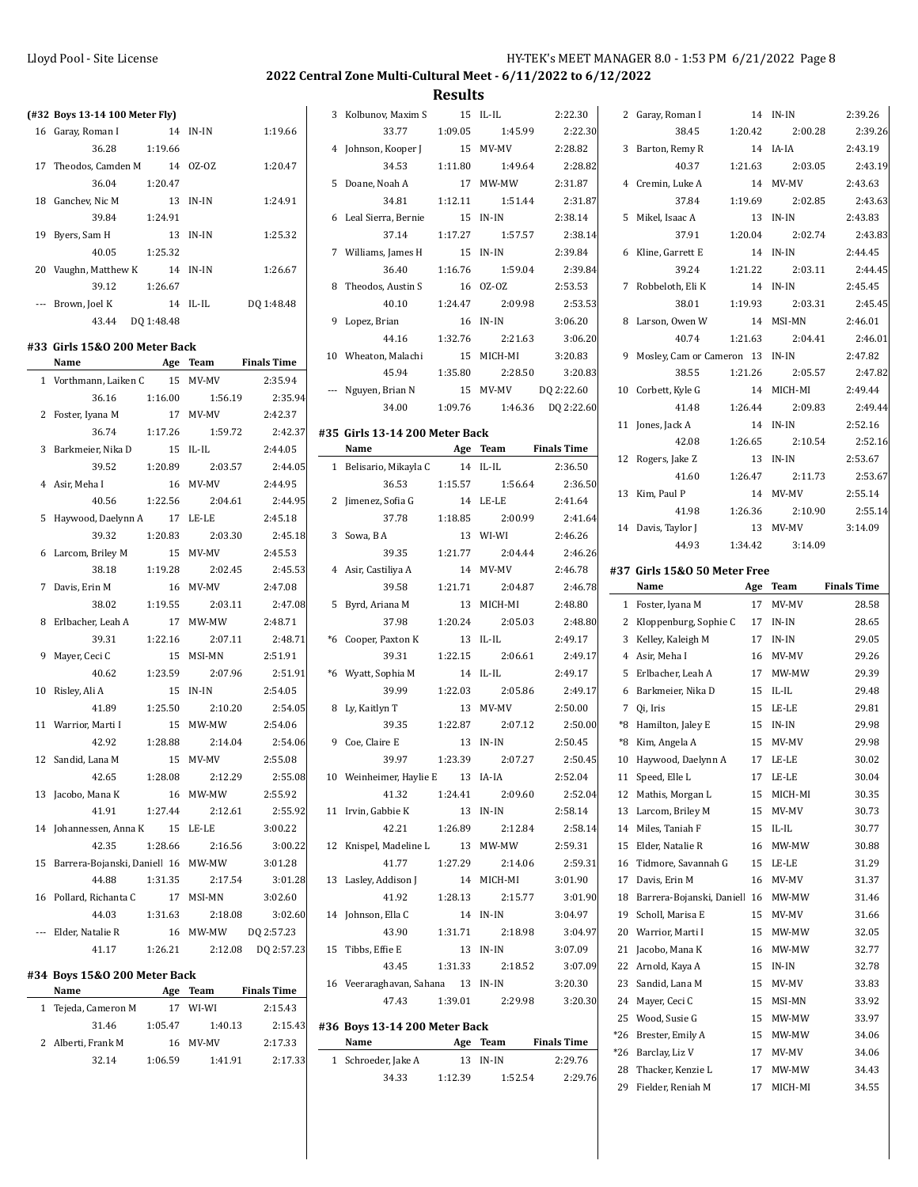## 2022 Central Zone Multi-Cultural Meet - 6/11/2022 to 6/12/2022

## Results

### (#32 Boys 13-14 100 Meter Fly)

| | Name | Age | Team | Finals Time |
|---|---|---|---|---|
| 16 | Garay, Roman I | 14 | IN-IN | 1:19.66 |
| | 36.28 | 1:19.66 | | |
| 17 | Theodos, Camden M | 14 | OZ-OZ | 1:20.47 |
| | 36.04 | 1:20.47 | | |
| 18 | Ganchev, Nic M | 13 | IN-IN | 1:24.91 |
| | 39.84 | 1:24.91 | | |
| 19 | Byers, Sam H | 13 | IN-IN | 1:25.32 |
| | 40.05 | 1:25.32 | | |
| 20 | Vaughn, Matthew K | 14 | IN-IN | 1:26.67 |
| | 39.12 | 1:26.67 | | |
| --- | Brown, Joel K | 14 | IL-IL | DQ 1:48.48 |
| | 43.44 | DQ 1:48.48 | | |

### #33 Girls 15&O 200 Meter Back

| | Name | Age | Team | Finals Time |
|---|---|---|---|---|
| 1 | Vorthmann, Laiken C | 15 | MV-MV | 2:35.94 |
| | 36.16 | 1:16.00 | 1:56.19 | 2:35.94 |
| 2 | Foster, Iyana M | 17 | MV-MV | 2:42.37 |
| | 36.74 | 1:17.26 | 1:59.72 | 2:42.37 |
| 3 | Barkmeier, Nika D | 15 | IL-IL | 2:44.05 |
| | 39.52 | 1:20.89 | 2:03.57 | 2:44.05 |
| 4 | Asir, Meha I | 16 | MV-MV | 2:44.95 |
| | 40.56 | 1:22.56 | 2:04.61 | 2:44.95 |
| 5 | Haywood, Daelynn A | 17 | LE-LE | 2:45.18 |
| | 39.32 | 1:20.83 | 2:03.30 | 2:45.18 |
| 6 | Larcom, Briley M | 15 | MV-MV | 2:45.53 |
| | 38.18 | 1:19.28 | 2:02.45 | 2:45.53 |
| 7 | Davis, Erin M | 16 | MV-MV | 2:47.08 |
| | 38.02 | 1:19.55 | 2:03.11 | 2:47.08 |
| 8 | Erlbacher, Leah A | 17 | MW-MW | 2:48.71 |
| | 39.31 | 1:22.16 | 2:07.11 | 2:48.71 |
| 9 | Mayer, Ceci C | 15 | MSI-MN | 2:51.91 |
| | 40.62 | 1:23.59 | 2:07.96 | 2:51.91 |
| 10 | Risley, Ali A | 15 | IN-IN | 2:54.05 |
| | 41.89 | 1:25.50 | 2:10.20 | 2:54.05 |
| 11 | Warrior, Marti I | 15 | MW-MW | 2:54.06 |
| | 42.92 | 1:28.88 | 2:14.04 | 2:54.06 |
| 12 | Sandid, Lana M | 15 | MV-MV | 2:55.08 |
| | 42.65 | 1:28.08 | 2:12.29 | 2:55.08 |
| 13 | Jacobo, Mana K | 16 | MW-MW | 2:55.92 |
| | 41.91 | 1:27.44 | 2:12.61 | 2:55.92 |
| 14 | Johannessen, Anna K | 15 | LE-LE | 3:00.22 |
| | 42.35 | 1:28.66 | 2:16.56 | 3:00.22 |
| 15 | Barrera-Bojanski, Daniell | 16 | MW-MW | 3:01.28 |
| | 44.88 | 1:31.35 | 2:17.54 | 3:01.28 |
| 16 | Pollard, Richanta C | 17 | MSI-MN | 3:02.60 |
| | 44.03 | 1:31.63 | 2:18.08 | 3:02.60 |
| --- | Elder, Natalie R | 16 | MW-MW | DQ 2:57.23 |
| | 41.17 | 1:26.21 | 2:12.08 | DQ 2:57.23 |

### #34 Boys 15&O 200 Meter Back

| | Name | Age | Team | Finals Time |
|---|---|---|---|---|
| 1 | Tejeda, Cameron M | 17 | WI-WI | 2:15.43 |
| | 31.46 | 1:05.47 | 1:40.13 | 2:15.43 |
| 2 | Alberti, Frank M | 16 | MV-MV | 2:17.33 |
| | 32.14 | 1:06.59 | 1:41.91 | 2:17.33 |
| 3 | Kolbunov, Maxim S | 15 | IL-IL | 2:22.30 |
| | 33.77 | 1:09.05 | 1:45.99 | 2:22.30 |
| 4 | Johnson, Kooper J | 15 | MV-MV | 2:28.82 |
| | 34.53 | 1:11.80 | 1:49.64 | 2:28.82 |
| 5 | Doane, Noah A | 17 | MW-MW | 2:31.87 |
| | 34.81 | 1:12.11 | 1:51.44 | 2:31.87 |
| 6 | Leal Sierra, Bernie | 15 | IN-IN | 2:38.14 |
| | 37.14 | 1:17.27 | 1:57.57 | 2:38.14 |
| 7 | Williams, James H | 15 | IN-IN | 2:39.84 |
| | 36.40 | 1:16.76 | 1:59.04 | 2:39.84 |
| 8 | Theodos, Austin S | 16 | OZ-OZ | 2:53.53 |
| | 40.10 | 1:24.47 | 2:09.98 | 2:53.53 |
| 9 | Lopez, Brian | 16 | IN-IN | 3:06.20 |
| | 44.16 | 1:32.76 | 2:21.63 | 3:06.20 |
| 10 | Wheaton, Malachi | 15 | MICH-MI | 3:20.83 |
| | 45.94 | 1:35.80 | 2:28.50 | 3:20.83 |
| --- | Nguyen, Brian N | 15 | MV-MV | DQ 2:22.60 |
| | 34.00 | 1:09.76 | 1:46.36 | DQ 2:22.60 |

### #35 Girls 13-14 200 Meter Back

| | Name | Age | Team | Finals Time |
|---|---|---|---|---|
| 1 | Belisario, Mikayla C | 14 | IL-IL | 2:36.50 |
| | 36.53 | 1:15.57 | 1:56.64 | 2:36.50 |
| 2 | Jimenez, Sofia G | 14 | LE-LE | 2:41.64 |
| | 37.78 | 1:18.85 | 2:00.99 | 2:41.64 |
| 3 | Sowa, B A | 13 | WI-WI | 2:46.26 |
| | 39.35 | 1:21.77 | 2:04.44 | 2:46.26 |
| 4 | Asir, Castiliya A | 14 | MV-MV | 2:46.78 |
| | 39.58 | 1:21.71 | 2:04.87 | 2:46.78 |
| 5 | Byrd, Ariana M | 13 | MICH-MI | 2:48.80 |
| | 37.98 | 1:20.24 | 2:05.03 | 2:48.80 |
| *6 | Cooper, Paxton K | 13 | IL-IL | 2:49.17 |
| | 39.31 | 1:22.15 | 2:06.61 | 2:49.17 |
| *6 | Wyatt, Sophia M | 14 | IL-IL | 2:49.17 |
| | 39.99 | 1:22.03 | 2:05.86 | 2:49.17 |
| 8 | Ly, Kaitlyn T | 13 | MV-MV | 2:50.00 |
| | 39.35 | 1:22.87 | 2:07.12 | 2:50.00 |
| 9 | Coe, Claire E | 13 | IN-IN | 2:50.45 |
| | 39.97 | 1:23.39 | 2:07.27 | 2:50.45 |
| 10 | Weinheimer, Haylie E | 13 | IA-IA | 2:52.04 |
| | 41.32 | 1:24.41 | 2:09.60 | 2:52.04 |
| 11 | Irvin, Gabbie K | 13 | IN-IN | 2:58.14 |
| | 42.21 | 1:26.89 | 2:12.84 | 2:58.14 |
| 12 | Knispel, Madeline L | 13 | MW-MW | 2:59.31 |
| | 41.77 | 1:27.29 | 2:14.06 | 2:59.31 |
| 13 | Lasley, Addison J | 14 | MICH-MI | 3:01.90 |
| | 41.92 | 1:28.13 | 2:15.77 | 3:01.90 |
| 14 | Johnson, Ella C | 14 | IN-IN | 3:04.97 |
| | 43.90 | 1:31.71 | 2:18.98 | 3:04.97 |
| 15 | Tibbs, Effie E | 13 | IN-IN | 3:07.09 |
| | 43.45 | 1:31.33 | 2:18.52 | 3:07.09 |
| 16 | Veeraraghavan, Sahana | 13 | IN-IN | 3:20.30 |
| | 47.43 | 1:39.01 | 2:29.98 | 3:20.30 |

### #36 Boys 13-14 200 Meter Back

| | Name | Age | Team | Finals Time |
|---|---|---|---|---|
| 1 | Schroeder, Jake A | 13 | IN-IN | 2:29.76 |
| | 34.33 | 1:12.39 | 1:52.54 | 2:29.76 |
| 2 | Garay, Roman I | 14 | IN-IN | 2:39.26 |
| | 38.45 | 1:20.42 | 2:00.28 | 2:39.26 |
| 3 | Barton, Remy R | 14 | IA-IA | 2:43.19 |
| | 40.37 | 1:21.63 | 2:03.05 | 2:43.19 |
| 4 | Cremin, Luke A | 14 | MV-MV | 2:43.63 |
| | 37.84 | 1:19.69 | 2:02.85 | 2:43.63 |
| 5 | Mikel, Isaac A | 13 | IN-IN | 2:43.83 |
| | 37.91 | 1:20.04 | 2:02.74 | 2:43.83 |
| 6 | Kline, Garrett E | 14 | IN-IN | 2:44.45 |
| | 39.24 | 1:21.22 | 2:03.11 | 2:44.45 |
| 7 | Robbeloth, Eli K | 14 | IN-IN | 2:45.45 |
| | 38.01 | 1:19.93 | 2:03.31 | 2:45.45 |
| 8 | Larson, Owen W | 14 | MSI-MN | 2:46.01 |
| | 40.74 | 1:21.63 | 2:04.41 | 2:46.01 |
| 9 | Mosley, Cam or Cameron | 13 | IN-IN | 2:47.82 |
| | 38.55 | 1:21.26 | 2:05.57 | 2:47.82 |
| 10 | Corbett, Kyle G | 14 | MICH-MI | 2:49.44 |
| | 41.48 | 1:26.44 | 2:09.83 | 2:49.44 |
| 11 | Jones, Jack A | 14 | IN-IN | 2:52.16 |
| | 42.08 | 1:26.65 | 2:10.54 | 2:52.16 |
| 12 | Rogers, Jake Z | 13 | IN-IN | 2:53.67 |
| | 41.60 | 1:26.47 | 2:11.73 | 2:53.67 |
| 13 | Kim, Paul P | 14 | MV-MV | 2:55.14 |
| | 41.98 | 1:26.36 | 2:10.90 | 2:55.14 |
| 14 | Davis, Taylor J | 13 | MV-MV | 3:14.09 |
| | 44.93 | 1:34.42 | 3:14.09 | |

### #37 Girls 15&O 50 Meter Free

| | Name | Age | Team | Finals Time |
|---|---|---|---|---|
| 1 | Foster, Iyana M | 17 | MV-MV | 28.58 |
| 2 | Kloppenburg, Sophie C | 17 | IN-IN | 28.65 |
| 3 | Kelley, Kaleigh M | 17 | IN-IN | 29.05 |
| 4 | Asir, Meha I | 16 | MV-MV | 29.26 |
| 5 | Erlbacher, Leah A | 17 | MW-MW | 29.39 |
| 6 | Barkmeier, Nika D | 15 | IL-IL | 29.48 |
| 7 | Qi, Iris | 15 | LE-LE | 29.81 |
| *8 | Hamilton, Jaley E | 15 | IN-IN | 29.98 |
| *8 | Kim, Angela A | 15 | MV-MV | 29.98 |
| 10 | Haywood, Daelynn A | 17 | LE-LE | 30.02 |
| 11 | Speed, Elle L | 17 | LE-LE | 30.04 |
| 12 | Mathis, Morgan L | 15 | MICH-MI | 30.35 |
| 13 | Larcom, Briley M | 15 | MV-MV | 30.73 |
| 14 | Miles, Taniah F | 15 | IL-IL | 30.77 |
| 15 | Elder, Natalie R | 16 | MW-MW | 30.88 |
| 16 | Tidmore, Savannah G | 15 | LE-LE | 31.29 |
| 17 | Davis, Erin M | 16 | MV-MV | 31.37 |
| 18 | Barrera-Bojanski, Daniell | 16 | MW-MW | 31.46 |
| 19 | Scholl, Marisa E | 15 | MV-MV | 31.66 |
| 20 | Warrior, Marti I | 15 | MW-MW | 32.05 |
| 21 | Jacobo, Mana K | 16 | MW-MW | 32.77 |
| 22 | Arnold, Kaya A | 15 | IN-IN | 32.78 |
| 23 | Sandid, Lana M | 15 | MV-MV | 33.83 |
| 24 | Mayer, Ceci C | 15 | MSI-MN | 33.92 |
| 25 | Wood, Susie G | 15 | MW-MW | 33.97 |
| *26 | Brester, Emily A | 15 | MW-MW | 34.06 |
| *26 | Barclay, Liz V | 17 | MV-MV | 34.06 |
| 28 | Thacker, Kenzie L | 17 | MW-MW | 34.43 |
| 29 | Fielder, Reniah M | 17 | MICH-MI | 34.55 |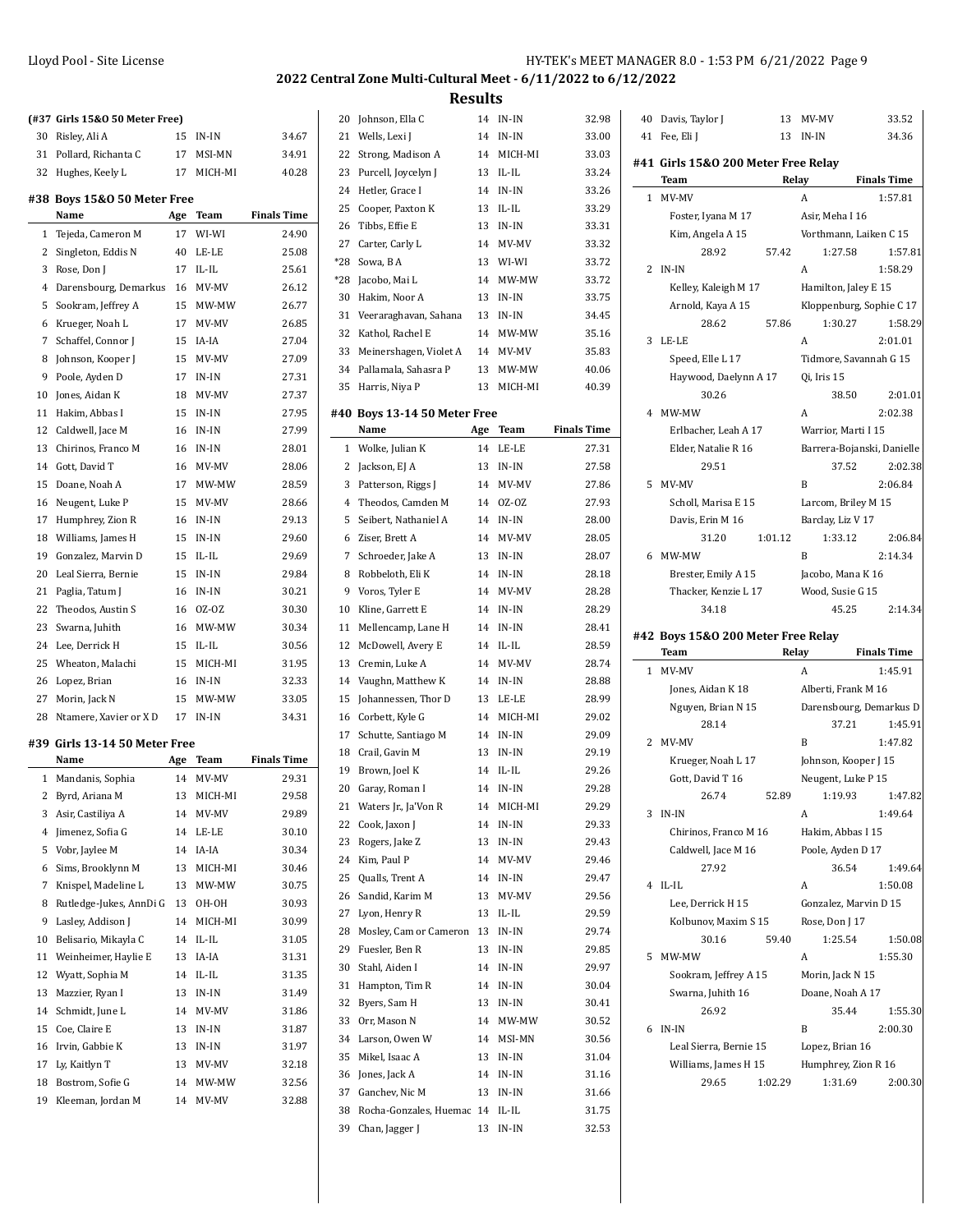## 2022 Central Zone Multi-Cultural Meet - 6/11/2022 to 6/12/2022

### Results

**(#37 Girls 15&O 50 Meter Free)**

| | Name | Age | Team | Finals Time |
|---|---|---|---|---|
| 30 | Risley, Ali A | 15 | IN-IN | 34.67 |
| 31 | Pollard, Richanta C | 17 | MSI-MN | 34.91 |
| 32 | Hughes, Keely L | 17 | MICH-MI | 40.28 |

### #38 Boys 15&O 50 Meter Free

| | Name | Age | Team | Finals Time |
|---|---|---|---|---|
| 1 | Tejeda, Cameron M | 17 | WI-WI | 24.90 |
| 2 | Singleton, Eddis N | 40 | LE-LE | 25.08 |
| 3 | Rose, Don J | 17 | IL-IL | 25.61 |
| 4 | Darensbourg, Demarkus | 16 | MV-MV | 26.12 |
| 5 | Sookram, Jeffrey A | 15 | MW-MW | 26.77 |
| 6 | Krueger, Noah L | 17 | MV-MV | 26.85 |
| 7 | Schaffel, Connor J | 15 | IA-IA | 27.04 |
| 8 | Johnson, Kooper J | 15 | MV-MV | 27.09 |
| 9 | Poole, Ayden D | 17 | IN-IN | 27.31 |
| 10 | Jones, Aidan K | 18 | MV-MV | 27.37 |
| 11 | Hakim, Abbas I | 15 | IN-IN | 27.95 |
| 12 | Caldwell, Jace M | 16 | IN-IN | 27.99 |
| 13 | Chirinos, Franco M | 16 | IN-IN | 28.01 |
| 14 | Gott, David T | 16 | MV-MV | 28.06 |
| 15 | Doane, Noah A | 17 | MW-MW | 28.59 |
| 16 | Neugent, Luke P | 15 | MV-MV | 28.66 |
| 17 | Humphrey, Zion R | 16 | IN-IN | 29.13 |
| 18 | Williams, James H | 15 | IN-IN | 29.60 |
| 19 | Gonzalez, Marvin D | 15 | IL-IL | 29.69 |
| 20 | Leal Sierra, Bernie | 15 | IN-IN | 29.84 |
| 21 | Paglia, Tatum J | 16 | IN-IN | 30.21 |
| 22 | Theodos, Austin S | 16 | OZ-OZ | 30.30 |
| 23 | Swarna, Juhith | 16 | MW-MW | 30.34 |
| 24 | Lee, Derrick H | 15 | IL-IL | 30.56 |
| 25 | Wheaton, Malachi | 15 | MICH-MI | 31.95 |
| 26 | Lopez, Brian | 16 | IN-IN | 32.33 |
| 27 | Morin, Jack N | 15 | MW-MW | 33.05 |
| 28 | Ntamere, Xavier or X D | 17 | IN-IN | 34.31 |

### #39 Girls 13-14 50 Meter Free

| | Name | Age | Team | Finals Time |
|---|---|---|---|---|
| 1 | Mandanis, Sophia | 14 | MV-MV | 29.31 |
| 2 | Byrd, Ariana M | 13 | MICH-MI | 29.58 |
| 3 | Asir, Castiliya A | 14 | MV-MV | 29.89 |
| 4 | Jimenez, Sofia G | 14 | LE-LE | 30.10 |
| 5 | Vobr, Jaylee M | 14 | IA-IA | 30.34 |
| 6 | Sims, Brooklynn M | 13 | MICH-MI | 30.46 |
| 7 | Knispel, Madeline L | 13 | MW-MW | 30.75 |
| 8 | Rutledge-Jukes, AnnDi G | 13 | OH-OH | 30.93 |
| 9 | Lasley, Addison J | 14 | MICH-MI | 30.99 |
| 10 | Belisario, Mikayla C | 14 | IL-IL | 31.05 |
| 11 | Weinheimer, Haylie E | 13 | IA-IA | 31.31 |
| 12 | Wyatt, Sophia M | 14 | IL-IL | 31.35 |
| 13 | Mazzier, Ryan I | 13 | IN-IN | 31.49 |
| 14 | Schmidt, June L | 14 | MV-MV | 31.86 |
| 15 | Coe, Claire E | 13 | IN-IN | 31.87 |
| 16 | Irvin, Gabbie K | 13 | IN-IN | 31.97 |
| 17 | Ly, Kaitlyn T | 13 | MV-MV | 32.18 |
| 18 | Bostrom, Sofie G | 14 | MW-MW | 32.56 |
| 19 | Kleeman, Jordan M | 14 | MV-MV | 32.88 |
| 20 | Johnson, Ella C | 14 | IN-IN | 32.98 |
| 21 | Wells, Lexi J | 14 | IN-IN | 33.00 |
| 22 | Strong, Madison A | 14 | MICH-MI | 33.03 |
| 23 | Purcell, Joycelyn J | 13 | IL-IL | 33.24 |
| 24 | Hetler, Grace I | 14 | IN-IN | 33.26 |
| 25 | Cooper, Paxton K | 13 | IL-IL | 33.29 |
| 26 | Tibbs, Effie E | 13 | IN-IN | 33.31 |
| 27 | Carter, Carly L | 14 | MV-MV | 33.32 |
| *28 | Sowa, B A | 13 | WI-WI | 33.72 |
| *28 | Jacobo, Mai L | 14 | MW-MW | 33.72 |
| 30 | Hakim, Noor A | 13 | IN-IN | 33.75 |
| 31 | Veeraraghavan, Sahana | 13 | IN-IN | 34.45 |
| 32 | Kathol, Rachel E | 14 | MW-MW | 35.16 |
| 33 | Meinershagen, Violet A | 14 | MV-MV | 35.83 |
| 34 | Pallamala, Sahasra P | 13 | MW-MW | 40.06 |
| 35 | Harris, Niya P | 13 | MICH-MI | 40.39 |

### #40 Boys 13-14 50 Meter Free

| | Name | Age | Team | Finals Time |
|---|---|---|---|---|
| 1 | Wolke, Julian K | 14 | LE-LE | 27.31 |
| 2 | Jackson, EJ A | 13 | IN-IN | 27.58 |
| 3 | Patterson, Riggs J | 14 | MV-MV | 27.86 |
| 4 | Theodos, Camden M | 14 | OZ-OZ | 27.93 |
| 5 | Seibert, Nathaniel A | 14 | IN-IN | 28.00 |
| 6 | Ziser, Brett A | 14 | MV-MV | 28.05 |
| 7 | Schroeder, Jake A | 13 | IN-IN | 28.07 |
| 8 | Robbeloth, Eli K | 14 | IN-IN | 28.18 |
| 9 | Voros, Tyler E | 14 | MV-MV | 28.28 |
| 10 | Kline, Garrett E | 14 | IN-IN | 28.29 |
| 11 | Mellencamp, Lane H | 14 | IN-IN | 28.41 |
| 12 | McDowell, Avery E | 14 | IL-IL | 28.59 |
| 13 | Cremin, Luke A | 14 | MV-MV | 28.74 |
| 14 | Vaughn, Matthew K | 14 | IN-IN | 28.88 |
| 15 | Johannessen, Thor D | 13 | LE-LE | 28.99 |
| 16 | Corbett, Kyle G | 14 | MICH-MI | 29.02 |
| 17 | Schutte, Santiago M | 14 | IN-IN | 29.09 |
| 18 | Crail, Gavin M | 13 | IN-IN | 29.19 |
| 19 | Brown, Joel K | 14 | IL-IL | 29.26 |
| 20 | Garay, Roman I | 14 | IN-IN | 29.28 |
| 21 | Waters Jr., Ja'Von R | 14 | MICH-MI | 29.29 |
| 22 | Cook, Jaxon J | 14 | IN-IN | 29.33 |
| 23 | Rogers, Jake Z | 13 | IN-IN | 29.43 |
| 24 | Kim, Paul P | 14 | MV-MV | 29.46 |
| 25 | Qualls, Trent A | 14 | IN-IN | 29.47 |
| 26 | Sandid, Karim M | 13 | MV-MV | 29.56 |
| 27 | Lyon, Henry R | 13 | IL-IL | 29.59 |
| 28 | Mosley, Cam or Cameron | 13 | IN-IN | 29.74 |
| 29 | Fuesler, Ben R | 13 | IN-IN | 29.85 |
| 30 | Stahl, Aiden I | 14 | IN-IN | 29.97 |
| 31 | Hampton, Tim R | 14 | IN-IN | 30.04 |
| 32 | Byers, Sam H | 13 | IN-IN | 30.41 |
| 33 | Orr, Mason N | 14 | MW-MW | 30.52 |
| 34 | Larson, Owen W | 14 | MSI-MN | 30.56 |
| 35 | Mikel, Isaac A | 13 | IN-IN | 31.04 |
| 36 | Jones, Jack A | 14 | IN-IN | 31.16 |
| 37 | Ganchev, Nic M | 13 | IN-IN | 31.66 |
| 38 | Rocha-Gonzales, Huemac | 14 | IL-IL | 31.75 |
| 39 | Chan, Jagger J | 13 | IN-IN | 32.53 |
| 40 | Davis, Taylor J | 13 | MV-MV | 33.52 |
| 41 | Fee, Eli J | 13 | IN-IN | 34.36 |

### #41 Girls 15&O 200 Meter Free Relay

| | Team | Relay | Finals Time |
|---|---|---|---|
| 1 | MV-MV | A | 1:57.81 |
| | Foster, Iyana M 17; Asir, Meha I 16; Kim, Angela A 15; Vorthmann, Laiken C 15 | | |
| | 28.92 / 57.42 / 1:27.58 / 1:57.81 | | |
| 2 | IN-IN | A | 1:58.29 |
| | Kelley, Kaleigh M 17; Hamilton, Jaley E 15; Arnold, Kaya A 15; Kloppenburg, Sophie C 17 | | |
| | 28.62 / 57.86 / 1:30.27 / 1:58.29 | | |
| 3 | LE-LE | A | 2:01.01 |
| | Speed, Elle L 17; Tidmore, Savannah G 15; Haywood, Daelynn A 17; Qi, Iris 15 | | |
| | 30.26 / 38.50 / 2:01.01 | | |
| 4 | MW-MW | A | 2:02.38 |
| | Erlbacher, Leah A 17; Warrior, Marti I 15; Elder, Natalie R 16; Barrera-Bojanski, Danielle | | |
| | 29.51 / 37.52 / 2:02.38 | | |
| 5 | MV-MV | B | 2:06.84 |
| | Scholl, Marisa E 15; Larcom, Briley M 15; Davis, Erin M 16; Barclay, Liz V 17 | | |
| | 31.20 / 1:01.12 / 1:33.12 / 2:06.84 | | |
| 6 | MW-MW | B | 2:14.34 |
| | Brester, Emily A 15; Jacobo, Mana K 16; Thacker, Kenzie L 17; Wood, Susie G 15 | | |
| | 34.18 / 45.25 / 2:14.34 | | |

### #42 Boys 15&O 200 Meter Free Relay

| | Team | Relay | Finals Time |
|---|---|---|---|
| 1 | MV-MV | A | 1:45.91 |
| | Jones, Aidan K 18; Alberti, Frank M 16; Nguyen, Brian N 15; Darensbourg, Demarkus D | | |
| | 28.14 / 37.21 / 1:45.91 | | |
| 2 | MV-MV | B | 1:47.82 |
| | Krueger, Noah L 17; Johnson, Kooper J 15; Gott, David T 16; Neugent, Luke P 15 | | |
| | 26.74 / 52.89 / 1:19.93 / 1:47.82 | | |
| 3 | IN-IN | A | 1:49.64 |
| | Chirinos, Franco M 16; Hakim, Abbas I 15; Caldwell, Jace M 16; Poole, Ayden D 17 | | |
| | 27.92 / 36.54 / 1:49.64 | | |
| 4 | IL-IL | A | 1:50.08 |
| | Lee, Derrick H 15; Gonzalez, Marvin D 15; Kolbunov, Maxim S 15; Rose, Don J 17 | | |
| | 30.16 / 59.40 / 1:25.54 / 1:50.08 | | |
| 5 | MW-MW | A | 1:55.30 |
| | Sookram, Jeffrey A 15; Morin, Jack N 15; Swarna, Juhith 16; Doane, Noah A 17 | | |
| | 26.92 / 35.44 / 1:55.30 | | |
| 6 | IN-IN | B | 2:00.30 |
| | Leal Sierra, Bernie 15; Lopez, Brian 16; Williams, James H 15; Humphrey, Zion R 16 | | |
| | 29.65 / 1:02.29 / 1:31.69 / 2:00.30 | | |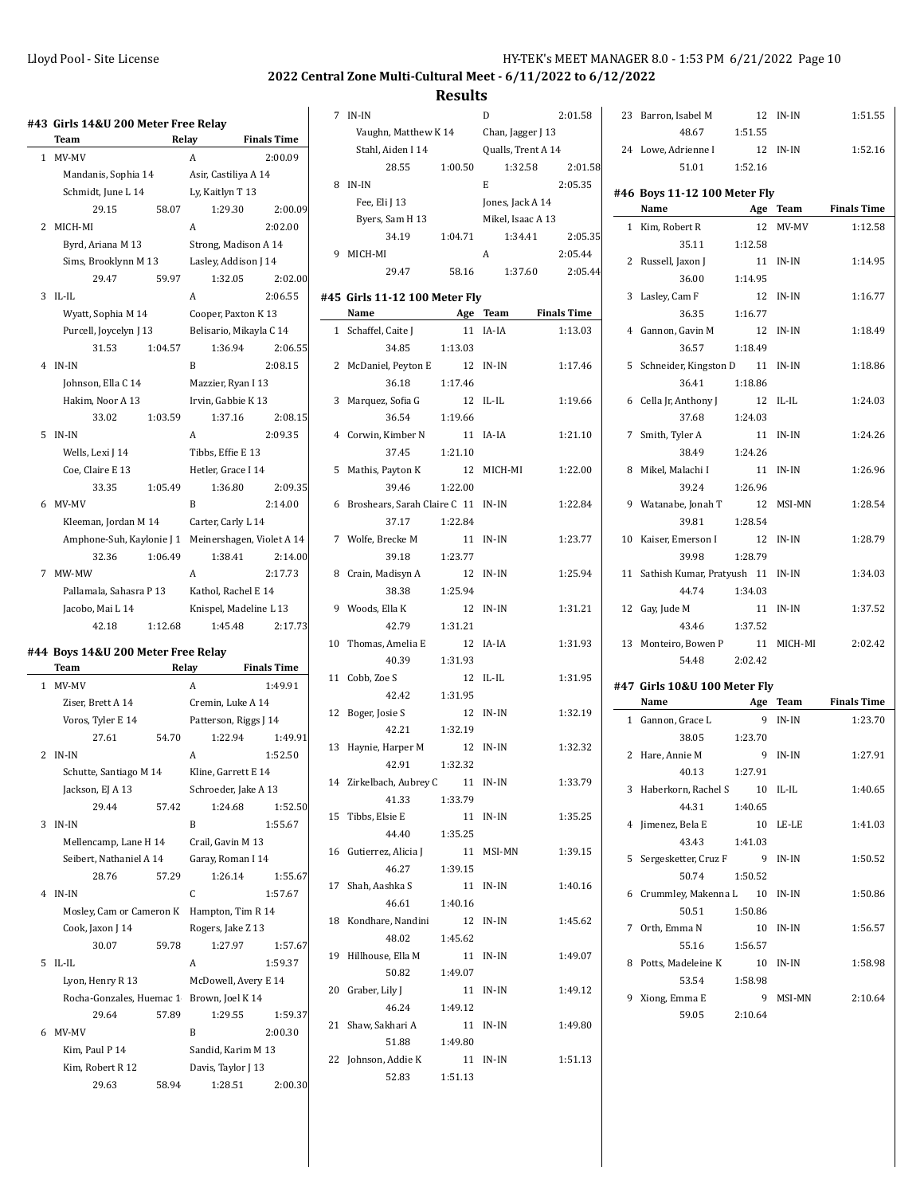## 2022 Central Zone Multi-Cultural Meet - 6/11/2022 to 6/12/2022

### Results

#### #43 Girls 14&U 200 Meter Free Relay

| | Team | Relay | Finals Time |
|---|---|---|---|
| 1 | MV-MV | A | 2:00.09 |
| | Mandanis, Sophia 14 | Asir, Castiliya A 14 | |
| | Schmidt, June L 14 | Ly, Kaitlyn T 13 | |
| | 29.15 58.07 | 1:29.30 | 2:00.09 |
| 2 | MICH-MI | A | 2:02.00 |
| | Byrd, Ariana M 13 | Strong, Madison A 14 | |
| | Sims, Brooklynn M 13 | Lasley, Addison J 14 | |
| | 29.47 59.97 | 1:32.05 | 2:02.00 |
| 3 | IL-IL | A | 2:06.55 |
| | Wyatt, Sophia M 14 | Cooper, Paxton K 13 | |
| | Purcell, Joycelyn J 13 | Belisario, Mikayla C 14 | |
| | 31.53 1:04.57 | 1:36.94 | 2:06.55 |
| 4 | IN-IN | B | 2:08.15 |
| | Johnson, Ella C 14 | Mazzier, Ryan I 13 | |
| | Hakim, Noor A 13 | Irvin, Gabbie K 13 | |
| | 33.02 1:03.59 | 1:37.16 | 2:08.15 |
| 5 | IN-IN | A | 2:09.35 |
| | Wells, Lexi J 14 | Tibbs, Effie E 13 | |
| | Coe, Claire E 13 | Hetler, Grace I 14 | |
| | 33.35 1:05.49 | 1:36.80 | 2:09.35 |
| 6 | MV-MV | B | 2:14.00 |
| | Kleeman, Jordan M 14 | Carter, Carly L 14 | |
| | Amphone-Suh, Kaylonie J 1 | Meinershagen, Violet A 14 | |
| | 32.36 1:06.49 | 1:38.41 | 2:14.00 |
| 7 | MW-MW | A | 2:17.73 |
| | Pallamala, Sahasra P 13 | Kathol, Rachel E 14 | |
| | Jacobo, Mai L 14 | Knispel, Madeline L 13 | |
| | 42.18 1:12.68 | 1:45.48 | 2:17.73 |

#### #44 Boys 14&U 200 Meter Free Relay

| | Team | Relay | Finals Time |
|---|---|---|---|
| 1 | MV-MV | A | 1:49.91 |
| | Ziser, Brett A 14 | Cremin, Luke A 14 | |
| | Voros, Tyler E 14 | Patterson, Riggs J 14 | |
| | 27.61 54.70 | 1:22.94 | 1:49.91 |
| 2 | IN-IN | A | 1:52.50 |
| | Schutte, Santiago M 14 | Kline, Garrett E 14 | |
| | Jackson, EJ A 13 | Schroeder, Jake A 13 | |
| | 29.44 57.42 | 1:24.68 | 1:52.50 |
| 3 | IN-IN | B | 1:55.67 |
| | Mellencamp, Lane H 14 | Crail, Gavin M 13 | |
| | Seibert, Nathaniel A 14 | Garay, Roman I 14 | |
| | 28.76 57.29 | 1:26.14 | 1:55.67 |
| 4 | IN-IN | C | 1:57.67 |
| | Mosley, Cam or Cameron K | Hampton, Tim R 14 | |
| | Cook, Jaxon J 14 | Rogers, Jake Z 13 | |
| | 30.07 59.78 | 1:27.97 | 1:57.67 |
| 5 | IL-IL | A | 1:59.37 |
| | Lyon, Henry R 13 | McDowell, Avery E 14 | |
| | Rocha-Gonzales, Huemac 1 | Brown, Joel K 14 | |
| | 29.64 57.89 | 1:29.55 | 1:59.37 |
| 6 | MV-MV | B | 2:00.30 |
| | Kim, Paul P 14 | Sandid, Karim M 13 | |
| | Kim, Robert R 12 | Davis, Taylor J 13 | |
| | 29.63 58.94 | 1:28.51 | 2:00.30 |
| 7 | IN-IN | D | 2:01.58 |
| | Vaughn, Matthew K 14 | Chan, Jagger J 13 | |
| | Stahl, Aiden I 14 | Qualls, Trent A 14 | |
| | 28.55 1:00.50 | 1:32.58 | 2:01.58 |
| 8 | IN-IN | E | 2:05.35 |
| | Fee, Eli J 13 | Jones, Jack A 14 | |
| | Byers, Sam H 13 | Mikel, Isaac A 13 | |
| | 34.19 1:04.71 | 1:34.41 | 2:05.35 |
| 9 | MICH-MI | A | 2:05.44 |
| | 29.47 58.16 | 1:37.60 | 2:05.44 |

#### #45 Girls 11-12 100 Meter Fly

| | Name | Age | Team | Finals Time |
|---|---|---|---|---|
| 1 | Schaffel, Caite J | 11 | IA-IA | 1:13.03 |
| | 34.85 1:13.03 | | | |
| 2 | McDaniel, Peyton E | 12 | IN-IN | 1:17.46 |
| | 36.18 1:17.46 | | | |
| 3 | Marquez, Sofia G | 12 | IL-IL | 1:19.66 |
| | 36.54 1:19.66 | | | |
| 4 | Corwin, Kimber N | 11 | IA-IA | 1:21.10 |
| | 37.45 1:21.10 | | | |
| 5 | Mathis, Payton K | 12 | MICH-MI | 1:22.00 |
| | 39.46 1:22.00 | | | |
| 6 | Broshears, Sarah Claire C | 11 | IN-IN | 1:22.84 |
| | 37.17 1:22.84 | | | |
| 7 | Wolfe, Brecke M | 11 | IN-IN | 1:23.77 |
| | 39.18 1:23.77 | | | |
| 8 | Crain, Madisyn A | 12 | IN-IN | 1:25.94 |
| | 38.38 1:25.94 | | | |
| 9 | Woods, Ella K | 12 | IN-IN | 1:31.21 |
| | 42.79 1:31.21 | | | |
| 10 | Thomas, Amelia E | 12 | IA-IA | 1:31.93 |
| | 40.39 1:31.93 | | | |
| 11 | Cobb, Zoe S | 12 | IL-IL | 1:31.95 |
| | 42.42 1:31.95 | | | |
| 12 | Boger, Josie S | 12 | IN-IN | 1:32.19 |
| | 42.21 1:32.19 | | | |
| 13 | Haynie, Harper M | 12 | IN-IN | 1:32.32 |
| | 42.91 1:32.32 | | | |
| 14 | Zirkelbach, Aubrey C | 11 | IN-IN | 1:33.79 |
| | 41.33 1:33.79 | | | |
| 15 | Tibbs, Elsie E | 11 | IN-IN | 1:35.25 |
| | 44.40 1:35.25 | | | |
| 16 | Gutierrez, Alicia J | 11 | MSI-MN | 1:39.15 |
| | 46.27 1:39.15 | | | |
| 17 | Shah, Aashka S | 11 | IN-IN | 1:40.16 |
| | 46.61 1:40.16 | | | |
| 18 | Kondhare, Nandini | 12 | IN-IN | 1:45.62 |
| | 48.02 1:45.62 | | | |
| 19 | Hillhouse, Ella M | 11 | IN-IN | 1:49.07 |
| | 50.82 1:49.07 | | | |
| 20 | Graber, Lily J | 11 | IN-IN | 1:49.12 |
| | 46.24 1:49.12 | | | |
| 21 | Shaw, Sakhari A | 11 | IN-IN | 1:49.80 |
| | 51.88 1:49.80 | | | |
| 22 | Johnson, Addie K | 11 | IN-IN | 1:51.13 |
| | 52.83 1:51.13 | | | |
| 23 | Barron, Isabel M | 12 | IN-IN | 1:51.55 |
| | 48.67 1:51.55 | | | |
| 24 | Lowe, Adrienne I | 12 | IN-IN | 1:52.16 |
| | 51.01 1:52.16 | | | |

#### #46 Boys 11-12 100 Meter Fly

| | Name | Age | Team | Finals Time |
|---|---|---|---|---|
| 1 | Kim, Robert R | 12 | MV-MV | 1:12.58 |
| | 35.11 1:12.58 | | | |
| 2 | Russell, Jaxon J | 11 | IN-IN | 1:14.95 |
| | 36.00 1:14.95 | | | |
| 3 | Lasley, Cam F | 12 | IN-IN | 1:16.77 |
| | 36.35 1:16.77 | | | |
| 4 | Gannon, Gavin M | 12 | IN-IN | 1:18.49 |
| | 36.57 1:18.49 | | | |
| 5 | Schneider, Kingston D | 11 | IN-IN | 1:18.86 |
| | 36.41 1:18.86 | | | |
| 6 | Cella Jr, Anthony J | 12 | IL-IL | 1:24.03 |
| | 37.68 1:24.03 | | | |
| 7 | Smith, Tyler A | 11 | IN-IN | 1:24.26 |
| | 38.49 1:24.26 | | | |
| 8 | Mikel, Malachi I | 11 | IN-IN | 1:26.96 |
| | 39.24 1:26.96 | | | |
| 9 | Watanabe, Jonah T | 12 | MSI-MN | 1:28.54 |
| | 39.81 1:28.54 | | | |
| 10 | Kaiser, Emerson I | 12 | IN-IN | 1:28.79 |
| | 39.98 1:28.79 | | | |
| 11 | Sathish Kumar, Pratyush | 11 | IN-IN | 1:34.03 |
| | 44.74 1:34.03 | | | |
| 12 | Gay, Jude M | 11 | IN-IN | 1:37.52 |
| | 43.46 1:37.52 | | | |
| 13 | Monteiro, Bowen P | 11 | MICH-MI | 2:02.42 |
| | 54.48 2:02.42 | | | |

#### #47 Girls 10&U 100 Meter Fly

| | Name | Age | Team | Finals Time |
|---|---|---|---|---|
| 1 | Gannon, Grace L | 9 | IN-IN | 1:23.70 |
| | 38.05 1:23.70 | | | |
| 2 | Hare, Annie M | 9 | IN-IN | 1:27.91 |
| | 40.13 1:27.91 | | | |
| 3 | Haberkorn, Rachel S | 10 | IL-IL | 1:40.65 |
| | 44.31 1:40.65 | | | |
| 4 | Jimenez, Bela E | 10 | LE-LE | 1:41.03 |
| | 43.43 1:41.03 | | | |
| 5 | Sergesketter, Cruz F | 9 | IN-IN | 1:50.52 |
| | 50.74 1:50.52 | | | |
| 6 | Crummley, Makenna L | 10 | IN-IN | 1:50.86 |
| | 50.51 1:50.86 | | | |
| 7 | Orth, Emma N | 10 | IN-IN | 1:56.57 |
| | 55.16 1:56.57 | | | |
| 8 | Potts, Madeleine K | 10 | IN-IN | 1:58.98 |
| | 53.54 1:58.98 | | | |
| 9 | Xiong, Emma E | 9 | MSI-MN | 2:10.64 |
| | 59.05 2:10.64 | | | |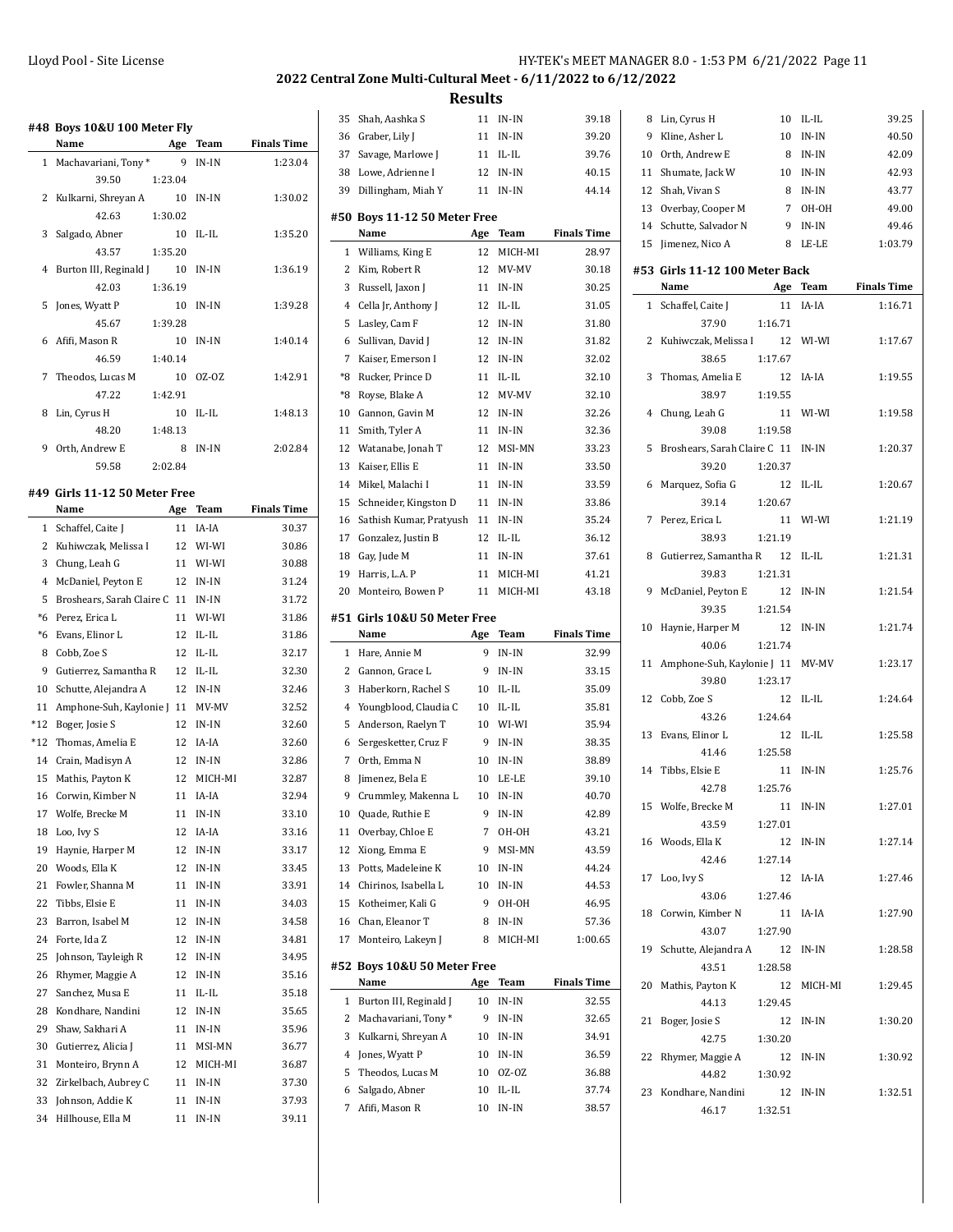## 2022 Central Zone Multi-Cultural Meet - 6/11/2022 to 6/12/2022

### Results

#### #48 Boys 10&U 100 Meter Fly

| | Name | Age | Team | Finals Time |
|---|---|---|---|---|
| 1 | Machavariani, Tony * | 9 | IN-IN | 1:23.04 |
| | 39.50 | 1:23.04 | | |
| 2 | Kulkarni, Shreyan A | 10 | IN-IN | 1:30.02 |
| | 42.63 | 1:30.02 | | |
| 3 | Salgado, Abner | 10 | IL-IL | 1:35.20 |
| | 43.57 | 1:35.20 | | |
| 4 | Burton III, Reginald J | 10 | IN-IN | 1:36.19 |
| | 42.03 | 1:36.19 | | |
| 5 | Jones, Wyatt P | 10 | IN-IN | 1:39.28 |
| | 45.67 | 1:39.28 | | |
| 6 | Afifi, Mason R | 10 | IN-IN | 1:40.14 |
| | 46.59 | 1:40.14 | | |
| 7 | Theodos, Lucas M | 10 | OZ-OZ | 1:42.91 |
| | 47.22 | 1:42.91 | | |
| 8 | Lin, Cyrus H | 10 | IL-IL | 1:48.13 |
| | 48.20 | 1:48.13 | | |
| 9 | Orth, Andrew E | 8 | IN-IN | 2:02.84 |
| | 59.58 | 2:02.84 | | |

#### #49 Girls 11-12 50 Meter Free

| | Name | Age | Team | Finals Time |
|---|---|---|---|---|
| 1 | Schaffel, Caite J | 11 | IA-IA | 30.37 |
| 2 | Kuhiwczak, Melissa I | 12 | WI-WI | 30.86 |
| 3 | Chung, Leah G | 11 | WI-WI | 30.88 |
| 4 | McDaniel, Peyton E | 12 | IN-IN | 31.24 |
| 5 | Broshears, Sarah Claire C | 11 | IN-IN | 31.72 |
| *6 | Perez, Erica L | 11 | WI-WI | 31.86 |
| *6 | Evans, Elinor L | 12 | IL-IL | 31.86 |
| 8 | Cobb, Zoe S | 12 | IL-IL | 32.17 |
| 9 | Gutierrez, Samantha R | 12 | IL-IL | 32.30 |
| 10 | Schutte, Alejandra A | 12 | IN-IN | 32.46 |
| 11 | Amphone-Suh, Kaylonie J | 11 | MV-MV | 32.52 |
| *12 | Boger, Josie S | 12 | IN-IN | 32.60 |
| *12 | Thomas, Amelia E | 12 | IA-IA | 32.60 |
| 14 | Crain, Madisyn A | 12 | IN-IN | 32.86 |
| 15 | Mathis, Payton K | 12 | MICH-MI | 32.87 |
| 16 | Corwin, Kimber N | 11 | IA-IA | 32.94 |
| 17 | Wolfe, Brecke M | 11 | IN-IN | 33.10 |
| 18 | Loo, Ivy S | 12 | IA-IA | 33.16 |
| 19 | Haynie, Harper M | 12 | IN-IN | 33.17 |
| 20 | Woods, Ella K | 12 | IN-IN | 33.45 |
| 21 | Fowler, Shanna M | 11 | IN-IN | 33.91 |
| 22 | Tibbs, Elsie E | 11 | IN-IN | 34.03 |
| 23 | Barron, Isabel M | 12 | IN-IN | 34.58 |
| 24 | Forte, Ida Z | 12 | IN-IN | 34.81 |
| 25 | Johnson, Tayleigh R | 12 | IN-IN | 34.95 |
| 26 | Rhymer, Maggie A | 12 | IN-IN | 35.16 |
| 27 | Sanchez, Musa E | 11 | IL-IL | 35.18 |
| 28 | Kondhare, Nandini | 12 | IN-IN | 35.65 |
| 29 | Shaw, Sakhari A | 11 | IN-IN | 35.96 |
| 30 | Gutierrez, Alicia J | 11 | MSI-MN | 36.77 |
| 31 | Monteiro, Brynn A | 12 | MICH-MI | 36.87 |
| 32 | Zirkelbach, Aubrey C | 11 | IN-IN | 37.30 |
| 33 | Johnson, Addie K | 11 | IN-IN | 37.93 |
| 34 | Hillhouse, Ella M | 11 | IN-IN | 39.11 |
| 35 | Shah, Aashka S | 11 | IN-IN | 39.18 |
| 36 | Graber, Lily J | 11 | IN-IN | 39.20 |
| 37 | Savage, Marlowe J | 11 | IL-IL | 39.76 |
| 38 | Lowe, Adrienne I | 12 | IN-IN | 40.15 |
| 39 | Dillingham, Miah Y | 11 | IN-IN | 44.14 |

#### #50 Boys 11-12 50 Meter Free

| | Name | Age | Team | Finals Time |
|---|---|---|---|---|
| 1 | Williams, King E | 12 | MICH-MI | 28.97 |
| 2 | Kim, Robert R | 12 | MV-MV | 30.18 |
| 3 | Russell, Jaxon J | 11 | IN-IN | 30.25 |
| 4 | Cella Jr, Anthony J | 12 | IL-IL | 31.05 |
| 5 | Lasley, Cam F | 12 | IN-IN | 31.80 |
| 6 | Sullivan, David J | 12 | IN-IN | 31.82 |
| 7 | Kaiser, Emerson I | 12 | IN-IN | 32.02 |
| *8 | Rucker, Prince D | 11 | IL-IL | 32.10 |
| *8 | Royse, Blake A | 12 | MV-MV | 32.10 |
| 10 | Gannon, Gavin M | 12 | IN-IN | 32.26 |
| 11 | Smith, Tyler A | 11 | IN-IN | 32.36 |
| 12 | Watanabe, Jonah T | 12 | MSI-MN | 33.23 |
| 13 | Kaiser, Ellis E | 11 | IN-IN | 33.50 |
| 14 | Mikel, Malachi I | 11 | IN-IN | 33.59 |
| 15 | Schneider, Kingston D | 11 | IN-IN | 33.86 |
| 16 | Sathish Kumar, Pratyush | 11 | IN-IN | 35.24 |
| 17 | Gonzalez, Justin B | 12 | IL-IL | 36.12 |
| 18 | Gay, Jude M | 11 | IN-IN | 37.61 |
| 19 | Harris, L.A. P | 11 | MICH-MI | 41.21 |
| 20 | Monteiro, Bowen P | 11 | MICH-MI | 43.18 |

#### #51 Girls 10&U 50 Meter Free

| | Name | Age | Team | Finals Time |
|---|---|---|---|---|
| 1 | Hare, Annie M | 9 | IN-IN | 32.99 |
| 2 | Gannon, Grace L | 9 | IN-IN | 33.15 |
| 3 | Haberkorn, Rachel S | 10 | IL-IL | 35.09 |
| 4 | Youngblood, Claudia C | 10 | IL-IL | 35.81 |
| 5 | Anderson, Raelyn T | 10 | WI-WI | 35.94 |
| 6 | Sergesketter, Cruz F | 9 | IN-IN | 38.35 |
| 7 | Orth, Emma N | 10 | IN-IN | 38.89 |
| 8 | Jimenez, Bela E | 10 | LE-LE | 39.10 |
| 9 | Crummley, Makenna L | 10 | IN-IN | 40.70 |
| 10 | Quade, Ruthie E | 9 | IN-IN | 42.89 |
| 11 | Overbay, Chloe E | 7 | OH-OH | 43.21 |
| 12 | Xiong, Emma E | 9 | MSI-MN | 43.59 |
| 13 | Potts, Madeleine K | 10 | IN-IN | 44.24 |
| 14 | Chirinos, Isabella L | 10 | IN-IN | 44.53 |
| 15 | Kotheimer, Kali G | 9 | OH-OH | 46.95 |
| 16 | Chan, Eleanor T | 8 | IN-IN | 57.36 |
| 17 | Monteiro, Lakeyn J | 8 | MICH-MI | 1:00.65 |

#### #52 Boys 10&U 50 Meter Free

| | Name | Age | Team | Finals Time |
|---|---|---|---|---|
| 1 | Burton III, Reginald J | 10 | IN-IN | 32.55 |
| 2 | Machavariani, Tony * | 9 | IN-IN | 32.65 |
| 3 | Kulkarni, Shreyan A | 10 | IN-IN | 34.91 |
| 4 | Jones, Wyatt P | 10 | IN-IN | 36.59 |
| 5 | Theodos, Lucas M | 10 | OZ-OZ | 36.88 |
| 6 | Salgado, Abner | 10 | IL-IL | 37.74 |
| 7 | Afifi, Mason R | 10 | IN-IN | 38.57 |
| 8 | Lin, Cyrus H | 10 | IL-IL | 39.25 |
| 9 | Kline, Asher L | 10 | IN-IN | 40.50 |
| 10 | Orth, Andrew E | 8 | IN-IN | 42.09 |
| 11 | Shumate, Jack W | 10 | IN-IN | 42.93 |
| 12 | Shah, Vivan S | 8 | IN-IN | 43.77 |
| 13 | Overbay, Cooper M | 7 | OH-OH | 49.00 |
| 14 | Schutte, Salvador N | 9 | IN-IN | 49.46 |
| 15 | Jimenez, Nico A | 8 | LE-LE | 1:03.79 |

#### #53 Girls 11-12 100 Meter Back

| | Name | Age | Team | Finals Time |
|---|---|---|---|---|
| 1 | Schaffel, Caite J | 11 | IA-IA | 1:16.71 |
| | 37.90 | 1:16.71 | | |
| 2 | Kuhiwczak, Melissa I | 12 | WI-WI | 1:17.67 |
| | 38.65 | 1:17.67 | | |
| 3 | Thomas, Amelia E | 12 | IA-IA | 1:19.55 |
| | 38.97 | 1:19.55 | | |
| 4 | Chung, Leah G | 11 | WI-WI | 1:19.58 |
| | 39.08 | 1:19.58 | | |
| 5 | Broshears, Sarah Claire C | 11 | IN-IN | 1:20.37 |
| | 39.20 | 1:20.37 | | |
| 6 | Marquez, Sofia G | 12 | IL-IL | 1:20.67 |
| | 39.14 | 1:20.67 | | |
| 7 | Perez, Erica L | 11 | WI-WI | 1:21.19 |
| | 38.93 | 1:21.19 | | |
| 8 | Gutierrez, Samantha R | 12 | IL-IL | 1:21.31 |
| | 39.83 | 1:21.31 | | |
| 9 | McDaniel, Peyton E | 12 | IN-IN | 1:21.54 |
| | 39.35 | 1:21.54 | | |
| 10 | Haynie, Harper M | 12 | IN-IN | 1:21.74 |
| | 40.06 | 1:21.74 | | |
| 11 | Amphone-Suh, Kaylonie J | 11 | MV-MV | 1:23.17 |
| | 39.80 | 1:23.17 | | |
| 12 | Cobb, Zoe S | 12 | IL-IL | 1:24.64 |
| | 43.26 | 1:24.64 | | |
| 13 | Evans, Elinor L | 12 | IL-IL | 1:25.58 |
| | 41.46 | 1:25.58 | | |
| 14 | Tibbs, Elsie E | 11 | IN-IN | 1:25.76 |
| | 42.78 | 1:25.76 | | |
| 15 | Wolfe, Brecke M | 11 | IN-IN | 1:27.01 |
| | 43.59 | 1:27.01 | | |
| 16 | Woods, Ella K | 12 | IN-IN | 1:27.14 |
| | 42.46 | 1:27.14 | | |
| 17 | Loo, Ivy S | 12 | IA-IA | 1:27.46 |
| | 43.06 | 1:27.46 | | |
| 18 | Corwin, Kimber N | 11 | IA-IA | 1:27.90 |
| | 43.07 | 1:27.90 | | |
| 19 | Schutte, Alejandra A | 12 | IN-IN | 1:28.58 |
| | 43.51 | 1:28.58 | | |
| 20 | Mathis, Payton K | 12 | MICH-MI | 1:29.45 |
| | 44.13 | 1:29.45 | | |
| 21 | Boger, Josie S | 12 | IN-IN | 1:30.20 |
| | 42.75 | 1:30.20 | | |
| 22 | Rhymer, Maggie A | 12 | IN-IN | 1:30.92 |
| | 44.82 | 1:30.92 | | |
| 23 | Kondhare, Nandini | 12 | IN-IN | 1:32.51 |
| | 46.17 | 1:32.51 | | |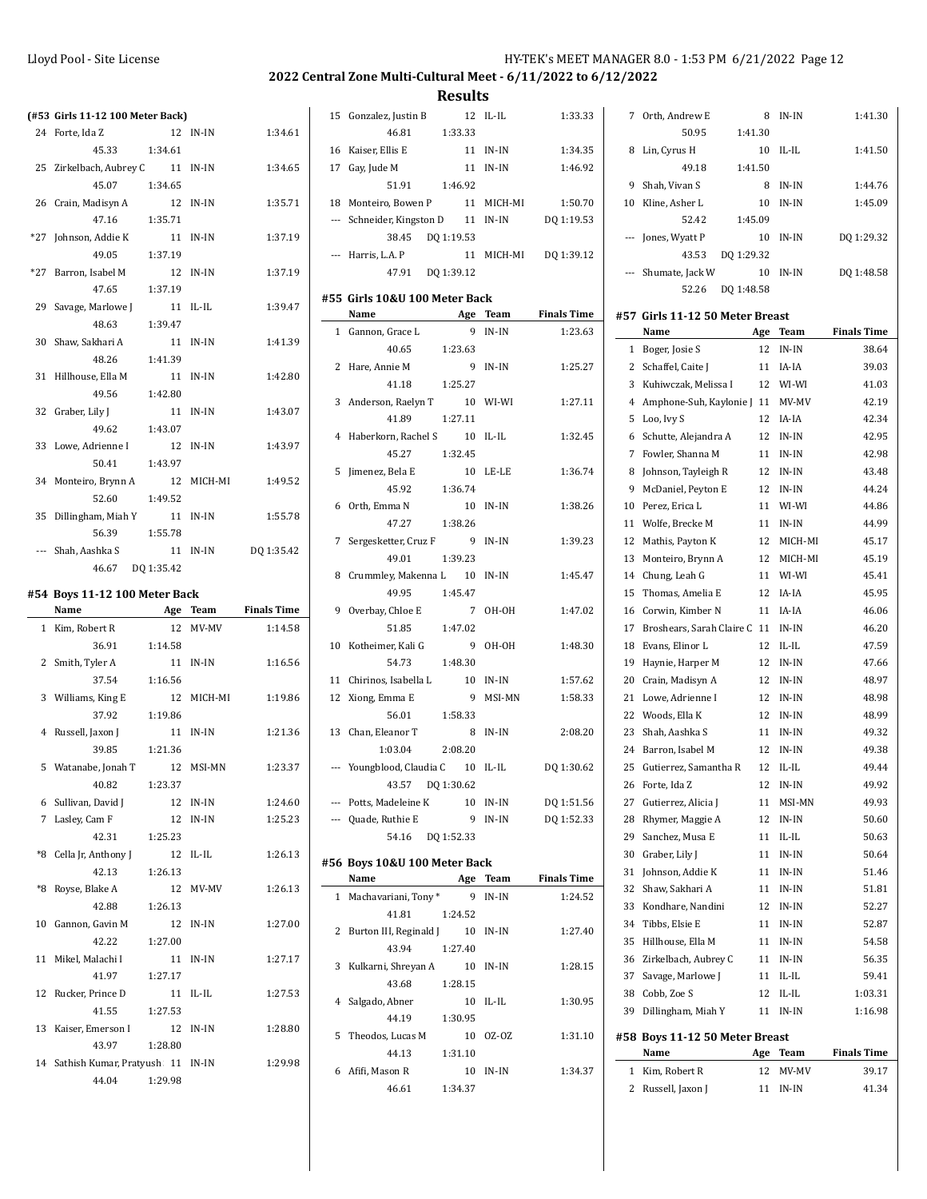## 2022 Central Zone Multi-Cultural Meet - 6/11/2022 to 6/12/2022

## Results

### (#53 Girls 11-12 100 Meter Back)

| | Name | Age | Team | Finals Time |
|---|---|---|---|---|
| 24 | Forte, Ida Z | 12 | IN-IN | 1:34.61 |
| | 45.33 1:34.61 | | | |
| 25 | Zirkelbach, Aubrey C | 11 | IN-IN | 1:34.65 |
| | 45.07 1:34.65 | | | |
| 26 | Crain, Madisyn A | 12 | IN-IN | 1:35.71 |
| | 47.16 1:35.71 | | | |
| *27 | Johnson, Addie K | 11 | IN-IN | 1:37.19 |
| | 49.05 1:37.19 | | | |
| *27 | Barron, Isabel M | 12 | IN-IN | 1:37.19 |
| | 47.65 1:37.19 | | | |
| 29 | Savage, Marlowe J | 11 | IL-IL | 1:39.47 |
| | 48.63 1:39.47 | | | |
| 30 | Shaw, Sakhari A | 11 | IN-IN | 1:41.39 |
| | 48.26 1:41.39 | | | |
| 31 | Hillhouse, Ella M | 11 | IN-IN | 1:42.80 |
| | 49.56 1:42.80 | | | |
| 32 | Graber, Lily J | 11 | IN-IN | 1:43.07 |
| | 49.62 1:43.07 | | | |
| 33 | Lowe, Adrienne I | 12 | IN-IN | 1:43.97 |
| | 50.41 1:43.97 | | | |
| 34 | Monteiro, Brynn A | 12 | MICH-MI | 1:49.52 |
| | 52.60 1:49.52 | | | |
| 35 | Dillingham, Miah Y | 11 | IN-IN | 1:55.78 |
| | 56.39 1:55.78 | | | |
| --- | Shah, Aashka S | 11 | IN-IN | DQ 1:35.42 |
| | 46.67 DQ 1:35.42 | | | |

### #54 Boys 11-12 100 Meter Back

| | Name | Age | Team | Finals Time |
|---|---|---|---|---|
| 1 | Kim, Robert R | 12 | MV-MV | 1:14.58 |
| | 36.91 1:14.58 | | | |
| 2 | Smith, Tyler A | 11 | IN-IN | 1:16.56 |
| | 37.54 1:16.56 | | | |
| 3 | Williams, King E | 12 | MICH-MI | 1:19.86 |
| | 37.92 1:19.86 | | | |
| 4 | Russell, Jaxon J | 11 | IN-IN | 1:21.36 |
| | 39.85 1:21.36 | | | |
| 5 | Watanabe, Jonah T | 12 | MSI-MN | 1:23.37 |
| | 40.82 1:23.37 | | | |
| 6 | Sullivan, David J | 12 | IN-IN | 1:24.60 |
| 7 | Lasley, Cam F | 12 | IN-IN | 1:25.23 |
| | 42.31 1:25.23 | | | |
| *8 | Cella Jr, Anthony J | 12 | IL-IL | 1:26.13 |
| | 42.13 1:26.13 | | | |
| *8 | Royse, Blake A | 12 | MV-MV | 1:26.13 |
| | 42.88 1:26.13 | | | |
| 10 | Gannon, Gavin M | 12 | IN-IN | 1:27.00 |
| | 42.22 1:27.00 | | | |
| 11 | Mikel, Malachi I | 11 | IN-IN | 1:27.17 |
| | 41.97 1:27.17 | | | |
| 12 | Rucker, Prince D | 11 | IL-IL | 1:27.53 |
| | 41.55 1:27.53 | | | |
| 13 | Kaiser, Emerson I | 12 | IN-IN | 1:28.80 |
| | 43.97 1:28.80 | | | |
| 14 | Sathish Kumar, Pratyush | 11 | IN-IN | 1:29.98 |
| | 44.04 1:29.98 | | | |
| 15 | Gonzalez, Justin B | 12 | IL-IL | 1:33.33 |
| | 46.81 1:33.33 | | | |
| 16 | Kaiser, Ellis E | 11 | IN-IN | 1:34.35 |
| 17 | Gay, Jude M | 11 | IN-IN | 1:46.92 |
| | 51.91 1:46.92 | | | |
| 18 | Monteiro, Bowen P | 11 | MICH-MI | 1:50.70 |
| --- | Schneider, Kingston D | 11 | IN-IN | DQ 1:19.53 |
| | 38.45 DQ 1:19.53 | | | |
| --- | Harris, L.A. P | 11 | MICH-MI | DQ 1:39.12 |
| | 47.91 DQ 1:39.12 | | | |

### #55 Girls 10&U 100 Meter Back

| | Name | Age | Team | Finals Time |
|---|---|---|---|---|
| 1 | Gannon, Grace L | 9 | IN-IN | 1:23.63 |
| | 40.65 1:23.63 | | | |
| 2 | Hare, Annie M | 9 | IN-IN | 1:25.27 |
| | 41.18 1:25.27 | | | |
| 3 | Anderson, Raelyn T | 10 | WI-WI | 1:27.11 |
| | 41.89 1:27.11 | | | |
| 4 | Haberkorn, Rachel S | 10 | IL-IL | 1:32.45 |
| | 45.27 1:32.45 | | | |
| 5 | Jimenez, Bela E | 10 | LE-LE | 1:36.74 |
| | 45.92 1:36.74 | | | |
| 6 | Orth, Emma N | 10 | IN-IN | 1:38.26 |
| | 47.27 1:38.26 | | | |
| 7 | Sergesketter, Cruz F | 9 | IN-IN | 1:39.23 |
| | 49.01 1:39.23 | | | |
| 8 | Crummley, Makenna L | 10 | IN-IN | 1:45.47 |
| | 49.95 1:45.47 | | | |
| 9 | Overbay, Chloe E | 7 | OH-OH | 1:47.02 |
| | 51.85 1:47.02 | | | |
| 10 | Kotheimer, Kali G | 9 | OH-OH | 1:48.30 |
| | 54.73 1:48.30 | | | |
| 11 | Chirinos, Isabella L | 10 | IN-IN | 1:57.62 |
| 12 | Xiong, Emma E | 9 | MSI-MN | 1:58.33 |
| | 56.01 1:58.33 | | | |
| 13 | Chan, Eleanor T | 8 | IN-IN | 2:08.20 |
| | 1:03.04 2:08.20 | | | |
| --- | Youngblood, Claudia C | 10 | IL-IL | DQ 1:30.62 |
| | 43.57 DQ 1:30.62 | | | |
| --- | Potts, Madeleine K | 10 | IN-IN | DQ 1:51.56 |
| --- | Quade, Ruthie E | 9 | IN-IN | DQ 1:52.33 |
| | 54.16 DQ 1:52.33 | | | |

### #56 Boys 10&U 100 Meter Back

| | Name | Age | Team | Finals Time |
|---|---|---|---|---|
| 1 | Machavariani, Tony * | 9 | IN-IN | 1:24.52 |
| | 41.81 1:24.52 | | | |
| 2 | Burton III, Reginald J | 10 | IN-IN | 1:27.40 |
| | 43.94 1:27.40 | | | |
| 3 | Kulkarni, Shreyan A | 10 | IN-IN | 1:28.15 |
| | 43.68 1:28.15 | | | |
| 4 | Salgado, Abner | 10 | IL-IL | 1:30.95 |
| | 44.19 1:30.95 | | | |
| 5 | Theodos, Lucas M | 10 | OZ-OZ | 1:31.10 |
| | 44.13 1:31.10 | | | |
| 6 | Afifi, Mason R | 10 | IN-IN | 1:34.37 |
| | 46.61 1:34.37 | | | |
| 7 | Orth, Andrew E | 8 | IN-IN | 1:41.30 |
| | 50.95 1:41.30 | | | |
| 8 | Lin, Cyrus H | 10 | IL-IL | 1:41.50 |
| | 49.18 1:41.50 | | | |
| 9 | Shah, Vivan S | 8 | IN-IN | 1:44.76 |
| 10 | Kline, Asher L | 10 | IN-IN | 1:45.09 |
| | 52.42 1:45.09 | | | |
| --- | Jones, Wyatt P | 10 | IN-IN | DQ 1:29.32 |
| | 43.53 DQ 1:29.32 | | | |
| --- | Shumate, Jack W | 10 | IN-IN | DQ 1:48.58 |
| | 52.26 DQ 1:48.58 | | | |

### #57 Girls 11-12 50 Meter Breast

| | Name | Age | Team | Finals Time |
|---|---|---|---|---|
| 1 | Boger, Josie S | 12 | IN-IN | 38.64 |
| 2 | Schaffel, Caite J | 11 | IA-IA | 39.03 |
| 3 | Kuhiwczak, Melissa I | 12 | WI-WI | 41.03 |
| 4 | Amphone-Suh, Kaylonie J | 11 | MV-MV | 42.19 |
| 5 | Loo, Ivy S | 12 | IA-IA | 42.34 |
| 6 | Schutte, Alejandra A | 12 | IN-IN | 42.95 |
| 7 | Fowler, Shanna M | 11 | IN-IN | 42.98 |
| 8 | Johnson, Tayleigh R | 12 | IN-IN | 43.48 |
| 9 | McDaniel, Peyton E | 12 | IN-IN | 44.24 |
| 10 | Perez, Erica L | 11 | WI-WI | 44.86 |
| 11 | Wolfe, Brecke M | 11 | IN-IN | 44.99 |
| 12 | Mathis, Payton K | 12 | MICH-MI | 45.17 |
| 13 | Monteiro, Brynn A | 12 | MICH-MI | 45.19 |
| 14 | Chung, Leah G | 11 | WI-WI | 45.41 |
| 15 | Thomas, Amelia E | 12 | IA-IA | 45.95 |
| 16 | Corwin, Kimber N | 11 | IA-IA | 46.06 |
| 17 | Broshears, Sarah Claire C | 11 | IN-IN | 46.20 |
| 18 | Evans, Elinor L | 12 | IL-IL | 47.59 |
| 19 | Haynie, Harper M | 12 | IN-IN | 47.66 |
| 20 | Crain, Madisyn A | 12 | IN-IN | 48.97 |
| 21 | Lowe, Adrienne I | 12 | IN-IN | 48.98 |
| 22 | Woods, Ella K | 12 | IN-IN | 48.99 |
| 23 | Shah, Aashka S | 11 | IN-IN | 49.32 |
| 24 | Barron, Isabel M | 12 | IN-IN | 49.38 |
| 25 | Gutierrez, Samantha R | 12 | IL-IL | 49.44 |
| 26 | Forte, Ida Z | 12 | IN-IN | 49.92 |
| 27 | Gutierrez, Alicia J | 11 | MSI-MN | 49.93 |
| 28 | Rhymer, Maggie A | 12 | IN-IN | 50.60 |
| 29 | Sanchez, Musa E | 11 | IL-IL | 50.63 |
| 30 | Graber, Lily J | 11 | IN-IN | 50.64 |
| 31 | Johnson, Addie K | 11 | IN-IN | 51.46 |
| 32 | Shaw, Sakhari A | 11 | IN-IN | 51.81 |
| 33 | Kondhare, Nandini | 12 | IN-IN | 52.27 |
| 34 | Tibbs, Elsie E | 11 | IN-IN | 52.87 |
| 35 | Hillhouse, Ella M | 11 | IN-IN | 54.58 |
| 36 | Zirkelbach, Aubrey C | 11 | IN-IN | 56.35 |
| 37 | Savage, Marlowe J | 11 | IL-IL | 59.41 |
| 38 | Cobb, Zoe S | 12 | IL-IL | 1:03.31 |
| 39 | Dillingham, Miah Y | 11 | IN-IN | 1:16.98 |

### #58 Boys 11-12 50 Meter Breast

| | Name | Age | Team | Finals Time |
|---|---|---|---|---|
| 1 | Kim, Robert R | 12 | MV-MV | 39.17 |
| 2 | Russell, Jaxon J | 11 | IN-IN | 41.34 |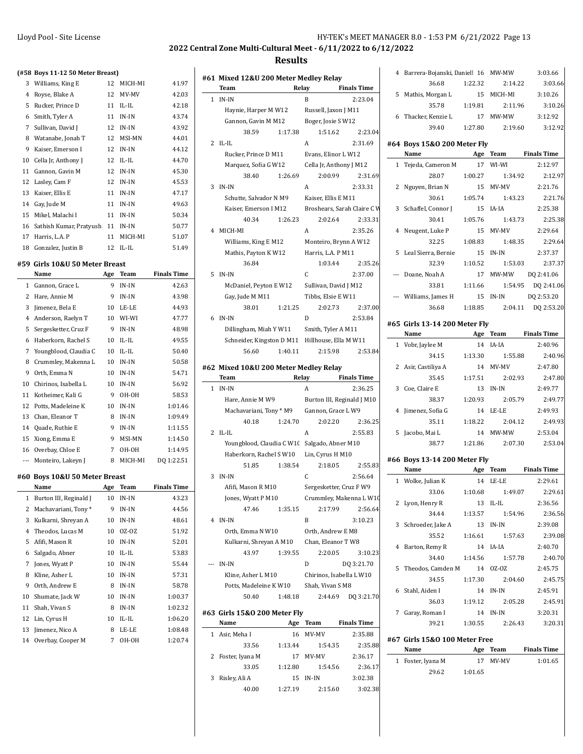## 2022 Central Zone Multi-Cultural Meet - 6/11/2022 to 6/12/2022

## Results

### (#58 Boys 11-12 50 Meter Breast)

| | Name | Age | Team | Finals Time |
|---|---|---|---|---|
| 3 | Williams, King E | 12 | MICH-MI | 41.97 |
| 4 | Royse, Blake A | 12 | MV-MV | 42.03 |
| 5 | Rucker, Prince D | 11 | IL-IL | 42.18 |
| 6 | Smith, Tyler A | 11 | IN-IN | 43.74 |
| 7 | Sullivan, David J | 12 | IN-IN | 43.92 |
| 8 | Watanabe, Jonah T | 12 | MSI-MN | 44.01 |
| 9 | Kaiser, Emerson I | 12 | IN-IN | 44.12 |
| 10 | Cella Jr, Anthony J | 12 | IL-IL | 44.70 |
| 11 | Gannon, Gavin M | 12 | IN-IN | 45.30 |
| 12 | Lasley, Cam F | 12 | IN-IN | 45.53 |
| 13 | Kaiser, Ellis E | 11 | IN-IN | 47.17 |
| 14 | Gay, Jude M | 11 | IN-IN | 49.63 |
| 15 | Mikel, Malachi I | 11 | IN-IN | 50.34 |
| 16 | Sathish Kumar, Pratyush | 11 | IN-IN | 50.77 |
| 17 | Harris, L.A. P | 11 | MICH-MI | 51.07 |
| 18 | Gonzalez, Justin B | 12 | IL-IL | 51.49 |

### #59 Girls 10&U 50 Meter Breast

| | Name | Age | Team | Finals Time |
|---|---|---|---|---|
| 1 | Gannon, Grace L | 9 | IN-IN | 42.63 |
| 2 | Hare, Annie M | 9 | IN-IN | 43.98 |
| 3 | Jimenez, Bela E | 10 | LE-LE | 44.93 |
| 4 | Anderson, Raelyn T | 10 | WI-WI | 47.77 |
| 5 | Sergesketter, Cruz F | 9 | IN-IN | 48.98 |
| 6 | Haberkorn, Rachel S | 10 | IL-IL | 49.55 |
| 7 | Youngblood, Claudia C | 10 | IL-IL | 50.40 |
| 8 | Crummley, Makenna L | 10 | IN-IN | 50.58 |
| 9 | Orth, Emma N | 10 | IN-IN | 54.71 |
| 10 | Chirinos, Isabella L | 10 | IN-IN | 56.92 |
| 11 | Kotheimer, Kali G | 9 | OH-OH | 58.53 |
| 12 | Potts, Madeleine K | 10 | IN-IN | 1:01.46 |
| 13 | Chan, Eleanor T | 8 | IN-IN | 1:09.49 |
| 14 | Quade, Ruthie E | 9 | IN-IN | 1:11.55 |
| 15 | Xiong, Emma E | 9 | MSI-MN | 1:14.50 |
| 16 | Overbay, Chloe E | 7 | OH-OH | 1:14.95 |
| --- | Monteiro, Lakeyn J | 8 | MICH-MI | DQ 1:22.51 |

### #60 Boys 10&U 50 Meter Breast

| | Name | Age | Team | Finals Time |
|---|---|---|---|---|
| 1 | Burton III, Reginald J | 10 | IN-IN | 43.23 |
| 2 | Machavariani, Tony * | 9 | IN-IN | 44.56 |
| 3 | Kulkarni, Shreyan A | 10 | IN-IN | 48.61 |
| 4 | Theodos, Lucas M | 10 | OZ-OZ | 51.92 |
| 5 | Afifi, Mason R | 10 | IN-IN | 52.01 |
| 6 | Salgado, Abner | 10 | IL-IL | 53.83 |
| 7 | Jones, Wyatt P | 10 | IN-IN | 55.44 |
| 8 | Kline, Asher L | 10 | IN-IN | 57.31 |
| 9 | Orth, Andrew E | 8 | IN-IN | 58.78 |
| 10 | Shumate, Jack W | 10 | IN-IN | 1:00.37 |
| 11 | Shah, Vivan S | 8 | IN-IN | 1:02.32 |
| 12 | Lin, Cyrus H | 10 | IL-IL | 1:06.20 |
| 13 | Jimenez, Nico A | 8 | LE-LE | 1:08.48 |
| 14 | Overbay, Cooper M | 7 | OH-OH | 1:20.74 |

### #61 Mixed 12&U 200 Meter Medley Relay

| | Team | | Relay | Finals Time |
|---|---|---|---|---|
| 1 | IN-IN | | B | 2:23.04 |
| | Haynie, Harper M W12 | | Russell, Jaxon J M11 | |
| | Gannon, Gavin M M12 | | Boger, Josie S W12 | |
| | 38.59 | 1:17.38 | 1:51.62 | 2:23.04 |
| 2 | IL-IL | | A | 2:31.69 |
| | Rucker, Prince D M11 | | Evans, Elinor L W12 | |
| | Marquez, Sofia G W12 | | Cella Jr, Anthony J M12 | |
| | 38.40 | 1:26.69 | 2:00.99 | 2:31.69 |
| 3 | IN-IN | | A | 2:33.31 |
| | Schutte, Salvador N M9 | | Kaiser, Ellis E M11 | |
| | Kaiser, Emerson I M12 | | Broshears, Sarah Claire C W | |
| | 40.34 | 1:26.23 | 2:02.64 | 2:33.31 |
| 4 | MICH-MI | | A | 2:35.26 |
| | Williams, King E M12 | | Monteiro, Brynn A W12 | |
| | Mathis, Payton K W12 | | Harris, L.A. P M11 | |
| | 36.84 | | 1:03.44 | 2:35.26 |
| 5 | IN-IN | | C | 2:37.00 |
| | McDaniel, Peyton E W12 | | Sullivan, David J M12 | |
| | Gay, Jude M M11 | | Tibbs, Elsie E W11 | |
| | 38.01 | 1:21.25 | 2:02.73 | 2:37.00 |
| 6 | IN-IN | | D | 2:53.84 |
| | Dillingham, Miah Y W11 | | Smith, Tyler A M11 | |
| | Schneider, Kingston D M11 | | Hillhouse, Ella M W11 | |
| | 56.60 | 1:40.11 | 2:15.98 | 2:53.84 |

### #62 Mixed 10&U 200 Meter Medley Relay

| | Team | | Relay | Finals Time |
|---|---|---|---|---|
| 1 | IN-IN | | A | 2:36.25 |
| | Hare, Annie M W9 | | Burton III, Reginald J M10 | |
| | Machavariani, Tony * M9 | | Gannon, Grace L W9 | |
| | 40.18 | 1:24.70 | 2:02.20 | 2:36.25 |
| 2 | IL-IL | | A | 2:55.83 |
| | Youngblood, Claudia C W10 | | Salgado, Abner M10 | |
| | Haberkorn, Rachel S W10 | | Lin, Cyrus H M10 | |
| | 51.85 | 1:38.54 | 2:18.05 | 2:55.83 |
| 3 | IN-IN | | C | 2:56.64 |
| | Afifi, Mason R M10 | | Sergesketter, Cruz F W9 | |
| | Jones, Wyatt P M10 | | Crummley, Makenna L W10 | |
| | 47.46 | 1:35.15 | 2:17.99 | 2:56.64 |
| 4 | IN-IN | | B | 3:10.23 |
| | Orth, Emma N W10 | | Orth, Andrew E M8 | |
| | Kulkarni, Shreyan A M10 | | Chan, Eleanor T W8 | |
| | 43.97 | 1:39.55 | 2:20.05 | 3:10.23 |
| --- | IN-IN | | D | DQ 3:21.70 |
| | Kline, Asher L M10 | | Chirinos, Isabella L W10 | |
| | Potts, Madeleine K W10 | | Shah, Vivan S M8 | |
| | 50.40 | 1:48.18 | 2:44.69 | DQ 3:21.70 |

### #63 Girls 15&O 200 Meter Fly

| | Name | Age | Team | Finals Time |
|---|---|---|---|---|
| 1 | Asir, Meha I | 16 | MV-MV | 2:35.88 |
| | 33.56 | 1:13.44 | 1:54.35 | 2:35.88 |
| 2 | Foster, Iyana M | 17 | MV-MV | 2:36.17 |
| | 33.05 | 1:12.80 | 1:54.56 | 2:36.17 |
| 3 | Risley, Ali A | 15 | IN-IN | 3:02.38 |
| | 40.00 | 1:27.19 | 2:15.60 | 3:02.38 |
| 4 | Barrera-Bojanski, Daniell | 16 | MW-MW | 3:03.66 |
| | 36.68 | 1:22.32 | 2:14.22 | 3:03.66 |
| 5 | Mathis, Morgan L | 15 | MICH-MI | 3:10.26 |
| | 35.78 | 1:19.81 | 2:11.96 | 3:10.26 |
| 6 | Thacker, Kenzie L | 17 | MW-MW | 3:12.92 |
| | 39.40 | 1:27.80 | 2:19.60 | 3:12.92 |

### #64 Boys 15&O 200 Meter Fly

| | Name | Age | Team | Finals Time |
|---|---|---|---|---|
| 1 | Tejeda, Cameron M | 17 | WI-WI | 2:12.97 |
| | 28.07 | 1:00.27 | 1:34.92 | 2:12.97 |
| 2 | Nguyen, Brian N | 15 | MV-MV | 2:21.76 |
| | 30.61 | 1:05.74 | 1:43.23 | 2:21.76 |
| 3 | Schaffel, Connor J | 15 | IA-IA | 2:25.38 |
| | 30.41 | 1:05.76 | 1:43.73 | 2:25.38 |
| 4 | Neugent, Luke P | 15 | MV-MV | 2:29.64 |
| | 32.25 | 1:08.83 | 1:48.35 | 2:29.64 |
| 5 | Leal Sierra, Bernie | 15 | IN-IN | 2:37.37 |
| | 32.39 | 1:10.52 | 1:53.03 | 2:37.37 |
| --- | Doane, Noah A | 17 | MW-MW | DQ 2:41.06 |
| | 33.81 | 1:11.66 | 1:54.95 | DQ 2:41.06 |
| --- | Williams, James H | 15 | IN-IN | DQ 2:53.20 |
| | 36.68 | 1:18.85 | 2:04.11 | DQ 2:53.20 |

### #65 Girls 13-14 200 Meter Fly

| | Name | Age | Team | Finals Time |
|---|---|---|---|---|
| 1 | Vobr, Jaylee M | 14 | IA-IA | 2:40.96 |
| | 34.15 | 1:13.30 | 1:55.88 | 2:40.96 |
| 2 | Asir, Castiliya A | 14 | MV-MV | 2:47.80 |
| | 35.45 | 1:17.51 | 2:02.93 | 2:47.80 |
| 3 | Coe, Claire E | 13 | IN-IN | 2:49.77 |
| | 38.37 | 1:20.93 | 2:05.79 | 2:49.77 |
| 4 | Jimenez, Sofia G | 14 | LE-LE | 2:49.93 |
| | 35.11 | 1:18.22 | 2:04.12 | 2:49.93 |
| 5 | Jacobo, Mai L | 14 | MW-MW | 2:53.04 |
| | 38.77 | 1:21.86 | 2:07.30 | 2:53.04 |

### #66 Boys 13-14 200 Meter Fly

| | Name | Age | Team | Finals Time |
|---|---|---|---|---|
| 1 | Wolke, Julian K | 14 | LE-LE | 2:29.61 |
| | 33.06 | 1:10.68 | 1:49.07 | 2:29.61 |
| 2 | Lyon, Henry R | 13 | IL-IL | 2:36.56 |
| | 34.44 | 1:13.57 | 1:54.96 | 2:36.56 |
| 3 | Schroeder, Jake A | 13 | IN-IN | 2:39.08 |
| | 35.52 | 1:16.61 | 1:57.63 | 2:39.08 |
| 4 | Barton, Remy R | 14 | IA-IA | 2:40.70 |
| | 34.40 | 1:14.56 | 1:57.78 | 2:40.70 |
| 5 | Theodos, Camden M | 14 | OZ-OZ | 2:45.75 |
| | 34.55 | 1:17.30 | 2:04.60 | 2:45.75 |
| 6 | Stahl, Aiden I | 14 | IN-IN | 2:45.91 |
| | 36.03 | 1:19.12 | 2:05.28 | 2:45.91 |
| 7 | Garay, Roman I | 14 | IN-IN | 3:20.31 |
| | 39.21 | 1:30.55 | 2:26.43 | 3:20.31 |

### #67 Girls 15&O 100 Meter Free

| | Name | Age | Team | Finals Time |
|---|---|---|---|---|
| 1 | Foster, Iyana M | 17 | MV-MV | 1:01.65 |
| | 29.62 | 1:01.65 | | |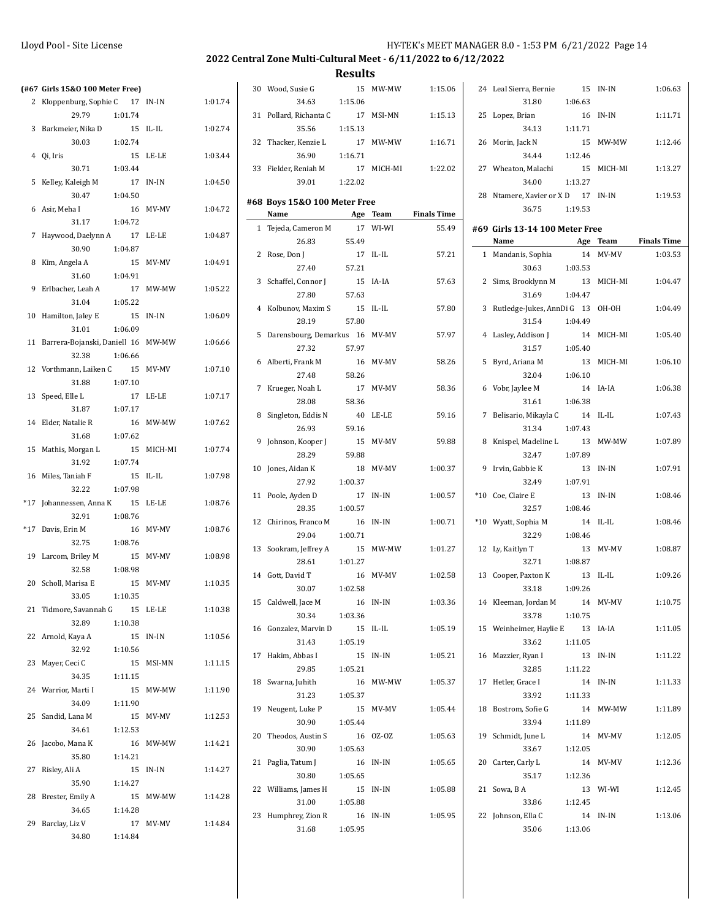## 2022 Central Zone Multi-Cultural Meet - 6/11/2022 to 6/12/2022

### Results

**(#67 Girls 15&O 100 Meter Free)**

| Place | Name | Age | Team | Split | Finals Time |
|---|---|---|---|---|---|
| 2 | Kloppenburg, Sophie C | 17 | IN-IN | 29.79 | 1:01.74 |
| 3 | Barkmeier, Nika D | 15 | IL-IL | 30.03 | 1:02.74 |
| 4 | Qi, Iris | 15 | LE-LE | 30.71 | 1:03.44 |
| 5 | Kelley, Kaleigh M | 17 | IN-IN | 30.47 | 1:04.50 |
| 6 | Asir, Meha I | 16 | MV-MV | 31.17 | 1:04.72 |
| 7 | Haywood, Daelynn A | 17 | LE-LE | 30.90 | 1:04.87 |
| 8 | Kim, Angela A | 15 | MV-MV | 31.60 | 1:04.91 |
| 9 | Erlbacher, Leah A | 17 | MW-MW | 31.04 | 1:05.22 |
| 10 | Hamilton, Jaley E | 15 | IN-IN | 31.01 | 1:06.09 |
| 11 | Barrera-Bojanski, Daniell | 16 | MW-MW | 32.38 | 1:06.66 |
| 12 | Vorthmann, Laiken C | 15 | MV-MV | 31.88 | 1:07.10 |
| 13 | Speed, Elle L | 17 | LE-LE | 31.87 | 1:07.17 |
| 14 | Elder, Natalie R | 16 | MW-MW | 31.68 | 1:07.62 |
| 15 | Mathis, Morgan L | 15 | MICH-MI | 31.92 | 1:07.74 |
| 16 | Miles, Taniah F | 15 | IL-IL | 32.22 | 1:07.98 |
| *17 | Johannessen, Anna K | 15 | LE-LE | 32.91 | 1:08.76 |
| *17 | Davis, Erin M | 16 | MV-MV | 32.75 | 1:08.76 |
| 19 | Larcom, Briley M | 15 | MV-MV | 32.58 | 1:08.98 |
| 20 | Scholl, Marisa E | 15 | MV-MV | 33.05 | 1:10.35 |
| 21 | Tidmore, Savannah G | 15 | LE-LE | 32.89 | 1:10.38 |
| 22 | Arnold, Kaya A | 15 | IN-IN | 32.92 | 1:10.56 |
| 23 | Mayer, Ceci C | 15 | MSI-MN | 34.35 | 1:11.15 |
| 24 | Warrior, Marti I | 15 | MW-MW | 34.09 | 1:11.90 |
| 25 | Sandid, Lana M | 15 | MV-MV | 34.61 | 1:12.53 |
| 26 | Jacobo, Mana K | 16 | MW-MW | 35.80 | 1:14.21 |
| 27 | Risley, Ali A | 15 | IN-IN | 35.90 | 1:14.27 |
| 28 | Brester, Emily A | 15 | MW-MW | 34.65 | 1:14.28 |
| 29 | Barclay, Liz V | 17 | MV-MV | 34.80 | 1:14.84 |
| 30 | Wood, Susie G | 15 | MW-MW | 34.63 | 1:15.06 |
| 31 | Pollard, Richanta C | 17 | MSI-MN | 35.56 | 1:15.13 |
| 32 | Thacker, Kenzie L | 17 | MW-MW | 36.90 | 1:16.71 |
| 33 | Fielder, Reniah M | 17 | MICH-MI | 39.01 | 1:22.02 |

**#68 Boys 15&O 100 Meter Free**

| Place | Name | Age | Team | Split | Finals Time |
|---|---|---|---|---|---|
| 1 | Tejeda, Cameron M | 17 | WI-WI | 26.83 | 55.49 |
| 2 | Rose, Don J | 17 | IL-IL | 27.40 | 57.21 |
| 3 | Schaffel, Connor J | 15 | IA-IA | 27.80 | 57.63 |
| 4 | Kolbunov, Maxim S | 15 | IL-IL | 28.19 | 57.80 |
| 5 | Darensbourg, Demarkus | 16 | MV-MV | 27.32 | 57.97 |
| 6 | Alberti, Frank M | 16 | MV-MV | 27.48 | 58.26 |
| 7 | Krueger, Noah L | 17 | MV-MV | 28.08 | 58.36 |
| 8 | Singleton, Eddis N | 40 | LE-LE | 26.93 | 59.16 |
| 9 | Johnson, Kooper J | 15 | MV-MV | 28.29 | 59.88 |
| 10 | Jones, Aidan K | 18 | MV-MV | 27.92 | 1:00.37 |
| 11 | Poole, Ayden D | 17 | IN-IN | 28.35 | 1:00.57 |
| 12 | Chirinos, Franco M | 16 | IN-IN | 29.04 | 1:00.71 |
| 13 | Sookram, Jeffrey A | 15 | MW-MW | 28.61 | 1:01.27 |
| 14 | Gott, David T | 16 | MV-MV | 30.07 | 1:02.58 |
| 15 | Caldwell, Jace M | 16 | IN-IN | 30.34 | 1:03.36 |
| 16 | Gonzalez, Marvin D | 15 | IL-IL | 31.43 | 1:05.19 |
| 17 | Hakim, Abbas I | 15 | IN-IN | 29.85 | 1:05.21 |
| 18 | Swarna, Juhith | 16 | MW-MW | 31.23 | 1:05.37 |
| 19 | Neugent, Luke P | 15 | MV-MV | 30.90 | 1:05.44 |
| 20 | Theodos, Austin S | 16 | OZ-OZ | 30.90 | 1:05.63 |
| 21 | Paglia, Tatum J | 16 | IN-IN | 30.80 | 1:05.65 |
| 22 | Williams, James H | 15 | IN-IN | 31.00 | 1:05.88 |
| 23 | Humphrey, Zion R | 16 | IN-IN | 31.68 | 1:05.95 |
| 24 | Leal Sierra, Bernie | 15 | IN-IN | 31.80 | 1:06.63 |
| 25 | Lopez, Brian | 16 | IN-IN | 34.13 | 1:11.71 |
| 26 | Morin, Jack N | 15 | MW-MW | 34.44 | 1:12.46 |
| 27 | Wheaton, Malachi | 15 | MICH-MI | 34.00 | 1:13.27 |
| 28 | Ntamere, Xavier or X D | 17 | IN-IN | 36.75 | 1:19.53 |

**#69 Girls 13-14 100 Meter Free**

| Place | Name | Age | Team | Split | Finals Time |
|---|---|---|---|---|---|
| 1 | Mandanis, Sophia | 14 | MV-MV | 30.63 | 1:03.53 |
| 2 | Sims, Brooklynn M | 13 | MICH-MI | 31.69 | 1:04.47 |
| 3 | Rutledge-Jukes, AnnDi G | 13 | OH-OH | 31.54 | 1:04.49 |
| 4 | Lasley, Addison J | 14 | MICH-MI | 31.57 | 1:05.40 |
| 5 | Byrd, Ariana M | 13 | MICH-MI | 32.04 | 1:06.10 |
| 6 | Vobr, Jaylee M | 14 | IA-IA | 31.61 | 1:06.38 |
| 7 | Belisario, Mikayla C | 14 | IL-IL | 31.34 | 1:07.43 |
| 8 | Knispel, Madeline L | 13 | MW-MW | 32.47 | 1:07.89 |
| 9 | Irvin, Gabbie K | 13 | IN-IN | 32.49 | 1:07.91 |
| *10 | Coe, Claire E | 13 | IN-IN | 32.57 | 1:08.46 |
| *10 | Wyatt, Sophia M | 14 | IL-IL | 32.29 | 1:08.46 |
| 12 | Ly, Kaitlyn T | 13 | MV-MV | 32.71 | 1:08.87 |
| 13 | Cooper, Paxton K | 13 | IL-IL | 33.18 | 1:09.26 |
| 14 | Kleeman, Jordan M | 14 | MV-MV | 33.78 | 1:10.75 |
| 15 | Weinheimer, Haylie E | 13 | IA-IA | 33.62 | 1:11.05 |
| 16 | Mazzier, Ryan I | 13 | IN-IN | 32.85 | 1:11.22 |
| 17 | Hetler, Grace I | 14 | IN-IN | 33.92 | 1:11.33 |
| 18 | Bostrom, Sofie G | 14 | MW-MW | 33.94 | 1:11.89 |
| 19 | Schmidt, June L | 14 | MV-MV | 33.67 | 1:12.05 |
| 20 | Carter, Carly L | 14 | MV-MV | 35.17 | 1:12.36 |
| 21 | Sowa, B A | 13 | WI-WI | 33.86 | 1:12.45 |
| 22 | Johnson, Ella C | 14 | IN-IN | 35.06 | 1:13.06 |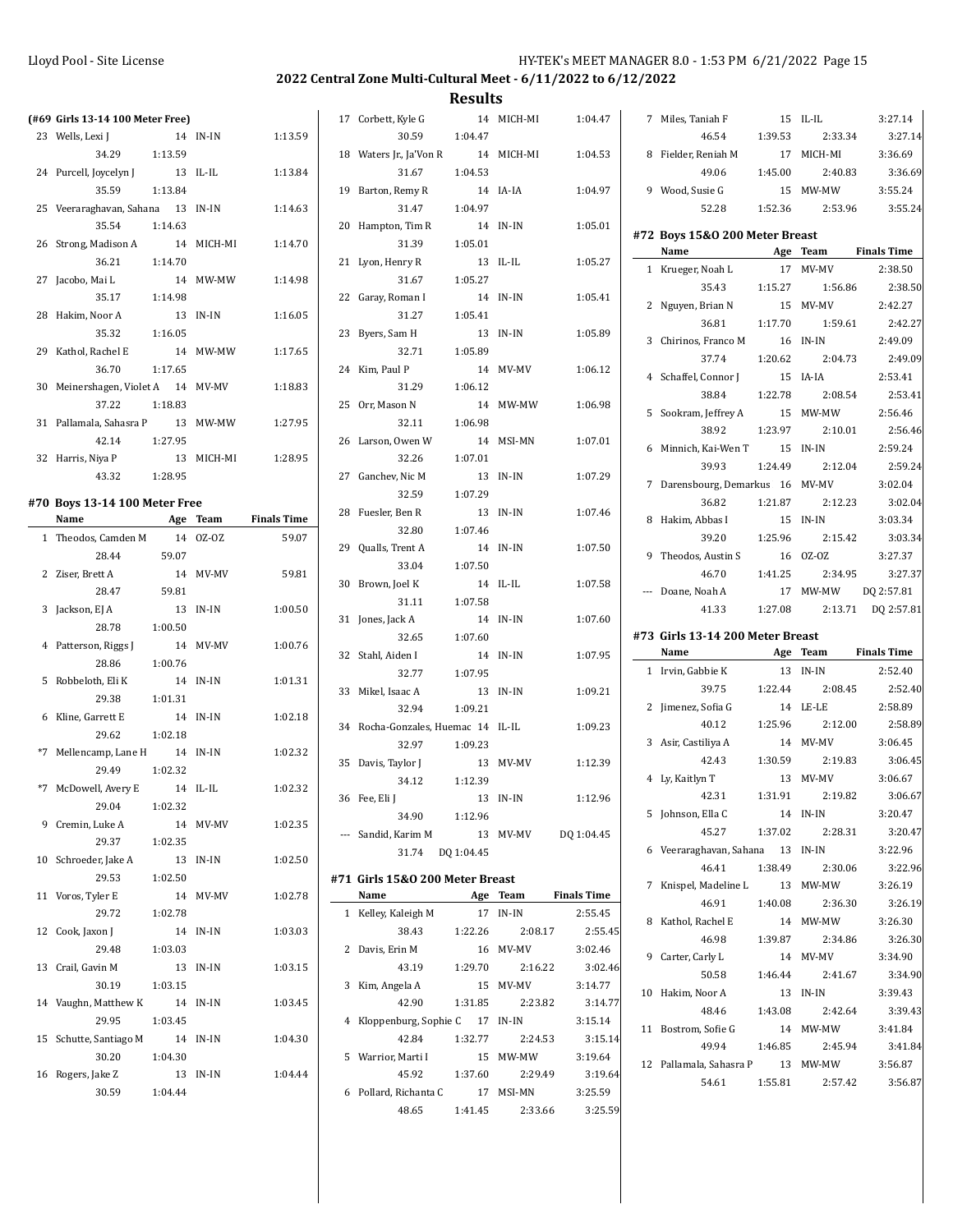## 2022 Central Zone Multi-Cultural Meet - 6/11/2022 to 6/12/2022

### Results

**(#69 Girls 13-14 100 Meter Free)**

| | Name | Age | Team | Finals Time |
|---|---|---|---|---|
| 23 | Wells, Lexi J | 14 | IN-IN | 1:13.59 |
| | 34.29 | 1:13.59 | | |
| 24 | Purcell, Joycelyn J | 13 | IL-IL | 1:13.84 |
| | 35.59 | 1:13.84 | | |
| 25 | Veeraraghavan, Sahana | 13 | IN-IN | 1:14.63 |
| | 35.54 | 1:14.63 | | |
| 26 | Strong, Madison A | 14 | MICH-MI | 1:14.70 |
| | 36.21 | 1:14.70 | | |
| 27 | Jacobo, Mai L | 14 | MW-MW | 1:14.98 |
| | 35.17 | 1:14.98 | | |
| 28 | Hakim, Noor A | 13 | IN-IN | 1:16.05 |
| | 35.32 | 1:16.05 | | |
| 29 | Kathol, Rachel E | 14 | MW-MW | 1:17.65 |
| | 36.70 | 1:17.65 | | |
| 30 | Meinershagen, Violet A | 14 | MV-MV | 1:18.83 |
| | 37.22 | 1:18.83 | | |
| 31 | Pallamala, Sahasra P | 13 | MW-MW | 1:27.95 |
| | 42.14 | 1:27.95 | | |
| 32 | Harris, Niya P | 13 | MICH-MI | 1:28.95 |
| | 43.32 | 1:28.95 | | |

### #70 Boys 13-14 100 Meter Free

| | Name | Age | Team | Finals Time |
|---|---|---|---|---|
| 1 | Theodos, Camden M | 14 | OZ-OZ | 59.07 |
| | 28.44 | 59.07 | | |
| 2 | Ziser, Brett A | 14 | MV-MV | 59.81 |
| | 28.47 | 59.81 | | |
| 3 | Jackson, EJ A | 13 | IN-IN | 1:00.50 |
| | 28.78 | 1:00.50 | | |
| 4 | Patterson, Riggs J | 14 | MV-MV | 1:00.76 |
| | 28.86 | 1:00.76 | | |
| 5 | Robbeloth, Eli K | 14 | IN-IN | 1:01.31 |
| | 29.38 | 1:01.31 | | |
| 6 | Kline, Garrett E | 14 | IN-IN | 1:02.18 |
| | 29.62 | 1:02.18 | | |
| *7 | Mellencamp, Lane H | 14 | IN-IN | 1:02.32 |
| | 29.49 | 1:02.32 | | |
| *7 | McDowell, Avery E | 14 | IL-IL | 1:02.32 |
| | 29.04 | 1:02.32 | | |
| 9 | Cremin, Luke A | 14 | MV-MV | 1:02.35 |
| | 29.37 | 1:02.35 | | |
| 10 | Schroeder, Jake A | 13 | IN-IN | 1:02.50 |
| | 29.53 | 1:02.50 | | |
| 11 | Voros, Tyler E | 14 | MV-MV | 1:02.78 |
| | 29.72 | 1:02.78 | | |
| 12 | Cook, Jaxon J | 14 | IN-IN | 1:03.03 |
| | 29.48 | 1:03.03 | | |
| 13 | Crail, Gavin M | 13 | IN-IN | 1:03.15 |
| | 30.19 | 1:03.15 | | |
| 14 | Vaughn, Matthew K | 14 | IN-IN | 1:03.45 |
| | 29.95 | 1:03.45 | | |
| 15 | Schutte, Santiago M | 14 | IN-IN | 1:04.30 |
| | 30.20 | 1:04.30 | | |
| 16 | Rogers, Jake Z | 13 | IN-IN | 1:04.44 |
| | 30.59 | 1:04.44 | | |
| 17 | Corbett, Kyle G | 14 | MICH-MI | 1:04.47 |
| | 30.59 | 1:04.47 | | |
| 18 | Waters Jr., Ja'Von R | 14 | MICH-MI | 1:04.53 |
| | 31.67 | 1:04.53 | | |
| 19 | Barton, Remy R | 14 | IA-IA | 1:04.97 |
| | 31.47 | 1:04.97 | | |
| 20 | Hampton, Tim R | 14 | IN-IN | 1:05.01 |
| | 31.39 | 1:05.01 | | |
| 21 | Lyon, Henry R | 13 | IL-IL | 1:05.27 |
| | 31.67 | 1:05.27 | | |
| 22 | Garay, Roman I | 14 | IN-IN | 1:05.41 |
| | 31.27 | 1:05.41 | | |
| 23 | Byers, Sam H | 13 | IN-IN | 1:05.89 |
| | 32.71 | 1:05.89 | | |
| 24 | Kim, Paul P | 14 | MV-MV | 1:06.12 |
| | 31.29 | 1:06.12 | | |
| 25 | Orr, Mason N | 14 | MW-MW | 1:06.98 |
| | 32.11 | 1:06.98 | | |
| 26 | Larson, Owen W | 14 | MSI-MN | 1:07.01 |
| | 32.26 | 1:07.01 | | |
| 27 | Ganchev, Nic M | 13 | IN-IN | 1:07.29 |
| | 32.59 | 1:07.29 | | |
| 28 | Fuesler, Ben R | 13 | IN-IN | 1:07.46 |
| | 32.80 | 1:07.46 | | |
| 29 | Qualls, Trent A | 14 | IN-IN | 1:07.50 |
| | 33.04 | 1:07.50 | | |
| 30 | Brown, Joel K | 14 | IL-IL | 1:07.58 |
| | 31.11 | 1:07.58 | | |
| 31 | Jones, Jack A | 14 | IN-IN | 1:07.60 |
| | 32.65 | 1:07.60 | | |
| 32 | Stahl, Aiden I | 14 | IN-IN | 1:07.95 |
| | 32.77 | 1:07.95 | | |
| 33 | Mikel, Isaac A | 13 | IN-IN | 1:09.21 |
| | 32.94 | 1:09.21 | | |
| 34 | Rocha-Gonzales, Huemac | 14 | IL-IL | 1:09.23 |
| | 32.97 | 1:09.23 | | |
| 35 | Davis, Taylor J | 13 | MV-MV | 1:12.39 |
| | 34.12 | 1:12.39 | | |
| 36 | Fee, Eli J | 13 | IN-IN | 1:12.96 |
| | 34.90 | 1:12.96 | | |
| --- | Sandid, Karim M | 13 | MV-MV | DQ 1:04.45 |
| | 31.74 | DQ 1:04.45 | | |

### #71 Girls 15&O 200 Meter Breast

| | Name | Age | Team | | Finals Time |
|---|---|---|---|---|---|
| 1 | Kelley, Kaleigh M | 17 | IN-IN | | 2:55.45 |
| | 38.43 | 1:22.26 | 2:08.17 | | 2:55.45 |
| 2 | Davis, Erin M | 16 | MV-MV | | 3:02.46 |
| | 43.19 | 1:29.70 | 2:16.22 | | 3:02.46 |
| 3 | Kim, Angela A | 15 | MV-MV | | 3:14.77 |
| | 42.90 | 1:31.85 | 2:23.82 | | 3:14.77 |
| 4 | Kloppenburg, Sophie C | 17 | IN-IN | | 3:15.14 |
| | 42.84 | 1:32.77 | 2:24.53 | | 3:15.14 |
| 5 | Warrior, Marti I | 15 | MW-MW | | 3:19.64 |
| | 45.92 | 1:37.60 | 2:29.49 | | 3:19.64 |
| 6 | Pollard, Richanta C | 17 | MSI-MN | | 3:25.59 |
| | 48.65 | 1:41.45 | 2:33.66 | | 3:25.59 |
| 7 | Miles, Taniah F | 15 | IL-IL | | 3:27.14 |
| | 46.54 | 1:39.53 | 2:33.34 | | 3:27.14 |
| 8 | Fielder, Reniah M | 17 | MICH-MI | | 3:36.69 |
| | 49.06 | 1:45.00 | 2:40.83 | | 3:36.69 |
| 9 | Wood, Susie G | 15 | MW-MW | | 3:55.24 |
| | 52.28 | 1:52.36 | 2:53.96 | | 3:55.24 |

### #72 Boys 15&O 200 Meter Breast

| | Name | Age | Team | | Finals Time |
|---|---|---|---|---|---|
| 1 | Krueger, Noah L | 17 | MV-MV | | 2:38.50 |
| | 35.43 | 1:15.27 | 1:56.86 | | 2:38.50 |
| 2 | Nguyen, Brian N | 15 | MV-MV | | 2:42.27 |
| | 36.81 | 1:17.70 | 1:59.61 | | 2:42.27 |
| 3 | Chirinos, Franco M | 16 | IN-IN | | 2:49.09 |
| | 37.74 | 1:20.62 | 2:04.73 | | 2:49.09 |
| 4 | Schaffel, Connor J | 15 | IA-IA | | 2:53.41 |
| | 38.84 | 1:22.78 | 2:08.54 | | 2:53.41 |
| 5 | Sookram, Jeffrey A | 15 | MW-MW | | 2:56.46 |
| | 38.92 | 1:23.97 | 2:10.01 | | 2:56.46 |
| 6 | Minnich, Kai-Wen T | 15 | IN-IN | | 2:59.24 |
| | 39.93 | 1:24.49 | 2:12.04 | | 2:59.24 |
| 7 | Darensbourg, Demarkus | 16 | MV-MV | | 3:02.04 |
| | 36.82 | 1:21.87 | 2:12.23 | | 3:02.04 |
| 8 | Hakim, Abbas I | 15 | IN-IN | | 3:03.34 |
| | 39.20 | 1:25.96 | 2:15.42 | | 3:03.34 |
| 9 | Theodos, Austin S | 16 | OZ-OZ | | 3:27.37 |
| | 46.70 | 1:41.25 | 2:34.95 | | 3:27.37 |
| --- | Doane, Noah A | 17 | MW-MW | | DQ 2:57.81 |
| | 41.33 | 1:27.08 | 2:13.71 | | DQ 2:57.81 |

### #73 Girls 13-14 200 Meter Breast

| | Name | Age | Team | | Finals Time |
|---|---|---|---|---|---|
| 1 | Irvin, Gabbie K | 13 | IN-IN | | 2:52.40 |
| | 39.75 | 1:22.44 | 2:08.45 | | 2:52.40 |
| 2 | Jimenez, Sofia G | 14 | LE-LE | | 2:58.89 |
| | 40.12 | 1:25.96 | 2:12.00 | | 2:58.89 |
| 3 | Asir, Castiliya A | 14 | MV-MV | | 3:06.45 |
| | 42.43 | 1:30.59 | 2:19.83 | | 3:06.45 |
| 4 | Ly, Kaitlyn T | 13 | MV-MV | | 3:06.67 |
| | 42.31 | 1:31.91 | 2:19.82 | | 3:06.67 |
| 5 | Johnson, Ella C | 14 | IN-IN | | 3:20.47 |
| | 45.27 | 1:37.02 | 2:28.31 | | 3:20.47 |
| 6 | Veeraraghavan, Sahana | 13 | IN-IN | | 3:22.96 |
| | 46.41 | 1:38.49 | 2:30.06 | | 3:22.96 |
| 7 | Knispel, Madeline L | 13 | MW-MW | | 3:26.19 |
| | 46.91 | 1:40.08 | 2:36.30 | | 3:26.19 |
| 8 | Kathol, Rachel E | 14 | MW-MW | | 3:26.30 |
| | 46.98 | 1:39.87 | 2:34.86 | | 3:26.30 |
| 9 | Carter, Carly L | 14 | MV-MV | | 3:34.90 |
| | 50.58 | 1:46.44 | 2:41.67 | | 3:34.90 |
| 10 | Hakim, Noor A | 13 | IN-IN | | 3:39.43 |
| | 48.46 | 1:43.08 | 2:42.64 | | 3:39.43 |
| 11 | Bostrom, Sofie G | 14 | MW-MW | | 3:41.84 |
| | 49.94 | 1:46.85 | 2:45.94 | | 3:41.84 |
| 12 | Pallamala, Sahasra P | 13 | MW-MW | | 3:56.87 |
| | 54.61 | 1:55.81 | 2:57.42 | | 3:56.87 |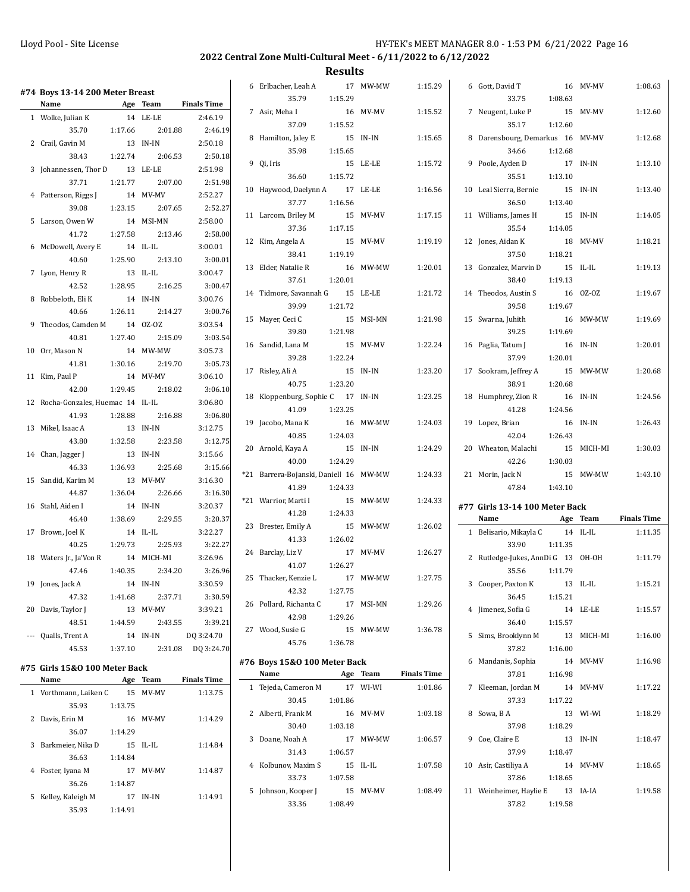# 2022 Central Zone Multi-Cultural Meet - 6/11/2022 to 6/12/2022

## Results

### #74 Boys 13-14 200 Meter Breast

| | Name | Age | Team | Finals Time |
|---|---|---|---|---|
| 1 | Wolke, Julian K | 14 | LE-LE | 2:46.19 |
| | 35.70 1:17.66 2:01.88 2:46.19 | | | |
| 2 | Crail, Gavin M | 13 | IN-IN | 2:50.18 |
| | 38.43 1:22.74 2:06.53 2:50.18 | | | |
| 3 | Johannessen, Thor D | 13 | LE-LE | 2:51.98 |
| | 37.71 1:21.77 2:07.00 2:51.98 | | | |
| 4 | Patterson, Riggs J | 14 | MV-MV | 2:52.27 |
| | 39.08 1:23.15 2:07.65 2:52.27 | | | |
| 5 | Larson, Owen W | 14 | MSI-MN | 2:58.00 |
| | 41.72 1:27.58 2:13.46 2:58.00 | | | |
| 6 | McDowell, Avery E | 14 | IL-IL | 3:00.01 |
| | 40.60 1:25.90 2:13.10 3:00.01 | | | |
| 7 | Lyon, Henry R | 13 | IL-IL | 3:00.47 |
| | 42.52 1:28.95 2:16.25 3:00.47 | | | |
| 8 | Robbeloth, Eli K | 14 | IN-IN | 3:00.76 |
| | 40.66 1:26.11 2:14.27 3:00.76 | | | |
| 9 | Theodos, Camden M | 14 | OZ-OZ | 3:03.54 |
| | 40.81 1:27.40 2:15.09 3:03.54 | | | |
| 10 | Orr, Mason N | 14 | MW-MW | 3:05.73 |
| | 41.81 1:30.16 2:19.70 3:05.73 | | | |
| 11 | Kim, Paul P | 14 | MV-MV | 3:06.10 |
| | 42.00 1:29.45 2:18.02 3:06.10 | | | |
| 12 | Rocha-Gonzales, Huemac | 14 | IL-IL | 3:06.80 |
| | 41.93 1:28.88 2:16.88 3:06.80 | | | |
| 13 | Mikel, Isaac A | 13 | IN-IN | 3:12.75 |
| | 43.80 1:32.58 2:23.58 3:12.75 | | | |
| 14 | Chan, Jagger J | 13 | IN-IN | 3:15.66 |
| | 46.33 1:36.93 2:25.68 3:15.66 | | | |
| 15 | Sandid, Karim M | 13 | MV-MV | 3:16.30 |
| | 44.87 1:36.04 2:26.66 3:16.30 | | | |
| 16 | Stahl, Aiden I | 14 | IN-IN | 3:20.37 |
| | 46.40 1:38.69 2:29.55 3:20.37 | | | |
| 17 | Brown, Joel K | 14 | IL-IL | 3:22.27 |
| | 40.25 1:29.73 2:25.93 3:22.27 | | | |
| 18 | Waters Jr., Ja'Von R | 14 | MICH-MI | 3:26.96 |
| | 47.46 1:40.35 2:34.20 3:26.96 | | | |
| 19 | Jones, Jack A | 14 | IN-IN | 3:30.59 |
| | 47.32 1:41.68 2:37.71 3:30.59 | | | |
| 20 | Davis, Taylor J | 13 | MV-MV | 3:39.21 |
| | 48.51 1:44.59 2:43.55 3:39.21 | | | |
| --- | Qualls, Trent A | 14 | IN-IN | DQ 3:24.70 |
| | 45.53 1:37.10 2:31.08 DQ 3:24.70 | | | |

### #75 Girls 15&O 100 Meter Back

| | Name | Age | Team | Finals Time |
|---|---|---|---|---|
| 1 | Vorthmann, Laiken C | 15 | MV-MV | 1:13.75 |
| | 35.93 1:13.75 | | | |
| 2 | Davis, Erin M | 16 | MV-MV | 1:14.29 |
| | 36.07 1:14.29 | | | |
| 3 | Barkmeier, Nika D | 15 | IL-IL | 1:14.84 |
| | 36.63 1:14.84 | | | |
| 4 | Foster, Iyana M | 17 | MV-MV | 1:14.87 |
| | 36.26 1:14.87 | | | |
| 5 | Kelley, Kaleigh M | 17 | IN-IN | 1:14.91 |
| | 35.93 1:14.91 | | | |
| 6 | Erlbacher, Leah A | 17 | MW-MW | 1:15.29 |
| | 35.79 1:15.29 | | | |
| 7 | Asir, Meha I | 16 | MV-MV | 1:15.52 |
| | 37.09 1:15.52 | | | |
| 8 | Hamilton, Jaley E | 15 | IN-IN | 1:15.65 |
| | 35.98 1:15.65 | | | |
| 9 | Qi, Iris | 15 | LE-LE | 1:15.72 |
| | 36.60 1:15.72 | | | |
| 10 | Haywood, Daelynn A | 17 | LE-LE | 1:16.56 |
| | 37.77 1:16.56 | | | |
| 11 | Larcom, Briley M | 15 | MV-MV | 1:17.15 |
| | 37.36 1:17.15 | | | |
| 12 | Kim, Angela A | 15 | MV-MV | 1:19.19 |
| | 38.41 1:19.19 | | | |
| 13 | Elder, Natalie R | 16 | MW-MW | 1:20.01 |
| | 37.61 1:20.01 | | | |
| 14 | Tidmore, Savannah G | 15 | LE-LE | 1:21.72 |
| | 39.99 1:21.72 | | | |
| 15 | Mayer, Ceci C | 15 | MSI-MN | 1:21.98 |
| | 39.80 1:21.98 | | | |
| 16 | Sandid, Lana M | 15 | MV-MV | 1:22.24 |
| | 39.28 1:22.24 | | | |
| 17 | Risley, Ali A | 15 | IN-IN | 1:23.20 |
| | 40.75 1:23.20 | | | |
| 18 | Kloppenburg, Sophie C | 17 | IN-IN | 1:23.25 |
| | 41.09 1:23.25 | | | |
| 19 | Jacobo, Mana K | 16 | MW-MW | 1:24.03 |
| | 40.85 1:24.03 | | | |
| 20 | Arnold, Kaya A | 15 | IN-IN | 1:24.29 |
| | 40.00 1:24.29 | | | |
| *21 | Barrera-Bojanski, Daniell | 16 | MW-MW | 1:24.33 |
| | 41.89 1:24.33 | | | |
| *21 | Warrior, Marti I | 15 | MW-MW | 1:24.33 |
| | 41.28 1:24.33 | | | |
| 23 | Brester, Emily A | 15 | MW-MW | 1:26.02 |
| | 41.33 1:26.02 | | | |
| 24 | Barclay, Liz V | 17 | MV-MV | 1:26.27 |
| | 41.07 1:26.27 | | | |
| 25 | Thacker, Kenzie L | 17 | MW-MW | 1:27.75 |
| | 42.32 1:27.75 | | | |
| 26 | Pollard, Richanta C | 17 | MSI-MN | 1:29.26 |
| | 42.98 1:29.26 | | | |
| 27 | Wood, Susie G | 15 | MW-MW | 1:36.78 |
| | 45.76 1:36.78 | | | |

### #76 Boys 15&O 100 Meter Back

| | Name | Age | Team | Finals Time |
|---|---|---|---|---|
| 1 | Tejeda, Cameron M | 17 | WI-WI | 1:01.86 |
| | 30.45 1:01.86 | | | |
| 2 | Alberti, Frank M | 16 | MV-MV | 1:03.18 |
| | 30.40 1:03.18 | | | |
| 3 | Doane, Noah A | 17 | MW-MW | 1:06.57 |
| | 31.43 1:06.57 | | | |
| 4 | Kolbunov, Maxim S | 15 | IL-IL | 1:07.58 |
| | 33.73 1:07.58 | | | |
| 5 | Johnson, Kooper J | 15 | MV-MV | 1:08.49 |
| | 33.36 1:08.49 | | | |
| 6 | Gott, David T | 16 | MV-MV | 1:08.63 |
| | 33.75 1:08.63 | | | |
| 7 | Neugent, Luke P | 15 | MV-MV | 1:12.60 |
| | 35.17 1:12.60 | | | |
| 8 | Darensbourg, Demarkus | 16 | MV-MV | 1:12.68 |
| | 34.66 1:12.68 | | | |
| 9 | Poole, Ayden D | 17 | IN-IN | 1:13.10 |
| | 35.51 1:13.10 | | | |
| 10 | Leal Sierra, Bernie | 15 | IN-IN | 1:13.40 |
| | 36.50 1:13.40 | | | |
| 11 | Williams, James H | 15 | IN-IN | 1:14.05 |
| | 35.54 1:14.05 | | | |
| 12 | Jones, Aidan K | 18 | MV-MV | 1:18.21 |
| | 37.50 1:18.21 | | | |
| 13 | Gonzalez, Marvin D | 15 | IL-IL | 1:19.13 |
| | 38.40 1:19.13 | | | |
| 14 | Theodos, Austin S | 16 | OZ-OZ | 1:19.67 |
| | 39.58 1:19.67 | | | |
| 15 | Swarna, Juhith | 16 | MW-MW | 1:19.69 |
| | 39.25 1:19.69 | | | |
| 16 | Paglia, Tatum J | 16 | IN-IN | 1:20.01 |
| | 37.99 1:20.01 | | | |
| 17 | Sookram, Jeffrey A | 15 | MW-MW | 1:20.68 |
| | 38.91 1:20.68 | | | |
| 18 | Humphrey, Zion R | 16 | IN-IN | 1:24.56 |
| | 41.28 1:24.56 | | | |
| 19 | Lopez, Brian | 16 | IN-IN | 1:26.43 |
| | 42.04 1:26.43 | | | |
| 20 | Wheaton, Malachi | 15 | MICH-MI | 1:30.03 |
| | 42.26 1:30.03 | | | |
| 21 | Morin, Jack N | 15 | MW-MW | 1:43.10 |
| | 47.84 1:43.10 | | | |

### #77 Girls 13-14 100 Meter Back

| | Name | Age | Team | Finals Time |
|---|---|---|---|---|
| 1 | Belisario, Mikayla C | 14 | IL-IL | 1:11.35 |
| | 33.90 1:11.35 | | | |
| 2 | Rutledge-Jukes, AnnDi G | 13 | OH-OH | 1:11.79 |
| | 35.56 1:11.79 | | | |
| 3 | Cooper, Paxton K | 13 | IL-IL | 1:15.21 |
| | 36.45 1:15.21 | | | |
| 4 | Jimenez, Sofia G | 14 | LE-LE | 1:15.57 |
| | 36.40 1:15.57 | | | |
| 5 | Sims, Brooklynn M | 13 | MICH-MI | 1:16.00 |
| | 37.82 1:16.00 | | | |
| 6 | Mandanis, Sophia | 14 | MV-MV | 1:16.98 |
| | 37.81 1:16.98 | | | |
| 7 | Kleeman, Jordan M | 14 | MV-MV | 1:17.22 |
| | 37.33 1:17.22 | | | |
| 8 | Sowa, B A | 13 | WI-WI | 1:18.29 |
| | 37.98 1:18.29 | | | |
| 9 | Coe, Claire E | 13 | IN-IN | 1:18.47 |
| | 37.99 1:18.47 | | | |
| 10 | Asir, Castiliya A | 14 | MV-MV | 1:18.65 |
| | 37.86 1:18.65 | | | |
| 11 | Weinheimer, Haylie E | 13 | IA-IA | 1:19.58 |
| | 37.82 1:19.58 | | | |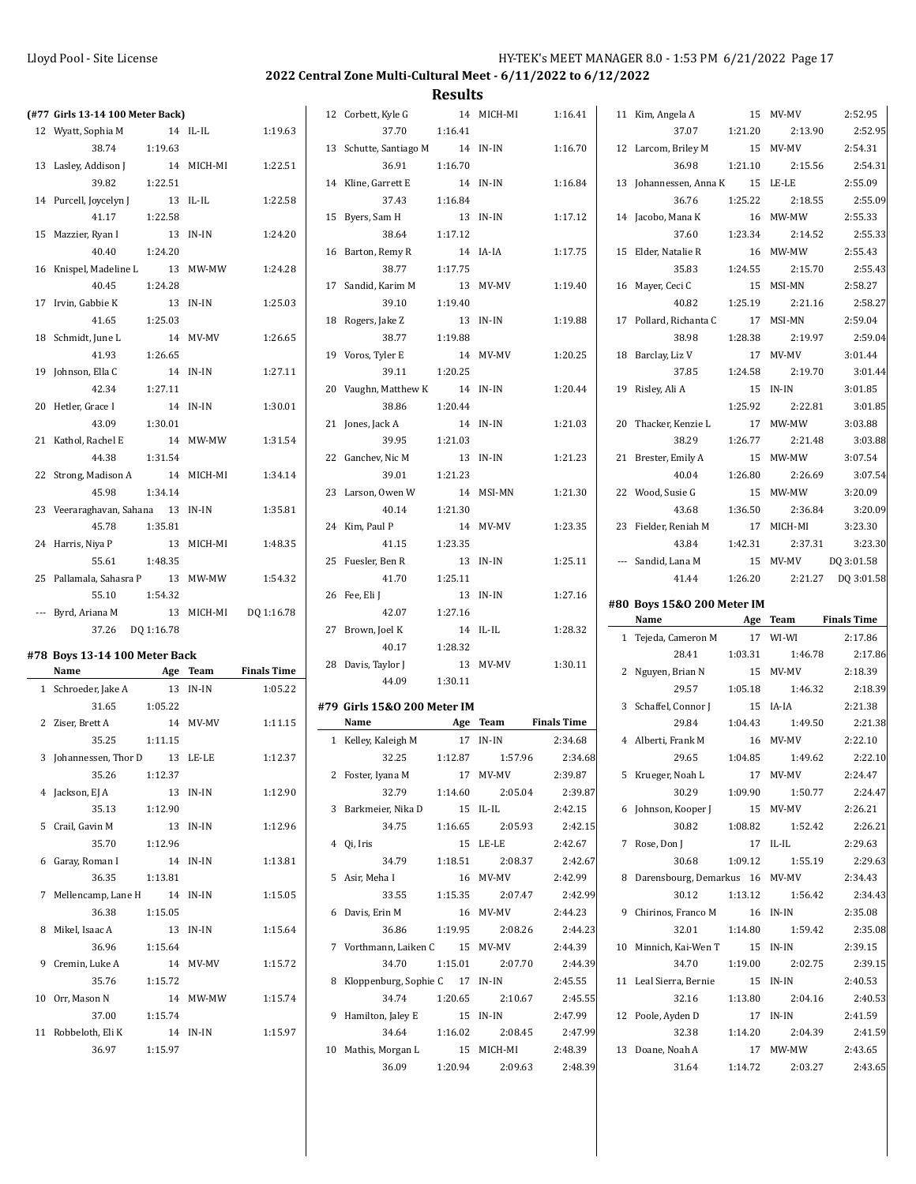## 2022 Central Zone Multi-Cultural Meet - 6/11/2022 to 6/12/2022

### Results

**(#77 Girls 13-14 100 Meter Back)**

| | Name | Age | Team | Finals Time | Splits |
|---|---|---|---|---|---|
| 12 | Wyatt, Sophia M | 14 | IL-IL | 1:19.63 | 38.74, 1:19.63 |
| 13 | Lasley, Addison J | 14 | MICH-MI | 1:22.51 | 39.82, 1:22.51 |
| 14 | Purcell, Joycelyn J | 13 | IL-IL | 1:22.58 | 41.17, 1:22.58 |
| 15 | Mazzier, Ryan I | 13 | IN-IN | 1:24.20 | 40.40, 1:24.20 |
| 16 | Knispel, Madeline L | 13 | MW-MW | 1:24.28 | 40.45, 1:24.28 |
| 17 | Irvin, Gabbie K | 13 | IN-IN | 1:25.03 | 41.65, 1:25.03 |
| 18 | Schmidt, June L | 14 | MV-MV | 1:26.65 | 41.93, 1:26.65 |
| 19 | Johnson, Ella C | 14 | IN-IN | 1:27.11 | 42.34, 1:27.11 |
| 20 | Hetler, Grace I | 14 | IN-IN | 1:30.01 | 43.09, 1:30.01 |
| 21 | Kathol, Rachel E | 14 | MW-MW | 1:31.54 | 44.38, 1:31.54 |
| 22 | Strong, Madison A | 14 | MICH-MI | 1:34.14 | 45.98, 1:34.14 |
| 23 | Veeraraghavan, Sahana | 13 | IN-IN | 1:35.81 | 45.78, 1:35.81 |
| 24 | Harris, Niya P | 13 | MICH-MI | 1:48.35 | 55.61, 1:48.35 |
| 25 | Pallamala, Sahasra P | 13 | MW-MW | 1:54.32 | 55.10, 1:54.32 |
| --- | Byrd, Ariana M | 13 | MICH-MI | DQ 1:16.78 | 37.26, DQ 1:16.78 |

### #78 Boys 13-14 100 Meter Back

| | Name | Age | Team | Finals Time | Splits |
|---|---|---|---|---|---|
| 1 | Schroeder, Jake A | 13 | IN-IN | 1:05.22 | 31.65, 1:05.22 |
| 2 | Ziser, Brett A | 14 | MV-MV | 1:11.15 | 35.25, 1:11.15 |
| 3 | Johannessen, Thor D | 13 | LE-LE | 1:12.37 | 35.26, 1:12.37 |
| 4 | Jackson, EJ A | 13 | IN-IN | 1:12.90 | 35.13, 1:12.90 |
| 5 | Crail, Gavin M | 13 | IN-IN | 1:12.96 | 35.70, 1:12.96 |
| 6 | Garay, Roman I | 14 | IN-IN | 1:13.81 | 36.35, 1:13.81 |
| 7 | Mellencamp, Lane H | 14 | IN-IN | 1:15.05 | 36.38, 1:15.05 |
| 8 | Mikel, Isaac A | 13 | IN-IN | 1:15.64 | 36.96, 1:15.64 |
| 9 | Cremin, Luke A | 14 | MV-MV | 1:15.72 | 35.76, 1:15.72 |
| 10 | Orr, Mason N | 14 | MW-MW | 1:15.74 | 37.00, 1:15.74 |
| 11 | Robbeloth, Eli K | 14 | IN-IN | 1:15.97 | 36.97, 1:15.97 |
| 12 | Corbett, Kyle G | 14 | MICH-MI | 1:16.41 | 37.70, 1:16.41 |
| 13 | Schutte, Santiago M | 14 | IN-IN | 1:16.70 | 36.91, 1:16.70 |
| 14 | Kline, Garrett E | 14 | IN-IN | 1:16.84 | 37.43, 1:16.84 |
| 15 | Byers, Sam H | 13 | IN-IN | 1:17.12 | 38.64, 1:17.12 |
| 16 | Barton, Remy R | 14 | IA-IA | 1:17.75 | 38.77, 1:17.75 |
| 17 | Sandid, Karim M | 13 | MV-MV | 1:19.40 | 39.10, 1:19.40 |
| 18 | Rogers, Jake Z | 13 | IN-IN | 1:19.88 | 38.77, 1:19.88 |
| 19 | Voros, Tyler E | 14 | MV-MV | 1:20.25 | 39.11, 1:20.25 |
| 20 | Vaughn, Matthew K | 14 | IN-IN | 1:20.44 | 38.86, 1:20.44 |
| 21 | Jones, Jack A | 14 | IN-IN | 1:21.03 | 39.95, 1:21.03 |
| 22 | Ganchev, Nic M | 13 | IN-IN | 1:21.23 | 39.01, 1:21.23 |
| 23 | Larson, Owen W | 14 | MSI-MN | 1:21.30 | 40.14, 1:21.30 |
| 24 | Kim, Paul P | 14 | MV-MV | 1:23.35 | 41.15, 1:23.35 |
| 25 | Fuesler, Ben R | 13 | IN-IN | 1:25.11 | 41.70, 1:25.11 |
| 26 | Fee, Eli J | 13 | IN-IN | 1:27.16 | 42.07, 1:27.16 |
| 27 | Brown, Joel K | 14 | IL-IL | 1:28.32 | 40.17, 1:28.32 |
| 28 | Davis, Taylor J | 13 | MV-MV | 1:30.11 | 44.09, 1:30.11 |

### #79 Girls 15&O 200 Meter IM

| | Name | Age | Team | Finals Time | Splits |
|---|---|---|---|---|---|
| 1 | Kelley, Kaleigh M | 17 | IN-IN | 2:34.68 | 32.25, 1:12.87, 1:57.96, 2:34.68 |
| 2 | Foster, Iyana M | 17 | MV-MV | 2:39.87 | 32.79, 1:14.60, 2:05.04, 2:39.87 |
| 3 | Barkmeier, Nika D | 15 | IL-IL | 2:42.15 | 34.75, 1:16.65, 2:05.93, 2:42.15 |
| 4 | Qi, Iris | 15 | LE-LE | 2:42.67 | 34.79, 1:18.51, 2:08.37, 2:42.67 |
| 5 | Asir, Meha I | 16 | MV-MV | 2:42.99 | 33.55, 1:15.35, 2:07.47, 2:42.99 |
| 6 | Davis, Erin M | 16 | MV-MV | 2:44.23 | 36.86, 1:19.95, 2:08.26, 2:44.23 |
| 7 | Vorthmann, Laiken C | 15 | MV-MV | 2:44.39 | 34.70, 1:15.01, 2:07.70, 2:44.39 |
| 8 | Kloppenburg, Sophie C | 17 | IN-IN | 2:45.55 | 34.74, 1:20.65, 2:10.67, 2:45.55 |
| 9 | Hamilton, Jaley E | 15 | IN-IN | 2:47.99 | 34.64, 1:16.02, 2:08.45, 2:47.99 |
| 10 | Mathis, Morgan L | 15 | MICH-MI | 2:48.39 | 36.09, 1:20.94, 2:09.63, 2:48.39 |
| 11 | Kim, Angela A | 15 | MV-MV | 2:52.95 | 37.07, 1:21.20, 2:13.90, 2:52.95 |
| 12 | Larcom, Briley M | 15 | MV-MV | 2:54.31 | 36.98, 1:21.10, 2:15.56, 2:54.31 |
| 13 | Johannessen, Anna K | 15 | LE-LE | 2:55.09 | 36.76, 1:25.22, 2:18.55, 2:55.09 |
| 14 | Jacobo, Mana K | 16 | MW-MW | 2:55.33 | 37.60, 1:23.34, 2:14.52, 2:55.33 |
| 15 | Elder, Natalie R | 16 | MW-MW | 2:55.43 | 35.83, 1:24.55, 2:15.70, 2:55.43 |
| 16 | Mayer, Ceci C | 15 | MSI-MN | 2:58.27 | 40.82, 1:25.19, 2:21.16, 2:58.27 |
| 17 | Pollard, Richanta C | 17 | MSI-MN | 2:59.04 | 38.98, 1:28.38, 2:19.97, 2:59.04 |
| 18 | Barclay, Liz V | 17 | MV-MV | 3:01.44 | 37.85, 1:24.58, 2:19.70, 3:01.44 |
| 19 | Risley, Ali A | 15 | IN-IN | 3:01.85 | 1:25.92, 2:22.81, 3:01.85 |
| 20 | Thacker, Kenzie L | 17 | MW-MW | 3:03.88 | 38.29, 1:26.77, 2:21.48, 3:03.88 |
| 21 | Brester, Emily A | 15 | MW-MW | 3:07.54 | 40.04, 1:26.80, 2:26.69, 3:07.54 |
| 22 | Wood, Susie G | 15 | MW-MW | 3:20.09 | 43.68, 1:36.50, 2:36.84, 3:20.09 |
| 23 | Fielder, Reniah M | 17 | MICH-MI | 3:23.30 | 43.84, 1:42.31, 2:37.31, 3:23.30 |
| --- | Sandid, Lana M | 15 | MV-MV | DQ 3:01.58 | 41.44, 1:26.20, 2:21.27, DQ 3:01.58 |

### #80 Boys 15&O 200 Meter IM

| | Name | Age | Team | Finals Time | Splits |
|---|---|---|---|---|---|
| 1 | Tejeda, Cameron M | 17 | WI-WI | 2:17.86 | 28.41, 1:03.31, 1:46.78, 2:17.86 |
| 2 | Nguyen, Brian N | 15 | MV-MV | 2:18.39 | 29.57, 1:05.18, 1:46.32, 2:18.39 |
| 3 | Schaffel, Connor J | 15 | IA-IA | 2:21.38 | 29.84, 1:04.43, 1:49.50, 2:21.38 |
| 4 | Alberti, Frank M | 16 | MV-MV | 2:22.10 | 29.65, 1:04.85, 1:49.62, 2:22.10 |
| 5 | Krueger, Noah L | 17 | MV-MV | 2:24.47 | 30.29, 1:09.90, 1:50.77, 2:24.47 |
| 6 | Johnson, Kooper J | 15 | MV-MV | 2:26.21 | 30.82, 1:08.82, 1:52.42, 2:26.21 |
| 7 | Rose, Don J | 17 | IL-IL | 2:29.63 | 30.68, 1:09.12, 1:55.19, 2:29.63 |
| 8 | Darensbourg, Demarkus | 16 | MV-MV | 2:34.43 | 30.12, 1:13.12, 1:56.42, 2:34.43 |
| 9 | Chirinos, Franco M | 16 | IN-IN | 2:35.08 | 32.01, 1:14.80, 1:59.42, 2:35.08 |
| 10 | Minnich, Kai-Wen T | 15 | IN-IN | 2:39.15 | 34.70, 1:19.00, 2:02.75, 2:39.15 |
| 11 | Leal Sierra, Bernie | 15 | IN-IN | 2:40.53 | 32.16, 1:13.80, 2:04.16, 2:40.53 |
| 12 | Poole, Ayden D | 17 | IN-IN | 2:41.59 | 32.38, 1:14.20, 2:04.39, 2:41.59 |
| 13 | Doane, Noah A | 17 | MW-MW | 2:43.65 | 31.64, 1:14.72, 2:03.27, 2:43.65 |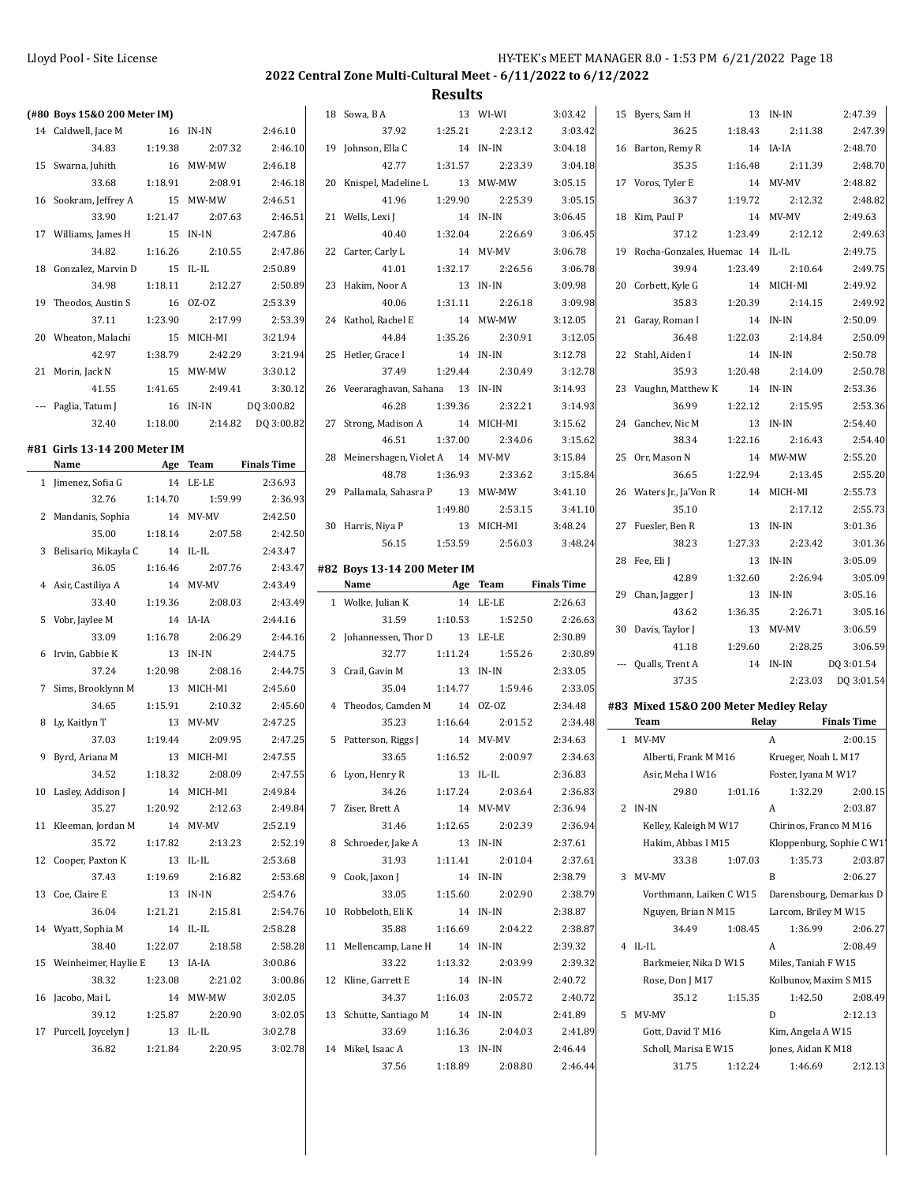## 2022 Central Zone Multi-Cultural Meet - 6/11/2022 to 6/12/2022

### Results

#### (#80 Boys 15&O 200 Meter IM)

| Place | Name | Age | Team | Finals Time |
|---|---|---|---|---|
| 14 | Caldwell, Jace M | 16 | IN-IN | 2:46.10 |
| | 34.83 | 1:19.38 | 2:07.32 | 2:46.10 |
| 15 | Swarna, Juhith | 16 | MW-MW | 2:46.18 |
| | 33.68 | 1:18.91 | 2:08.91 | 2:46.18 |
| 16 | Sookram, Jeffrey A | 15 | MW-MW | 2:46.51 |
| | 33.90 | 1:21.47 | 2:07.63 | 2:46.51 |
| 17 | Williams, James H | 15 | IN-IN | 2:47.86 |
| | 34.82 | 1:16.26 | 2:10.55 | 2:47.86 |
| 18 | Gonzalez, Marvin D | 15 | IL-IL | 2:50.89 |
| | 34.98 | 1:18.11 | 2:12.27 | 2:50.89 |
| 19 | Theodos, Austin S | 16 | OZ-OZ | 2:53.39 |
| | 37.11 | 1:23.90 | 2:17.99 | 2:53.39 |
| 20 | Wheaton, Malachi | 15 | MICH-MI | 3:21.94 |
| | 42.97 | 1:38.79 | 2:42.29 | 3:21.94 |
| 21 | Morin, Jack N | 15 | MW-MW | 3:30.12 |
| | 41.55 | 1:41.65 | 2:49.41 | 3:30.12 |
| --- | Paglia, Tatum J | 16 | IN-IN | DQ 3:00.82 |
| | 32.40 | 1:18.00 | 2:14.82 | DQ 3:00.82 |

#### #81 Girls 13-14 200 Meter IM

| Place | Name | Age | Team | Finals Time |
|---|---|---|---|---|
| 1 | Jimenez, Sofia G | 14 | LE-LE | 2:36.93 |
| | 32.76 | 1:14.70 | 1:59.99 | 2:36.93 |
| 2 | Mandanis, Sophia | 14 | MV-MV | 2:42.50 |
| | 35.00 | 1:18.14 | 2:07.58 | 2:42.50 |
| 3 | Belisario, Mikayla C | 14 | IL-IL | 2:43.47 |
| | 36.05 | 1:16.46 | 2:07.76 | 2:43.47 |
| 4 | Asir, Castiliya A | 14 | MV-MV | 2:43.49 |
| | 33.40 | 1:19.36 | 2:08.03 | 2:43.49 |
| 5 | Vobr, Jaylee M | 14 | IA-IA | 2:44.16 |
| | 33.09 | 1:16.78 | 2:06.29 | 2:44.16 |
| 6 | Irvin, Gabbie K | 13 | IN-IN | 2:44.75 |
| | 37.24 | 1:20.98 | 2:08.16 | 2:44.75 |
| 7 | Sims, Brooklynn M | 13 | MICH-MI | 2:45.60 |
| | 34.65 | 1:15.91 | 2:10.32 | 2:45.60 |
| 8 | Ly, Kaitlyn T | 13 | MV-MV | 2:47.25 |
| | 37.03 | 1:19.44 | 2:09.95 | 2:47.25 |
| 9 | Byrd, Ariana M | 13 | MICH-MI | 2:47.55 |
| | 34.52 | 1:18.32 | 2:08.09 | 2:47.55 |
| 10 | Lasley, Addison J | 14 | MICH-MI | 2:49.84 |
| | 35.27 | 1:20.92 | 2:12.63 | 2:49.84 |
| 11 | Kleeman, Jordan M | 14 | MV-MV | 2:52.19 |
| | 35.72 | 1:17.82 | 2:13.23 | 2:52.19 |
| 12 | Cooper, Paxton K | 13 | IL-IL | 2:53.68 |
| | 37.43 | 1:19.69 | 2:16.82 | 2:53.68 |
| 13 | Coe, Claire E | 13 | IN-IN | 2:54.76 |
| | 36.04 | 1:21.21 | 2:15.81 | 2:54.76 |
| 14 | Wyatt, Sophia M | 14 | IL-IL | 2:58.28 |
| | 38.40 | 1:22.07 | 2:18.58 | 2:58.28 |
| 15 | Weinheimer, Haylie E | 13 | IA-IA | 3:00.86 |
| | 38.32 | 1:23.08 | 2:21.02 | 3:00.86 |
| 16 | Jacobo, Mai L | 14 | MW-MW | 3:02.05 |
| | 39.12 | 1:25.87 | 2:20.90 | 3:02.05 |
| 17 | Purcell, Joycelyn J | 13 | IL-IL | 3:02.78 |
| | 36.82 | 1:21.84 | 2:20.95 | 3:02.78 |
| 18 | Sowa, B A | 13 | WI-WI | 3:03.42 |
| | 37.92 | 1:25.21 | 2:23.12 | 3:03.42 |
| 19 | Johnson, Ella C | 14 | IN-IN | 3:04.18 |
| | 42.77 | 1:31.57 | 2:23.39 | 3:04.18 |
| 20 | Knispel, Madeline L | 13 | MW-MW | 3:05.15 |
| | 41.96 | 1:29.90 | 2:25.39 | 3:05.15 |
| 21 | Wells, Lexi J | 14 | IN-IN | 3:06.45 |
| | 40.40 | 1:32.04 | 2:26.69 | 3:06.45 |
| 22 | Carter, Carly L | 14 | MV-MV | 3:06.78 |
| | 41.01 | 1:32.17 | 2:26.56 | 3:06.78 |
| 23 | Hakim, Noor A | 13 | IN-IN | 3:09.98 |
| | 40.06 | 1:31.11 | 2:26.18 | 3:09.98 |
| 24 | Kathol, Rachel E | 14 | MW-MW | 3:12.05 |
| | 44.84 | 1:35.26 | 2:30.91 | 3:12.05 |
| 25 | Hetler, Grace I | 14 | IN-IN | 3:12.78 |
| | 37.49 | 1:29.44 | 2:30.49 | 3:12.78 |
| 26 | Veeraraghavan, Sahana | 13 | IN-IN | 3:14.93 |
| | 46.28 | 1:39.36 | 2:32.21 | 3:14.93 |
| 27 | Strong, Madison A | 14 | MICH-MI | 3:15.62 |
| | 46.51 | 1:37.00 | 2:34.06 | 3:15.62 |
| 28 | Meinershagen, Violet A | 14 | MV-MV | 3:15.84 |
| | 48.78 | 1:36.93 | 2:33.62 | 3:15.84 |
| 29 | Pallamala, Sahasra P | 13 | MW-MW | 3:41.10 |
| | | 1:49.80 | 2:53.15 | 3:41.10 |
| 30 | Harris, Niya P | 13 | MICH-MI | 3:48.24 |
| | 56.15 | 1:53.59 | 2:56.03 | 3:48.24 |

#### #82 Boys 13-14 200 Meter IM

| Place | Name | Age | Team | Finals Time |
|---|---|---|---|---|
| 1 | Wolke, Julian K | 14 | LE-LE | 2:26.63 |
| | 31.59 | 1:10.53 | 1:52.50 | 2:26.63 |
| 2 | Johannessen, Thor D | 13 | LE-LE | 2:30.89 |
| | 32.77 | 1:11.24 | 1:55.26 | 2:30.89 |
| 3 | Crail, Gavin M | 13 | IN-IN | 2:33.05 |
| | 35.04 | 1:14.77 | 1:59.46 | 2:33.05 |
| 4 | Theodos, Camden M | 14 | OZ-OZ | 2:34.48 |
| | 35.23 | 1:16.64 | 2:01.52 | 2:34.48 |
| 5 | Patterson, Riggs J | 14 | MV-MV | 2:34.63 |
| | 33.65 | 1:16.52 | 2:00.97 | 2:34.63 |
| 6 | Lyon, Henry R | 13 | IL-IL | 2:36.83 |
| | 34.26 | 1:17.24 | 2:03.64 | 2:36.83 |
| 7 | Ziser, Brett A | 14 | MV-MV | 2:36.94 |
| | 31.46 | 1:12.65 | 2:02.39 | 2:36.94 |
| 8 | Schroeder, Jake A | 13 | IN-IN | 2:37.61 |
| | 31.93 | 1:11.41 | 2:01.04 | 2:37.61 |
| 9 | Cook, Jaxon J | 14 | IN-IN | 2:38.79 |
| | 33.05 | 1:15.60 | 2:02.90 | 2:38.79 |
| 10 | Robbeloth, Eli K | 14 | IN-IN | 2:38.87 |
| | 35.88 | 1:16.69 | 2:04.22 | 2:38.87 |
| 11 | Mellencamp, Lane H | 14 | IN-IN | 2:39.32 |
| | 33.22 | 1:13.32 | 2:03.99 | 2:39.32 |
| 12 | Kline, Garrett E | 14 | IN-IN | 2:40.72 |
| | 34.37 | 1:16.03 | 2:05.72 | 2:40.72 |
| 13 | Schutte, Santiago M | 14 | IN-IN | 2:41.89 |
| | 33.69 | 1:16.36 | 2:04.03 | 2:41.89 |
| 14 | Mikel, Isaac A | 13 | IN-IN | 2:46.44 |
| | 37.56 | 1:18.89 | 2:08.80 | 2:46.44 |
| 15 | Byers, Sam H | 13 | IN-IN | 2:47.39 |
| | 36.25 | 1:18.43 | 2:11.38 | 2:47.39 |
| 16 | Barton, Remy R | 14 | IA-IA | 2:48.70 |
| | 35.35 | 1:16.48 | 2:11.39 | 2:48.70 |
| 17 | Voros, Tyler E | 14 | MV-MV | 2:48.82 |
| | 36.37 | 1:19.72 | 2:12.32 | 2:48.82 |
| 18 | Kim, Paul P | 14 | MV-MV | 2:49.63 |
| | 37.12 | 1:23.49 | 2:12.12 | 2:49.63 |
| 19 | Rocha-Gonzales, Huemac | 14 | IL-IL | 2:49.75 |
| | 39.94 | 1:23.49 | 2:10.64 | 2:49.75 |
| 20 | Corbett, Kyle G | 14 | MICH-MI | 2:49.92 |
| | 35.83 | 1:20.39 | 2:14.15 | 2:49.92 |
| 21 | Garay, Roman I | 14 | IN-IN | 2:50.09 |
| | 36.48 | 1:22.03 | 2:14.84 | 2:50.09 |
| 22 | Stahl, Aiden I | 14 | IN-IN | 2:50.78 |
| | 35.93 | 1:20.48 | 2:14.09 | 2:50.78 |
| 23 | Vaughn, Matthew K | 14 | IN-IN | 2:53.36 |
| | 36.99 | 1:22.12 | 2:15.95 | 2:53.36 |
| 24 | Ganchev, Nic M | 13 | IN-IN | 2:54.40 |
| | 38.34 | 1:22.16 | 2:16.43 | 2:54.40 |
| 25 | Orr, Mason N | 14 | MW-MW | 2:55.20 |
| | 36.65 | 1:22.94 | 2:13.45 | 2:55.20 |
| 26 | Waters Jr., Ja'Von R | 14 | MICH-MI | 2:55.73 |
| | 35.10 | | 2:17.12 | 2:55.73 |
| 27 | Fuesler, Ben R | 13 | IN-IN | 3:01.36 |
| | 38.23 | 1:27.33 | 2:23.42 | 3:01.36 |
| 28 | Fee, Eli J | 13 | IN-IN | 3:05.09 |
| | 42.89 | 1:32.60 | 2:26.94 | 3:05.09 |
| 29 | Chan, Jagger J | 13 | IN-IN | 3:05.16 |
| | 43.62 | 1:36.35 | 2:26.71 | 3:05.16 |
| 30 | Davis, Taylor J | 13 | MV-MV | 3:06.59 |
| | 41.18 | 1:29.60 | 2:28.25 | 3:06.59 |
| --- | Qualls, Trent A | 14 | IN-IN | DQ 3:01.54 |
| | 37.35 | | 2:23.03 | DQ 3:01.54 |

#### #83 Mixed 15&O 200 Meter Medley Relay

| Place | Team | | Relay | Finals Time |
|---|---|---|---|---|
| 1 | MV-MV | | A | 2:00.15 |
| | Alberti, Frank M M16 | | Krueger, Noah L M17 | |
| | Asir, Meha I W16 | | Foster, Iyana M W17 | |
| | 29.80 | 1:01.16 | 1:32.29 | 2:00.15 |
| 2 | IN-IN | | A | 2:03.87 |
| | Kelley, Kaleigh M W17 | | Chirinos, Franco M M16 | |
| | Hakim, Abbas I M15 | | Kloppenburg, Sophie C W1 | |
| | 33.38 | 1:07.03 | 1:35.73 | 2:03.87 |
| 3 | MV-MV | | B | 2:06.27 |
| | Vorthmann, Laiken C W15 | | Darensbourg, Demarkus D | |
| | Nguyen, Brian N M15 | | Larcom, Briley M W15 | |
| | 34.49 | 1:08.45 | 1:36.99 | 2:06.27 |
| 4 | IL-IL | | A | 2:08.49 |
| | Barkmeier, Nika D W15 | | Miles, Taniah F W15 | |
| | Rose, Don J M17 | | Kolbunov, Maxim S M15 | |
| | 35.12 | 1:15.35 | 1:42.50 | 2:08.49 |
| 5 | MV-MV | | D | 2:12.13 |
| | Gott, David T M16 | | Kim, Angela A W15 | |
| | Scholl, Marisa E W15 | | Jones, Aidan K M18 | |
| | 31.75 | 1:12.24 | 1:46.69 | 2:12.13 |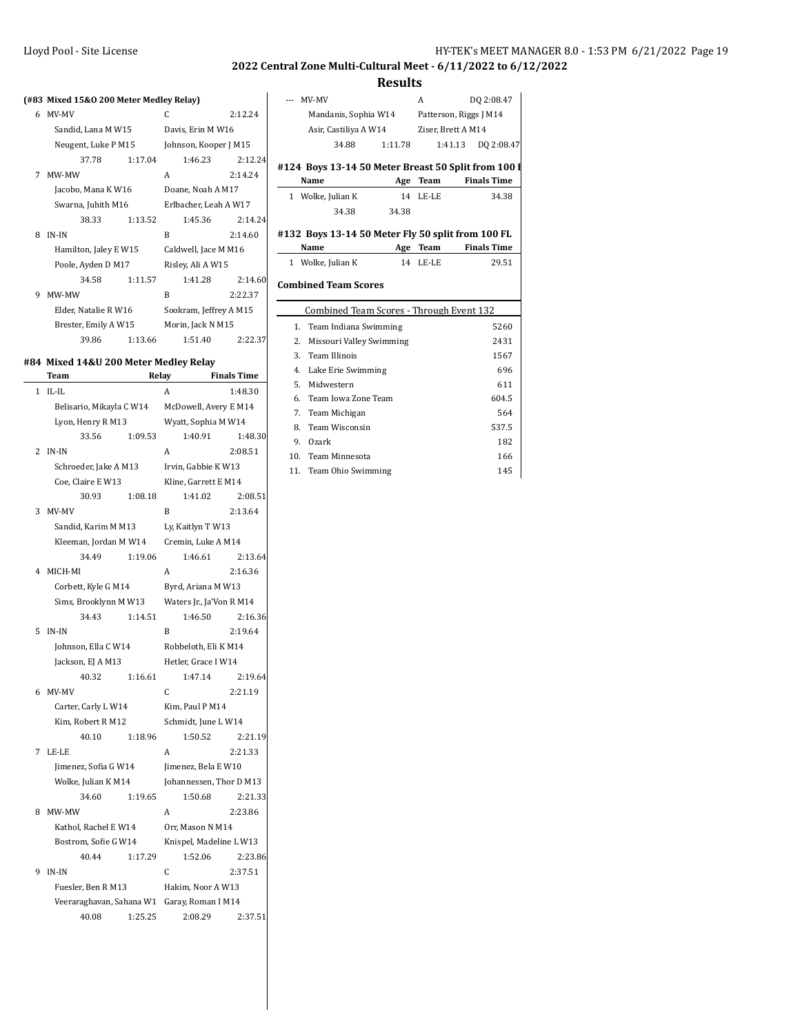## 2022 Central Zone Multi-Cultural Meet - 6/11/2022 to 6/12/2022

### Results

**(#83 Mixed 15&O 200 Meter Medley Relay)**

6 MV-MV C 2:12.24
Sandid, Lana M W15 | Davis, Erin M W16
Neugent, Luke P M15 | Johnson, Kooper J M15
37.78 1:17.04 1:46.23 2:12.24

7 MW-MW A 2:14.24
Jacobo, Mana K W16 | Doane, Noah A M17
Swarna, Juhith M16 | Erlbacher, Leah A W17
38.33 1:13.52 1:45.36 2:14.24

8 IN-IN B 2:14.60
Hamilton, Jaley E W15 | Caldwell, Jace M M16
Poole, Ayden D M17 | Risley, Ali A W15
34.58 1:11.57 1:41.28 2:14.60

9 MW-MW B 2:22.37
Elder, Natalie R W16 | Sookram, Jeffrey A M15
Brester, Emily A W15 | Morin, Jack N M15
39.86 1:13.66 1:51.40 2:22.37

--- MV-MV A DQ 2:08.47
Mandanis, Sophia W14 | Patterson, Riggs J M14
Asir, Castiliya A W14 | Ziser, Brett A M14
34.88 1:11.78 1:41.13 DQ 2:08.47

### #84 Mixed 14&U 200 Meter Medley Relay

| Team | Relay | Finals Time |
|---|---|---|

1 IL-IL A 1:48.30
Belisario, Mikayla C W14 | McDowell, Avery E M14
Lyon, Henry R M13 | Wyatt, Sophia M W14
33.56 1:09.53 1:40.91 1:48.30

2 IN-IN A 2:08.51
Schroeder, Jake A M13 | Irvin, Gabbie K W13
Coe, Claire E W13 | Kline, Garrett E M14
30.93 1:08.18 1:41.02 2:08.51

3 MV-MV B 2:13.64
Sandid, Karim M M13 | Ly, Kaitlyn T W13
Kleeman, Jordan M W14 | Cremin, Luke A M14
34.49 1:19.06 1:46.61 2:13.64

4 MICH-MI A 2:16.36
Corbett, Kyle G M14 | Byrd, Ariana M W13
Sims, Brooklynn M W13 | Waters Jr., Ja'Von R M14
34.43 1:14.51 1:46.50 2:16.36

5 IN-IN B 2:19.64
Johnson, Ella C W14 | Robbeloth, Eli K M14
Jackson, EJ A M13 | Hetler, Grace I W14
40.32 1:16.61 1:47.14 2:19.64

6 MV-MV C 2:21.19
Carter, Carly L W14 | Kim, Paul P M14
Kim, Robert R M12 | Schmidt, June L W14
40.10 1:18.96 1:50.52 2:21.19

7 LE-LE A 2:21.33
Jimenez, Sofia G W14 | Jimenez, Bela E W10
Wolke, Julian K M14 | Johannessen, Thor D M13
34.60 1:19.65 1:50.68 2:21.33

8 MW-MW A 2:23.86
Kathol, Rachel E W14 | Orr, Mason N M14
Bostrom, Sofie G W14 | Knispel, Madeline L W13
40.44 1:17.29 1:52.06 2:23.86

9 IN-IN C 2:37.51
Fuesler, Ben R M13 | Hakim, Noor A W13
Veeraraghavan, Sahana W1 | Garay, Roman I M14
40.08 1:25.25 2:08.29 2:37.51

### #124 Boys 13-14 50 Meter Breast 50 Split from 100 B

| | Name | Age | Team | Finals Time |
|---|---|---|---|---|
| 1 | Wolke, Julian K | 14 | LE-LE | 34.38 |

34.38 34.38

### #132 Boys 13-14 50 Meter Fly 50 split from 100 FL

| | Name | Age | Team | Finals Time |
|---|---|---|---|---|
| 1 | Wolke, Julian K | 14 | LE-LE | 29.51 |

### Combined Team Scores

Combined Team Scores - Through Event 132

| | Team | Score |
|---|---|---|
| 1. | Team Indiana Swimming | 5260 |
| 2. | Missouri Valley Swimming | 2431 |
| 3. | Team Illinois | 1567 |
| 4. | Lake Erie Swimming | 696 |
| 5. | Midwestern | 611 |
| 6. | Team Iowa Zone Team | 604.5 |
| 7. | Team Michigan | 564 |
| 8. | Team Wisconsin | 537.5 |
| 9. | Ozark | 182 |
| 10. | Team Minnesota | 166 |
| 11. | Team Ohio Swimming | 145 |